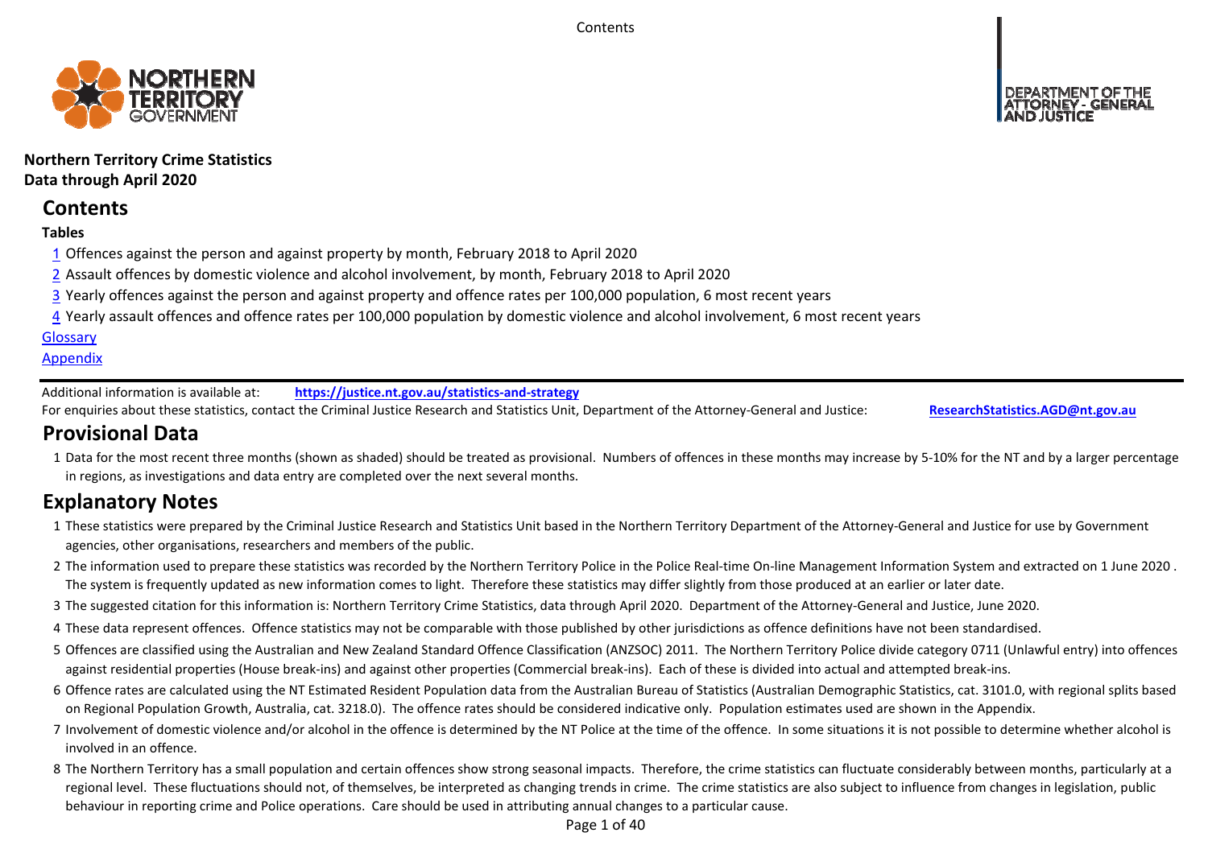**Northern Territory Crime Statistics**
**Data through April 2020**

## Contents

**Tables**

1 Offences against the person and against property by month, February 2018 to April 2020

2 Assault offences by domestic violence and alcohol involvement, by month, February 2018 to April 2020

3 Yearly offences against the person and against property and offence rates per 100,000 population, 6 most recent years

4 Yearly assault offences and offence rates per 100,000 population by domestic violence and alcohol involvement, 6 most recent years

Glossary

Appendix

Additional information is available at: **https://justice.nt.gov.au/statistics-and-strategy**

For enquiries about these statistics, contact the Criminal Justice Research and Statistics Unit, Department of the Attorney-General and Justice: **ResearchStatistics.AGD@nt.gov.au**

## Provisional Data

1 Data for the most recent three months (shown as shaded) should be treated as provisional. Numbers of offences in these months may increase by 5-10% for the NT and by a larger percentage in regions, as investigations and data entry are completed over the next several months.

## Explanatory Notes

1 These statistics were prepared by the Criminal Justice Research and Statistics Unit based in the Northern Territory Department of the Attorney-General and Justice for use by Government agencies, other organisations, researchers and members of the public.

2 The information used to prepare these statistics was recorded by the Northern Territory Police in the Police Real-time On-line Management Information System and extracted on 1 June 2020 . The system is frequently updated as new information comes to light. Therefore these statistics may differ slightly from those produced at an earlier or later date.

3 The suggested citation for this information is: Northern Territory Crime Statistics, data through April 2020. Department of the Attorney-General and Justice, June 2020.

4 These data represent offences. Offence statistics may not be comparable with those published by other jurisdictions as offence definitions have not been standardised.

5 Offences are classified using the Australian and New Zealand Standard Offence Classification (ANZSOC) 2011. The Northern Territory Police divide category 0711 (Unlawful entry) into offences against residential properties (House break-ins) and against other properties (Commercial break-ins). Each of these is divided into actual and attempted break-ins.

6 Offence rates are calculated using the NT Estimated Resident Population data from the Australian Bureau of Statistics (Australian Demographic Statistics, cat. 3101.0, with regional splits based on Regional Population Growth, Australia, cat. 3218.0). The offence rates should be considered indicative only. Population estimates used are shown in the Appendix.

7 Involvement of domestic violence and/or alcohol in the offence is determined by the NT Police at the time of the offence. In some situations it is not possible to determine whether alcohol is involved in an offence.

8 The Northern Territory has a small population and certain offences show strong seasonal impacts. Therefore, the crime statistics can fluctuate considerably between months, particularly at a regional level. These fluctuations should not, of themselves, be interpreted as changing trends in crime. The crime statistics are also subject to influence from changes in legislation, public behaviour in reporting crime and Police operations. Care should be used in attributing annual changes to a particular cause.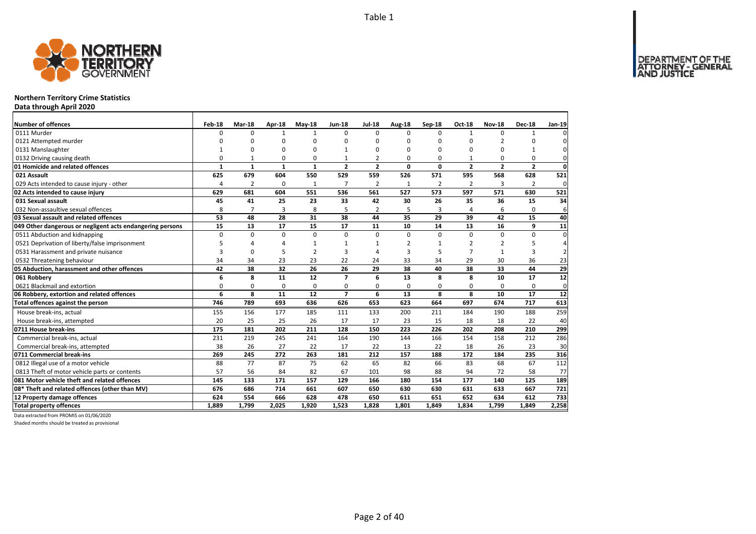Table 1

# Northern Territory Crime Statistics

**Data through April 2020**

| Number of offences | Feb-18 | Mar-18 | Apr-18 | May-18 | Jun-18 | Jul-18 | Aug-18 | Sep-18 | Oct-18 | Nov-18 | Dec-18 | Jan-19 |
|---|---|---|---|---|---|---|---|---|---|---|---|---|
| 0111 Murder | 0 | 0 | 1 | 1 | 0 | 0 | 0 | 0 | 1 | 0 | 1 | 0 |
| 0121 Attempted murder | 0 | 0 | 0 | 0 | 0 | 0 | 0 | 0 | 0 | 2 | 0 | 0 |
| 0131 Manslaughter | 1 | 0 | 0 | 0 | 1 | 0 | 0 | 0 | 0 | 0 | 1 | 0 |
| 0132 Driving causing death | 0 | 1 | 0 | 0 | 1 | 2 | 0 | 0 | 1 | 0 | 0 | 0 |
| **01 Homicide and related offences** | **1** | **1** | **1** | **1** | **2** | **2** | **0** | **0** | **2** | **2** | **2** | **0** |
| **021 Assault** | **625** | **679** | **604** | **550** | **529** | **559** | **526** | **571** | **595** | **568** | **628** | **521** |
| 029 Acts intended to cause injury - other | 4 | 2 | 0 | 1 | 7 | 2 | 1 | 2 | 2 | 3 | 2 | 0 |
| **02 Acts intended to cause injury** | **629** | **681** | **604** | **551** | **536** | **561** | **527** | **573** | **597** | **571** | **630** | **521** |
| **031 Sexual assault** | **45** | **41** | **25** | **23** | **33** | **42** | **30** | **26** | **35** | **36** | **15** | **34** |
| 032 Non-assaultive sexual offences | 8 | 7 | 3 | 8 | 5 | 2 | 5 | 3 | 4 | 6 | 0 | 6 |
| **03 Sexual assault and related offences** | **53** | **48** | **28** | **31** | **38** | **44** | **35** | **29** | **39** | **42** | **15** | **40** |
| **049 Other dangerous or negligent acts endangering persons** | **15** | **13** | **17** | **15** | **17** | **11** | **10** | **14** | **13** | **16** | **9** | **11** |
| 0511 Abduction and kidnapping | 0 | 0 | 0 | 0 | 0 | 0 | 0 | 0 | 0 | 0 | 0 | 0 |
| 0521 Deprivation of liberty/false imprisonment | 5 | 4 | 4 | 1 | 1 | 1 | 2 | 1 | 2 | 2 | 5 | 4 |
| 0531 Harassment and private nuisance | 3 | 0 | 5 | 2 | 3 | 4 | 3 | 5 | 7 | 1 | 3 | 2 |
| 0532 Threatening behaviour | 34 | 34 | 23 | 23 | 22 | 24 | 33 | 34 | 29 | 30 | 36 | 23 |
| **05 Abduction, harassment and other offences** | **42** | **38** | **32** | **26** | **26** | **29** | **38** | **40** | **38** | **33** | **44** | **29** |
| **061 Robbery** | **6** | **8** | **11** | **12** | **7** | **6** | **13** | **8** | **8** | **10** | **17** | **12** |
| 0621 Blackmail and extortion | 0 | 0 | 0 | 0 | 0 | 0 | 0 | 0 | 0 | 0 | 0 | 0 |
| **06 Robbery, extortion and related offences** | **6** | **8** | **11** | **12** | **7** | **6** | **13** | **8** | **8** | **10** | **17** | **12** |
| **Total offences against the person** | **746** | **789** | **693** | **636** | **626** | **653** | **623** | **664** | **697** | **674** | **717** | **613** |
| House break-ins, actual | 155 | 156 | 177 | 185 | 111 | 133 | 200 | 211 | 184 | 190 | 188 | 259 |
| House break-ins, attempted | 20 | 25 | 25 | 26 | 17 | 17 | 23 | 15 | 18 | 18 | 22 | 40 |
| **0711 House break-ins** | **175** | **181** | **202** | **211** | **128** | **150** | **223** | **226** | **202** | **208** | **210** | **299** |
| Commercial break-ins, actual | 231 | 219 | 245 | 241 | 164 | 190 | 144 | 166 | 154 | 158 | 212 | 286 |
| Commercial break-ins, attempted | 38 | 26 | 27 | 22 | 17 | 22 | 13 | 22 | 18 | 26 | 23 | 30 |
| **0711 Commercial break-ins** | **269** | **245** | **272** | **263** | **181** | **212** | **157** | **188** | **172** | **184** | **235** | **316** |
| 0812 Illegal use of a motor vehicle | 88 | 77 | 87 | 75 | 62 | 65 | 82 | 66 | 83 | 68 | 67 | 112 |
| 0813 Theft of motor vehicle parts or contents | 57 | 56 | 84 | 82 | 67 | 101 | 98 | 88 | 94 | 72 | 58 | 77 |
| **081 Motor vehicle theft and related offences** | **145** | **133** | **171** | **157** | **129** | **166** | **180** | **154** | **177** | **140** | **125** | **189** |
| **08* Theft and related offences (other than MV)** | **676** | **686** | **714** | **661** | **607** | **650** | **630** | **630** | **631** | **633** | **667** | **721** |
| **12 Property damage offences** | **624** | **554** | **666** | **628** | **478** | **650** | **611** | **651** | **652** | **634** | **612** | **733** |
| **Total property offences** | **1,889** | **1,799** | **2,025** | **1,920** | **1,523** | **1,828** | **1,801** | **1,849** | **1,834** | **1,799** | **1,849** | **2,258** |

Data extracted from PROMIS on 01/06/2020

Shaded months should be treated as provisional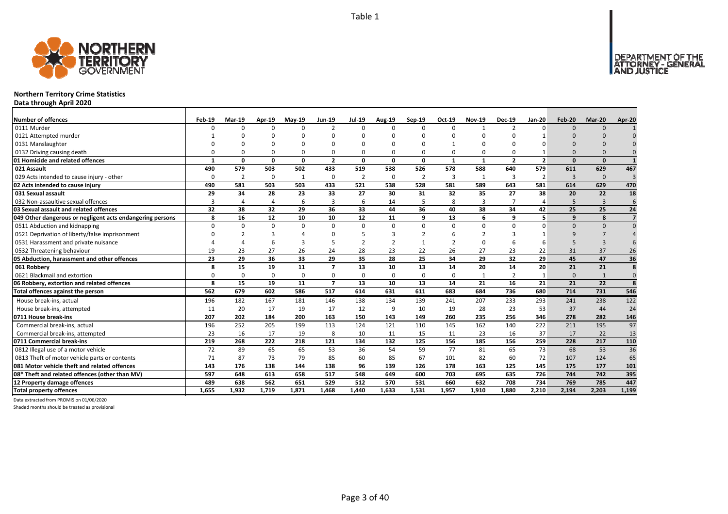Table 1

**Northern Territory Crime Statistics**
**Data through April 2020**

| Number of offences | Feb-19 | Mar-19 | Apr-19 | May-19 | Jun-19 | Jul-19 | Aug-19 | Sep-19 | Oct-19 | Nov-19 | Dec-19 | Jan-20 | Feb-20 | Mar-20 | Apr-20 |
|---|---|---|---|---|---|---|---|---|---|---|---|---|---|---|---|
| 0111 Murder | 0 | 0 | 0 | 0 | 2 | 0 | 0 | 0 | 0 | 1 | 2 | 0 | 0 | 0 | 1 |
| 0121 Attempted murder | 1 | 0 | 0 | 0 | 0 | 0 | 0 | 0 | 0 | 0 | 0 | 1 | 0 | 0 | 0 |
| 0131 Manslaughter | 0 | 0 | 0 | 0 | 0 | 0 | 0 | 0 | 1 | 0 | 0 | 0 | 0 | 0 | 0 |
| 0132 Driving causing death | 0 | 0 | 0 | 0 | 0 | 0 | 0 | 0 | 0 | 0 | 0 | 1 | 0 | 0 | 0 |
| **01 Homicide and related offences** | **1** | **0** | **0** | **0** | **2** | **0** | **0** | **0** | **1** | **1** | **2** | **2** | **0** | **0** | **1** |
| **021 Assault** | **490** | **579** | **503** | **502** | **433** | **519** | **538** | **526** | **578** | **588** | **640** | **579** | **611** | **629** | **467** |
| 029 Acts intended to cause injury - other | 0 | 2 | 0 | 1 | 0 | 2 | 0 | 2 | 3 | 1 | 3 | 2 | 3 | 0 | 3 |
| **02 Acts intended to cause injury** | **490** | **581** | **503** | **503** | **433** | **521** | **538** | **528** | **581** | **589** | **643** | **581** | **614** | **629** | **470** |
| **031 Sexual assault** | **29** | **34** | **28** | **23** | **33** | **27** | **30** | **31** | **32** | **35** | **27** | **38** | **20** | **22** | **18** |
| 032 Non-assaultive sexual offences | 3 | 4 | 4 | 6 | 3 | 6 | 14 | 5 | 8 | 3 | 7 | 4 | 5 | 3 | 6 |
| **03 Sexual assault and related offences** | **32** | **38** | **32** | **29** | **36** | **33** | **44** | **36** | **40** | **38** | **34** | **42** | **25** | **25** | **24** |
| **049 Other dangerous or negligent acts endangering persons** | **8** | **16** | **12** | **10** | **10** | **12** | **11** | **9** | **13** | **6** | **9** | **5** | **9** | **8** | **7** |
| 0511 Abduction and kidnapping | 0 | 0 | 0 | 0 | 0 | 0 | 0 | 0 | 0 | 0 | 0 | 0 | 0 | 0 | 0 |
| 0521 Deprivation of liberty/false imprisonment | 0 | 2 | 3 | 4 | 0 | 5 | 3 | 2 | 6 | 2 | 3 | 1 | 9 | 7 | 4 |
| 0531 Harassment and private nuisance | 4 | 4 | 6 | 3 | 5 | 2 | 2 | 1 | 2 | 0 | 6 | 6 | 5 | 3 | 6 |
| 0532 Threatening behaviour | 19 | 23 | 27 | 26 | 24 | 28 | 23 | 22 | 26 | 27 | 23 | 22 | 31 | 37 | 26 |
| **05 Abduction, harassment and other offences** | **23** | **29** | **36** | **33** | **29** | **35** | **28** | **25** | **34** | **29** | **32** | **29** | **45** | **47** | **36** |
| **061 Robbery** | **8** | **15** | **19** | **11** | **7** | **13** | **10** | **13** | **14** | **20** | **14** | **20** | **21** | **21** | **8** |
| 0621 Blackmail and extortion | 0 | 0 | 0 | 0 | 0 | 0 | 0 | 0 | 0 | 1 | 2 | 1 | 0 | 1 | 0 |
| **06 Robbery, extortion and related offences** | **8** | **15** | **19** | **11** | **7** | **13** | **10** | **13** | **14** | **21** | **16** | **21** | **21** | **22** | **8** |
| **Total offences against the person** | **562** | **679** | **602** | **586** | **517** | **614** | **631** | **611** | **683** | **684** | **736** | **680** | **714** | **731** | **546** |
| House break-ins, actual | 196 | 182 | 167 | 181 | 146 | 138 | 134 | 139 | 241 | 207 | 233 | 293 | 241 | 238 | 122 |
| House break-ins, attempted | 11 | 20 | 17 | 19 | 17 | 12 | 9 | 10 | 19 | 28 | 23 | 53 | 37 | 44 | 24 |
| **0711 House break-ins** | **207** | **202** | **184** | **200** | **163** | **150** | **143** | **149** | **260** | **235** | **256** | **346** | **278** | **282** | **146** |
| Commercial break-ins, actual | 196 | 252 | 205 | 199 | 113 | 124 | 121 | 110 | 145 | 162 | 140 | 222 | 211 | 195 | 97 |
| Commercial break-ins, attempted | 23 | 16 | 17 | 19 | 8 | 10 | 11 | 15 | 11 | 23 | 16 | 37 | 17 | 22 | 13 |
| **0711 Commercial break-ins** | **219** | **268** | **222** | **218** | **121** | **134** | **132** | **125** | **156** | **185** | **156** | **259** | **228** | **217** | **110** |
| 0812 Illegal use of a motor vehicle | 72 | 89 | 65 | 65 | 53 | 36 | 54 | 59 | 77 | 81 | 65 | 73 | 68 | 53 | 36 |
| 0813 Theft of motor vehicle parts or contents | 71 | 87 | 73 | 79 | 85 | 60 | 85 | 67 | 101 | 82 | 60 | 72 | 107 | 124 | 65 |
| **081 Motor vehicle theft and related offences** | **143** | **176** | **138** | **144** | **138** | **96** | **139** | **126** | **178** | **163** | **125** | **145** | **175** | **177** | **101** |
| **08* Theft and related offences (other than MV)** | **597** | **648** | **613** | **658** | **517** | **548** | **649** | **600** | **703** | **695** | **635** | **726** | **744** | **742** | **395** |
| **12 Property damage offences** | **489** | **638** | **562** | **651** | **529** | **512** | **570** | **531** | **660** | **632** | **708** | **734** | **769** | **785** | **447** |
| **Total property offences** | **1,655** | **1,932** | **1,719** | **1,871** | **1,468** | **1,440** | **1,633** | **1,531** | **1,957** | **1,910** | **1,880** | **2,210** | **2,194** | **2,203** | **1,199** |

Data extracted from PROMIS on 01/06/2020

Shaded months should be treated as provisional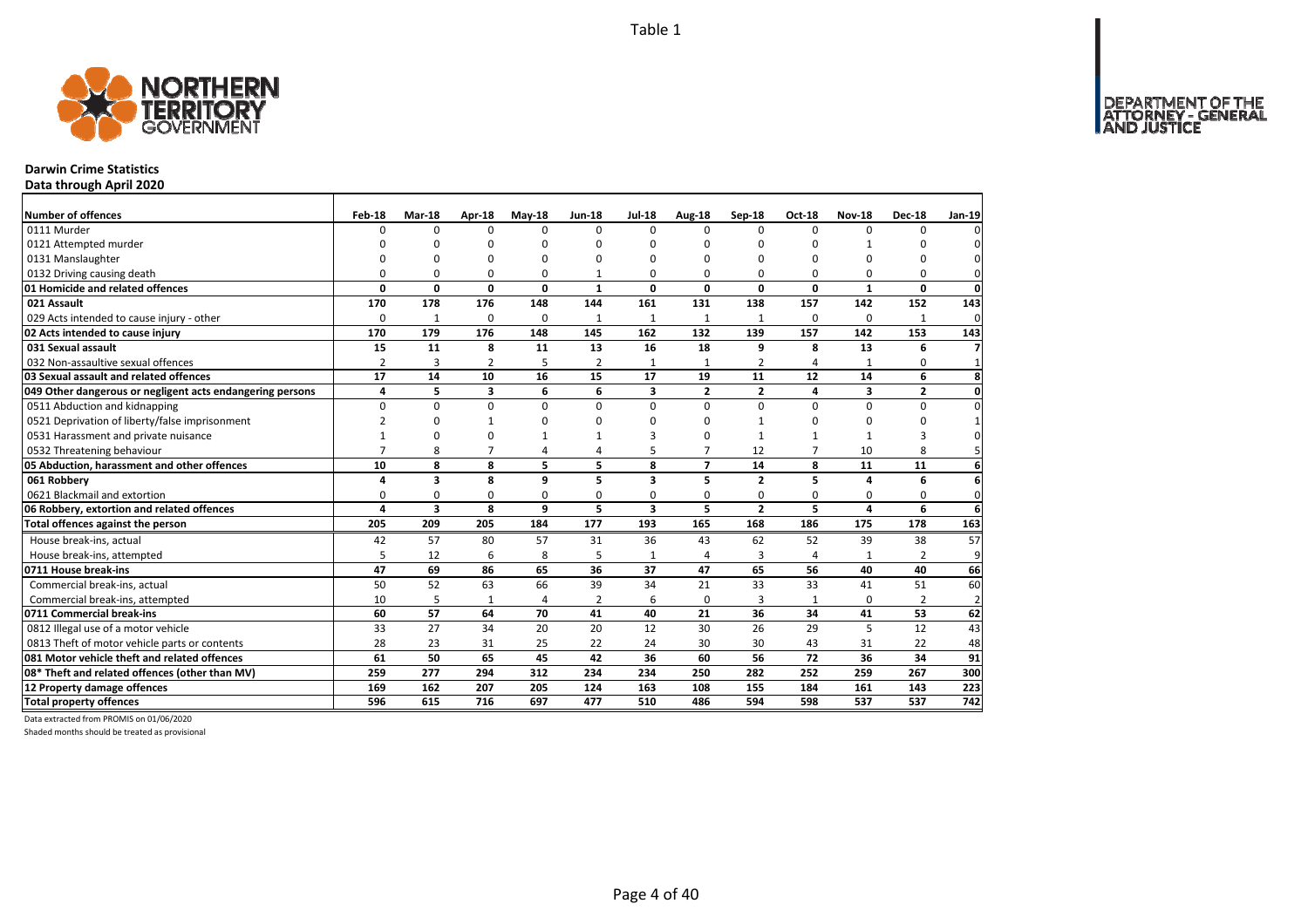Table 1

# Darwin Crime Statistics

**Data through April 2020**

| Number of offences | Feb-18 | Mar-18 | Apr-18 | May-18 | Jun-18 | Jul-18 | Aug-18 | Sep-18 | Oct-18 | Nov-18 | Dec-18 | Jan-19 |
|---|---|---|---|---|---|---|---|---|---|---|---|---|
| 0111 Murder | 0 | 0 | 0 | 0 | 0 | 0 | 0 | 0 | 0 | 0 | 0 | 0 |
| 0121 Attempted murder | 0 | 0 | 0 | 0 | 0 | 0 | 0 | 0 | 0 | 1 | 0 | 0 |
| 0131 Manslaughter | 0 | 0 | 0 | 0 | 0 | 0 | 0 | 0 | 0 | 0 | 0 | 0 |
| 0132 Driving causing death | 0 | 0 | 0 | 0 | 1 | 0 | 0 | 0 | 0 | 0 | 0 | 0 |
| **01 Homicide and related offences** | **0** | **0** | **0** | **0** | **1** | **0** | **0** | **0** | **0** | **1** | **0** | **0** |
| **021 Assault** | **170** | **178** | **176** | **148** | **144** | **161** | **131** | **138** | **157** | **142** | **152** | **143** |
| 029 Acts intended to cause injury - other | 0 | 1 | 0 | 0 | 1 | 1 | 1 | 1 | 0 | 0 | 1 | 0 |
| **02 Acts intended to cause injury** | **170** | **179** | **176** | **148** | **145** | **162** | **132** | **139** | **157** | **142** | **153** | **143** |
| **031 Sexual assault** | **15** | **11** | **8** | **11** | **13** | **16** | **18** | **9** | **8** | **13** | **6** | **7** |
| 032 Non-assaultive sexual offences | 2 | 3 | 2 | 5 | 2 | 1 | 1 | 2 | 4 | 1 | 0 | 1 |
| **03 Sexual assault and related offences** | **17** | **14** | **10** | **16** | **15** | **17** | **19** | **11** | **12** | **14** | **6** | **8** |
| **049 Other dangerous or negligent acts endangering persons** | **4** | **5** | **3** | **6** | **6** | **3** | **2** | **2** | **4** | **3** | **2** | **0** |
| 0511 Abduction and kidnapping | 0 | 0 | 0 | 0 | 0 | 0 | 0 | 0 | 0 | 0 | 0 | 0 |
| 0521 Deprivation of liberty/false imprisonment | 2 | 0 | 1 | 0 | 0 | 0 | 0 | 1 | 0 | 0 | 0 | 1 |
| 0531 Harassment and private nuisance | 1 | 0 | 0 | 1 | 1 | 3 | 0 | 1 | 1 | 1 | 3 | 0 |
| 0532 Threatening behaviour | 7 | 8 | 7 | 4 | 4 | 5 | 7 | 12 | 7 | 10 | 8 | 5 |
| **05 Abduction, harassment and other offences** | **10** | **8** | **8** | **5** | **5** | **8** | **7** | **14** | **8** | **11** | **11** | **6** |
| **061 Robbery** | **4** | **3** | **8** | **9** | **5** | **3** | **5** | **2** | **5** | **4** | **6** | **6** |
| 0621 Blackmail and extortion | 0 | 0 | 0 | 0 | 0 | 0 | 0 | 0 | 0 | 0 | 0 | 0 |
| **06 Robbery, extortion and related offences** | **4** | **3** | **8** | **9** | **5** | **3** | **5** | **2** | **5** | **4** | **6** | **6** |
| **Total offences against the person** | **205** | **209** | **205** | **184** | **177** | **193** | **165** | **168** | **186** | **175** | **178** | **163** |
| House break-ins, actual | 42 | 57 | 80 | 57 | 31 | 36 | 43 | 62 | 52 | 39 | 38 | 57 |
| House break-ins, attempted | 5 | 12 | 6 | 8 | 5 | 1 | 4 | 3 | 4 | 1 | 2 | 9 |
| **0711 House break-ins** | **47** | **69** | **86** | **65** | **36** | **37** | **47** | **65** | **56** | **40** | **40** | **66** |
| Commercial break-ins, actual | 50 | 52 | 63 | 66 | 39 | 34 | 21 | 33 | 33 | 41 | 51 | 60 |
| Commercial break-ins, attempted | 10 | 5 | 1 | 4 | 2 | 6 | 0 | 3 | 1 | 0 | 2 | 2 |
| **0711 Commercial break-ins** | **60** | **57** | **64** | **70** | **41** | **40** | **21** | **36** | **34** | **41** | **53** | **62** |
| 0812 Illegal use of a motor vehicle | 33 | 27 | 34 | 20 | 20 | 12 | 30 | 26 | 29 | 5 | 12 | 43 |
| 0813 Theft of motor vehicle parts or contents | 28 | 23 | 31 | 25 | 22 | 24 | 30 | 30 | 43 | 31 | 22 | 48 |
| **081 Motor vehicle theft and related offences** | **61** | **50** | **65** | **45** | **42** | **36** | **60** | **56** | **72** | **36** | **34** | **91** |
| **08* Theft and related offences (other than MV)** | **259** | **277** | **294** | **312** | **234** | **234** | **250** | **282** | **252** | **259** | **267** | **300** |
| **12 Property damage offences** | **169** | **162** | **207** | **205** | **124** | **163** | **108** | **155** | **184** | **161** | **143** | **223** |
| **Total property offences** | **596** | **615** | **716** | **697** | **477** | **510** | **486** | **594** | **598** | **537** | **537** | **742** |

Data extracted from PROMIS on 01/06/2020

Shaded months should be treated as provisional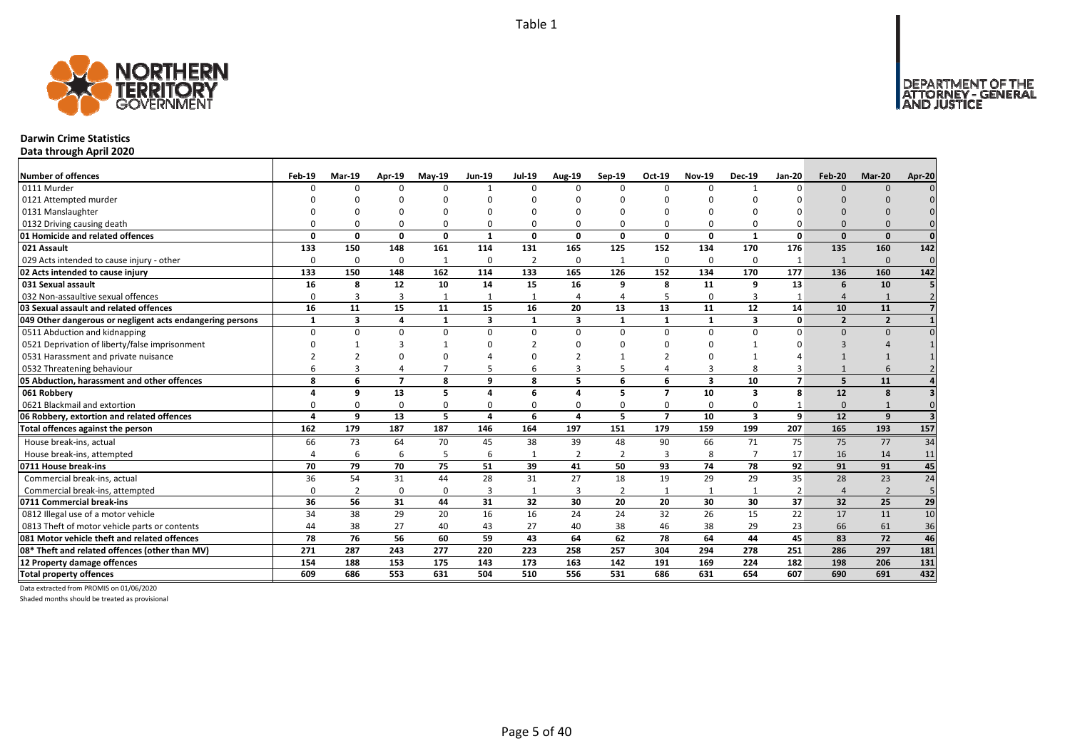Table 1

# Darwin Crime Statistics

**Data through April 2020**

| Number of offences | Feb-19 | Mar-19 | Apr-19 | May-19 | Jun-19 | Jul-19 | Aug-19 | Sep-19 | Oct-19 | Nov-19 | Dec-19 | Jan-20 | Feb-20 | Mar-20 | Apr-20 |
|---|---|---|---|---|---|---|---|---|---|---|---|---|---|---|---|
| 0111 Murder | 0 | 0 | 0 | 0 | 1 | 0 | 0 | 0 | 0 | 0 | 1 | 0 | 0 | 0 | 0 |
| 0121 Attempted murder | 0 | 0 | 0 | 0 | 0 | 0 | 0 | 0 | 0 | 0 | 0 | 0 | 0 | 0 | 0 |
| 0131 Manslaughter | 0 | 0 | 0 | 0 | 0 | 0 | 0 | 0 | 0 | 0 | 0 | 0 | 0 | 0 | 0 |
| 0132 Driving causing death | 0 | 0 | 0 | 0 | 0 | 0 | 0 | 0 | 0 | 0 | 0 | 0 | 0 | 0 | 0 |
| **01 Homicide and related offences** | **0** | **0** | **0** | **0** | **1** | **0** | **0** | **0** | **0** | **0** | **1** | **0** | **0** | **0** | **0** |
| **021 Assault** | **133** | **150** | **148** | **161** | **114** | **131** | **165** | **125** | **152** | **134** | **170** | **176** | **135** | **160** | **142** |
| 029 Acts intended to cause injury - other | 0 | 0 | 0 | 1 | 0 | 2 | 0 | 1 | 0 | 0 | 0 | 1 | 1 | 0 | 0 |
| **02 Acts intended to cause injury** | **133** | **150** | **148** | **162** | **114** | **133** | **165** | **126** | **152** | **134** | **170** | **177** | **136** | **160** | **142** |
| **031 Sexual assault** | **16** | **8** | **12** | **10** | **14** | **15** | **16** | **9** | **8** | **11** | **9** | **13** | **6** | **10** | **5** |
| 032 Non-assaultive sexual offences | 0 | 3 | 3 | 1 | 1 | 1 | 4 | 4 | 5 | 0 | 3 | 1 | 4 | 1 | 2 |
| **03 Sexual assault and related offences** | **16** | **11** | **15** | **11** | **15** | **16** | **20** | **13** | **13** | **11** | **12** | **14** | **10** | **11** | **7** |
| **049 Other dangerous or negligent acts endangering persons** | **1** | **3** | **4** | **1** | **3** | **1** | **3** | **1** | **1** | **1** | **3** | **0** | **2** | **2** | **1** |
| 0511 Abduction and kidnapping | 0 | 0 | 0 | 0 | 0 | 0 | 0 | 0 | 0 | 0 | 0 | 0 | 0 | 0 | 0 |
| 0521 Deprivation of liberty/false imprisonment | 0 | 1 | 3 | 1 | 0 | 2 | 0 | 0 | 0 | 0 | 1 | 0 | 3 | 4 | 1 |
| 0531 Harassment and private nuisance | 2 | 2 | 0 | 0 | 4 | 0 | 2 | 1 | 2 | 0 | 1 | 4 | 1 | 1 | 1 |
| 0532 Threatening behaviour | 6 | 3 | 4 | 7 | 5 | 6 | 3 | 5 | 4 | 3 | 8 | 3 | 1 | 6 | 2 |
| **05 Abduction, harassment and other offences** | **8** | **6** | **7** | **8** | **9** | **8** | **5** | **6** | **6** | **3** | **10** | **7** | **5** | **11** | **4** |
| **061 Robbery** | **4** | **9** | **13** | **5** | **4** | **6** | **4** | **5** | **7** | **10** | **3** | **8** | **12** | **8** | **3** |
| 0621 Blackmail and extortion | 0 | 0 | 0 | 0 | 0 | 0 | 0 | 0 | 0 | 0 | 0 | 1 | 0 | 1 | 0 |
| **06 Robbery, extortion and related offences** | **4** | **9** | **13** | **5** | **4** | **6** | **4** | **5** | **7** | **10** | **3** | **9** | **12** | **9** | **3** |
| **Total offences against the person** | **162** | **179** | **187** | **187** | **146** | **164** | **197** | **151** | **179** | **159** | **199** | **207** | **165** | **193** | **157** |
| House break-ins, actual | 66 | 73 | 64 | 70 | 45 | 38 | 39 | 48 | 90 | 66 | 71 | 75 | 75 | 77 | 34 |
| House break-ins, attempted | 4 | 6 | 6 | 5 | 6 | 1 | 2 | 2 | 3 | 8 | 7 | 17 | 16 | 14 | 11 |
| **0711 House break-ins** | **70** | **79** | **70** | **75** | **51** | **39** | **41** | **50** | **93** | **74** | **78** | **92** | **91** | **91** | **45** |
| Commercial break-ins, actual | 36 | 54 | 31 | 44 | 28 | 31 | 27 | 18 | 19 | 29 | 29 | 35 | 28 | 23 | 24 |
| Commercial break-ins, attempted | 0 | 2 | 0 | 0 | 3 | 1 | 3 | 2 | 1 | 1 | 1 | 2 | 4 | 2 | 5 |
| **0711 Commercial break-ins** | **36** | **56** | **31** | **44** | **31** | **32** | **30** | **20** | **20** | **30** | **30** | **37** | **32** | **25** | **29** |
| 0812 Illegal use of a motor vehicle | 34 | 38 | 29 | 20 | 16 | 16 | 24 | 24 | 32 | 26 | 15 | 22 | 17 | 11 | 10 |
| 0813 Theft of motor vehicle parts or contents | 44 | 38 | 27 | 40 | 43 | 27 | 40 | 38 | 46 | 38 | 29 | 23 | 66 | 61 | 36 |
| **081 Motor vehicle theft and related offences** | **78** | **76** | **56** | **60** | **59** | **43** | **64** | **62** | **78** | **64** | **44** | **45** | **83** | **72** | **46** |
| **08* Theft and related offences (other than MV)** | **271** | **287** | **243** | **277** | **220** | **223** | **258** | **257** | **304** | **294** | **278** | **251** | **286** | **297** | **181** |
| **12 Property damage offences** | **154** | **188** | **153** | **175** | **143** | **173** | **163** | **142** | **191** | **169** | **224** | **182** | **198** | **206** | **131** |
| **Total property offences** | **609** | **686** | **553** | **631** | **504** | **510** | **556** | **531** | **686** | **631** | **654** | **607** | **690** | **691** | **432** |

Data extracted from PROMIS on 01/06/2020

Shaded months should be treated as provisional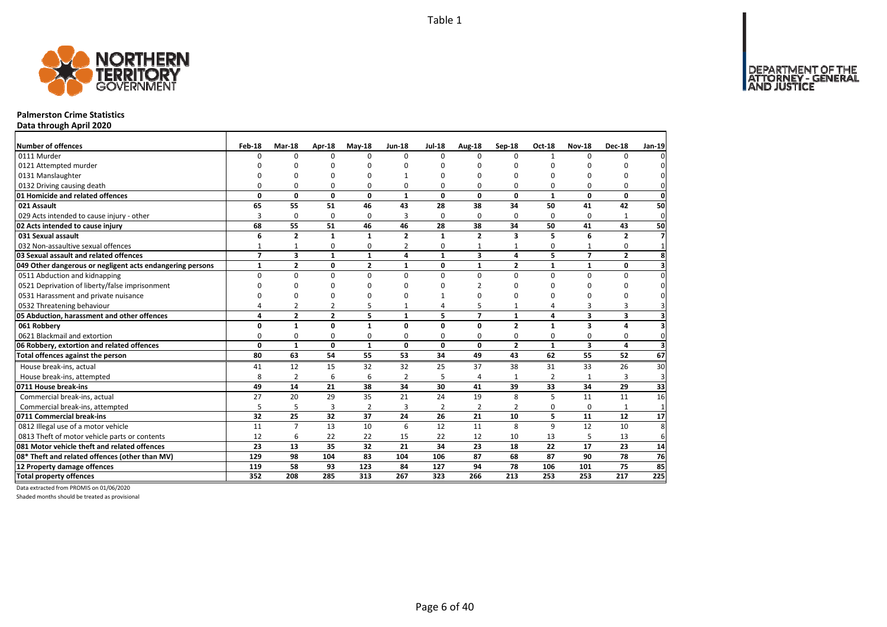Table 1

# Palmerston Crime Statistics

**Data through April 2020**

| Number of offences | Feb-18 | Mar-18 | Apr-18 | May-18 | Jun-18 | Jul-18 | Aug-18 | Sep-18 | Oct-18 | Nov-18 | Dec-18 | Jan-19 |
|---|---|---|---|---|---|---|---|---|---|---|---|---|
| 0111 Murder | 0 | 0 | 0 | 0 | 0 | 0 | 0 | 0 | 1 | 0 | 0 | 0 |
| 0121 Attempted murder | 0 | 0 | 0 | 0 | 0 | 0 | 0 | 0 | 0 | 0 | 0 | 0 |
| 0131 Manslaughter | 0 | 0 | 0 | 0 | 1 | 0 | 0 | 0 | 0 | 0 | 0 | 0 |
| 0132 Driving causing death | 0 | 0 | 0 | 0 | 0 | 0 | 0 | 0 | 0 | 0 | 0 | 0 |
| **01 Homicide and related offences** | **0** | **0** | **0** | **0** | **1** | **0** | **0** | **0** | **1** | **0** | **0** | **0** |
| **021 Assault** | **65** | **55** | **51** | **46** | **43** | **28** | **38** | **34** | **50** | **41** | **42** | **50** |
| 029 Acts intended to cause injury - other | 3 | 0 | 0 | 0 | 3 | 0 | 0 | 0 | 0 | 0 | 1 | 0 |
| **02 Acts intended to cause injury** | **68** | **55** | **51** | **46** | **46** | **28** | **38** | **34** | **50** | **41** | **43** | **50** |
| **031 Sexual assault** | **6** | **2** | **1** | **1** | **2** | **1** | **2** | **3** | **5** | **6** | **2** | **7** |
| 032 Non-assaultive sexual offences | 1 | 1 | 0 | 0 | 2 | 0 | 1 | 1 | 0 | 1 | 0 | 1 |
| **03 Sexual assault and related offences** | **7** | **3** | **1** | **1** | **4** | **1** | **3** | **4** | **5** | **7** | **2** | **8** |
| **049 Other dangerous or negligent acts endangering persons** | **1** | **2** | **0** | **2** | **1** | **0** | **1** | **2** | **1** | **1** | **0** | **3** |
| 0511 Abduction and kidnapping | 0 | 0 | 0 | 0 | 0 | 0 | 0 | 0 | 0 | 0 | 0 | 0 |
| 0521 Deprivation of liberty/false imprisonment | 0 | 0 | 0 | 0 | 0 | 0 | 2 | 0 | 0 | 0 | 0 | 0 |
| 0531 Harassment and private nuisance | 0 | 0 | 0 | 0 | 0 | 1 | 0 | 0 | 0 | 0 | 0 | 0 |
| 0532 Threatening behaviour | 4 | 2 | 2 | 5 | 1 | 4 | 5 | 1 | 4 | 3 | 3 | 3 |
| **05 Abduction, harassment and other offences** | **4** | **2** | **2** | **5** | **1** | **5** | **7** | **1** | **4** | **3** | **3** | **3** |
| **061 Robbery** | **0** | **1** | **0** | **1** | **0** | **0** | **0** | **2** | **1** | **3** | **4** | **3** |
| 0621 Blackmail and extortion | 0 | 0 | 0 | 0 | 0 | 0 | 0 | 0 | 0 | 0 | 0 | 0 |
| **06 Robbery, extortion and related offences** | **0** | **1** | **0** | **1** | **0** | **0** | **0** | **2** | **1** | **3** | **4** | **3** |
| **Total offences against the person** | **80** | **63** | **54** | **55** | **53** | **34** | **49** | **43** | **62** | **55** | **52** | **67** |
| House break-ins, actual | 41 | 12 | 15 | 32 | 32 | 25 | 37 | 38 | 31 | 33 | 26 | 30 |
| House break-ins, attempted | 8 | 2 | 6 | 6 | 2 | 5 | 4 | 1 | 2 | 1 | 3 | 3 |
| **0711 House break-ins** | **49** | **14** | **21** | **38** | **34** | **30** | **41** | **39** | **33** | **34** | **29** | **33** |
| Commercial break-ins, actual | 27 | 20 | 29 | 35 | 21 | 24 | 19 | 8 | 5 | 11 | 11 | 16 |
| Commercial break-ins, attempted | 5 | 5 | 3 | 2 | 3 | 2 | 2 | 2 | 0 | 0 | 1 | 1 |
| **0711 Commercial break-ins** | **32** | **25** | **32** | **37** | **24** | **26** | **21** | **10** | **5** | **11** | **12** | **17** |
| 0812 Illegal use of a motor vehicle | 11 | 7 | 13 | 10 | 6 | 12 | 11 | 8 | 9 | 12 | 10 | 8 |
| 0813 Theft of motor vehicle parts or contents | 12 | 6 | 22 | 22 | 15 | 22 | 12 | 10 | 13 | 5 | 13 | 6 |
| **081 Motor vehicle theft and related offences** | **23** | **13** | **35** | **32** | **21** | **34** | **23** | **18** | **22** | **17** | **23** | **14** |
| **08* Theft and related offences (other than MV)** | **129** | **98** | **104** | **83** | **104** | **106** | **87** | **68** | **87** | **90** | **78** | **76** |
| **12 Property damage offences** | **119** | **58** | **93** | **123** | **84** | **127** | **94** | **78** | **106** | **101** | **75** | **85** |
| **Total property offences** | **352** | **208** | **285** | **313** | **267** | **323** | **266** | **213** | **253** | **253** | **217** | **225** |

Data extracted from PROMIS on 01/06/2020

Shaded months should be treated as provisional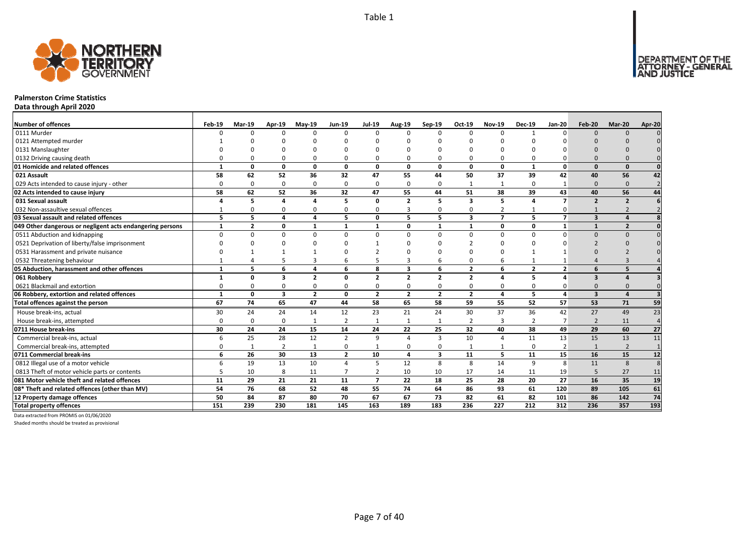Table 1

# Palmerston Crime Statistics

**Data through April 2020**

| Number of offences | Feb-19 | Mar-19 | Apr-19 | May-19 | Jun-19 | Jul-19 | Aug-19 | Sep-19 | Oct-19 | Nov-19 | Dec-19 | Jan-20 | Feb-20 | Mar-20 | Apr-20 |
|---|---|---|---|---|---|---|---|---|---|---|---|---|---|---|---|
| 0111 Murder | 0 | 0 | 0 | 0 | 0 | 0 | 0 | 0 | 0 | 0 | 1 | 0 | 0 | 0 | 0 |
| 0121 Attempted murder | 1 | 0 | 0 | 0 | 0 | 0 | 0 | 0 | 0 | 0 | 0 | 0 | 0 | 0 | 0 |
| 0131 Manslaughter | 0 | 0 | 0 | 0 | 0 | 0 | 0 | 0 | 0 | 0 | 0 | 0 | 0 | 0 | 0 |
| 0132 Driving causing death | 0 | 0 | 0 | 0 | 0 | 0 | 0 | 0 | 0 | 0 | 0 | 0 | 0 | 0 | 0 |
| **01 Homicide and related offences** | **1** | **0** | **0** | **0** | **0** | **0** | **0** | **0** | **0** | **0** | **1** | **0** | **0** | **0** | **0** |
| **021 Assault** | **58** | **62** | **52** | **36** | **32** | **47** | **55** | **44** | **50** | **37** | **39** | **42** | **40** | **56** | **42** |
| 029 Acts intended to cause injury - other | 0 | 0 | 0 | 0 | 0 | 0 | 0 | 0 | 1 | 1 | 0 | 1 | 0 | 0 | 2 |
| **02 Acts intended to cause injury** | **58** | **62** | **52** | **36** | **32** | **47** | **55** | **44** | **51** | **38** | **39** | **43** | **40** | **56** | **44** |
| **031 Sexual assault** | **4** | **5** | **4** | **4** | **5** | **0** | **2** | **5** | **3** | **5** | **4** | **7** | **2** | **2** | **6** |
| 032 Non-assaultive sexual offences | 1 | 0 | 0 | 0 | 0 | 0 | 3 | 0 | 0 | 2 | 1 | 0 | 1 | 2 | 2 |
| **03 Sexual assault and related offences** | **5** | **5** | **4** | **4** | **5** | **0** | **5** | **5** | **3** | **7** | **5** | **7** | **3** | **4** | **8** |
| **049 Other dangerous or negligent acts endangering persons** | **1** | **2** | **0** | **1** | **1** | **1** | **0** | **1** | **1** | **0** | **0** | **1** | **1** | **2** | **0** |
| 0511 Abduction and kidnapping | 0 | 0 | 0 | 0 | 0 | 0 | 0 | 0 | 0 | 0 | 0 | 0 | 0 | 0 | 0 |
| 0521 Deprivation of liberty/false imprisonment | 0 | 0 | 0 | 0 | 0 | 1 | 0 | 0 | 2 | 0 | 0 | 0 | 2 | 0 | 0 |
| 0531 Harassment and private nuisance | 0 | 1 | 1 | 1 | 0 | 2 | 0 | 0 | 0 | 0 | 1 | 1 | 0 | 2 | 0 |
| 0532 Threatening behaviour | 1 | 4 | 5 | 3 | 6 | 5 | 3 | 6 | 0 | 6 | 1 | 1 | 4 | 3 | 4 |
| **05 Abduction, harassment and other offences** | **1** | **5** | **6** | **4** | **6** | **8** | **3** | **6** | **2** | **6** | **2** | **2** | **6** | **5** | **4** |
| **061 Robbery** | **1** | **0** | **3** | **2** | **0** | **2** | **2** | **2** | **2** | **4** | **5** | **4** | **3** | **4** | **3** |
| 0621 Blackmail and extortion | 0 | 0 | 0 | 0 | 0 | 0 | 0 | 0 | 0 | 0 | 0 | 0 | 0 | 0 | 0 |
| **06 Robbery, extortion and related offences** | **1** | **0** | **3** | **2** | **0** | **2** | **2** | **2** | **2** | **4** | **5** | **4** | **3** | **4** | **3** |
| **Total offences against the person** | **67** | **74** | **65** | **47** | **44** | **58** | **65** | **58** | **59** | **55** | **52** | **57** | **53** | **71** | **59** |
| House break-ins, actual | 30 | 24 | 24 | 14 | 12 | 23 | 21 | 24 | 30 | 37 | 36 | 42 | 27 | 49 | 23 |
| House break-ins, attempted | 0 | 0 | 0 | 1 | 2 | 1 | 1 | 1 | 2 | 3 | 2 | 7 | 2 | 11 | 4 |
| **0711 House break-ins** | **30** | **24** | **24** | **15** | **14** | **24** | **22** | **25** | **32** | **40** | **38** | **49** | **29** | **60** | **27** |
| Commercial break-ins, actual | 6 | 25 | 28 | 12 | 2 | 9 | 4 | 3 | 10 | 4 | 11 | 13 | 15 | 13 | 11 |
| Commercial break-ins, attempted | 0 | 1 | 2 | 1 | 0 | 1 | 0 | 0 | 1 | 1 | 0 | 2 | 1 | 2 | 1 |
| **0711 Commercial break-ins** | **6** | **26** | **30** | **13** | **2** | **10** | **4** | **3** | **11** | **5** | **11** | **15** | **16** | **15** | **12** |
| 0812 Illegal use of a motor vehicle | 6 | 19 | 13 | 10 | 4 | 5 | 12 | 8 | 8 | 14 | 9 | 8 | 11 | 8 | 8 |
| 0813 Theft of motor vehicle parts or contents | 5 | 10 | 8 | 11 | 7 | 2 | 10 | 10 | 17 | 14 | 11 | 19 | 5 | 27 | 11 |
| **081 Motor vehicle theft and related offences** | **11** | **29** | **21** | **21** | **11** | **7** | **22** | **18** | **25** | **28** | **20** | **27** | **16** | **35** | **19** |
| **08* Theft and related offences (other than MV)** | **54** | **76** | **68** | **52** | **48** | **55** | **74** | **64** | **86** | **93** | **61** | **120** | **89** | **105** | **61** |
| **12 Property damage offences** | **50** | **84** | **87** | **80** | **70** | **67** | **67** | **73** | **82** | **61** | **82** | **101** | **86** | **142** | **74** |
| **Total property offences** | **151** | **239** | **230** | **181** | **145** | **163** | **189** | **183** | **236** | **227** | **212** | **312** | **236** | **357** | **193** |

Data extracted from PROMIS on 01/06/2020

Shaded months should be treated as provisional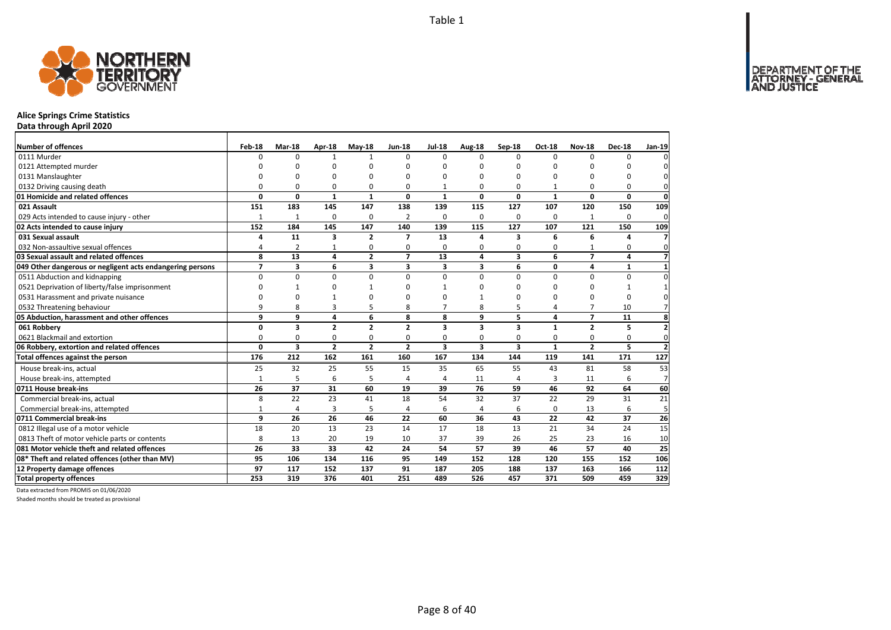Table 1

## Alice Springs Crime Statistics

**Data through April 2020**

| Number of offences | Feb-18 | Mar-18 | Apr-18 | May-18 | Jun-18 | Jul-18 | Aug-18 | Sep-18 | Oct-18 | Nov-18 | Dec-18 | Jan-19 |
|---|---|---|---|---|---|---|---|---|---|---|---|---|
| 0111 Murder | 0 | 0 | 1 | 1 | 0 | 0 | 0 | 0 | 0 | 0 | 0 | 0 |
| 0121 Attempted murder | 0 | 0 | 0 | 0 | 0 | 0 | 0 | 0 | 0 | 0 | 0 | 0 |
| 0131 Manslaughter | 0 | 0 | 0 | 0 | 0 | 0 | 0 | 0 | 0 | 0 | 0 | 0 |
| 0132 Driving causing death | 0 | 0 | 0 | 0 | 0 | 1 | 0 | 0 | 1 | 0 | 0 | 0 |
| **01 Homicide and related offences** | **0** | **0** | **1** | **1** | **0** | **1** | **0** | **0** | **1** | **0** | **0** | **0** |
| **021 Assault** | **151** | **183** | **145** | **147** | **138** | **139** | **115** | **127** | **107** | **120** | **150** | **109** |
| 029 Acts intended to cause injury - other | 1 | 1 | 0 | 0 | 2 | 0 | 0 | 0 | 0 | 1 | 0 | 0 |
| **02 Acts intended to cause injury** | **152** | **184** | **145** | **147** | **140** | **139** | **115** | **127** | **107** | **121** | **150** | **109** |
| **031 Sexual assault** | **4** | **11** | **3** | **2** | **7** | **13** | **4** | **3** | **6** | **6** | **4** | **7** |
| 032 Non-assaultive sexual offences | 4 | 2 | 1 | 0 | 0 | 0 | 0 | 0 | 0 | 1 | 0 | 0 |
| **03 Sexual assault and related offences** | **8** | **13** | **4** | **2** | **7** | **13** | **4** | **3** | **6** | **7** | **4** | **7** |
| **049 Other dangerous or negligent acts endangering persons** | **7** | **3** | **6** | **3** | **3** | **3** | **3** | **6** | **0** | **4** | **1** | **1** |
| 0511 Abduction and kidnapping | 0 | 0 | 0 | 0 | 0 | 0 | 0 | 0 | 0 | 0 | 0 | 0 |
| 0521 Deprivation of liberty/false imprisonment | 0 | 1 | 0 | 1 | 0 | 1 | 0 | 0 | 0 | 0 | 1 | 1 |
| 0531 Harassment and private nuisance | 0 | 0 | 1 | 0 | 0 | 0 | 1 | 0 | 0 | 0 | 0 | 0 |
| 0532 Threatening behaviour | 9 | 8 | 3 | 5 | 8 | 7 | 8 | 5 | 4 | 7 | 10 | 7 |
| **05 Abduction, harassment and other offences** | **9** | **9** | **4** | **6** | **8** | **8** | **9** | **5** | **4** | **7** | **11** | **8** |
| **061 Robbery** | **0** | **3** | **2** | **2** | **2** | **3** | **3** | **3** | **1** | **2** | **5** | **2** |
| 0621 Blackmail and extortion | 0 | 0 | 0 | 0 | 0 | 0 | 0 | 0 | 0 | 0 | 0 | 0 |
| **06 Robbery, extortion and related offences** | **0** | **3** | **2** | **2** | **2** | **3** | **3** | **3** | **1** | **2** | **5** | **2** |
| **Total offences against the person** | **176** | **212** | **162** | **161** | **160** | **167** | **134** | **144** | **119** | **141** | **171** | **127** |
| House break-ins, actual | 25 | 32 | 25 | 55 | 15 | 35 | 65 | 55 | 43 | 81 | 58 | 53 |
| House break-ins, attempted | 1 | 5 | 6 | 5 | 4 | 4 | 11 | 4 | 3 | 11 | 6 | 7 |
| **0711 House break-ins** | **26** | **37** | **31** | **60** | **19** | **39** | **76** | **59** | **46** | **92** | **64** | **60** |
| Commercial break-ins, actual | 8 | 22 | 23 | 41 | 18 | 54 | 32 | 37 | 22 | 29 | 31 | 21 |
| Commercial break-ins, attempted | 1 | 4 | 3 | 5 | 4 | 6 | 4 | 6 | 0 | 13 | 6 | 5 |
| **0711 Commercial break-ins** | **9** | **26** | **26** | **46** | **22** | **60** | **36** | **43** | **22** | **42** | **37** | **26** |
| 0812 Illegal use of a motor vehicle | 18 | 20 | 13 | 23 | 14 | 17 | 18 | 13 | 21 | 34 | 24 | 15 |
| 0813 Theft of motor vehicle parts or contents | 8 | 13 | 20 | 19 | 10 | 37 | 39 | 26 | 25 | 23 | 16 | 10 |
| **081 Motor vehicle theft and related offences** | **26** | **33** | **33** | **42** | **24** | **54** | **57** | **39** | **46** | **57** | **40** | **25** |
| **08* Theft and related offences (other than MV)** | **95** | **106** | **134** | **116** | **95** | **149** | **152** | **128** | **120** | **155** | **152** | **106** |
| **12 Property damage offences** | **97** | **117** | **152** | **137** | **91** | **187** | **205** | **188** | **137** | **163** | **166** | **112** |
| **Total property offences** | **253** | **319** | **376** | **401** | **251** | **489** | **526** | **457** | **371** | **509** | **459** | **329** |

Data extracted from PROMIS on 01/06/2020

Shaded months should be treated as provisional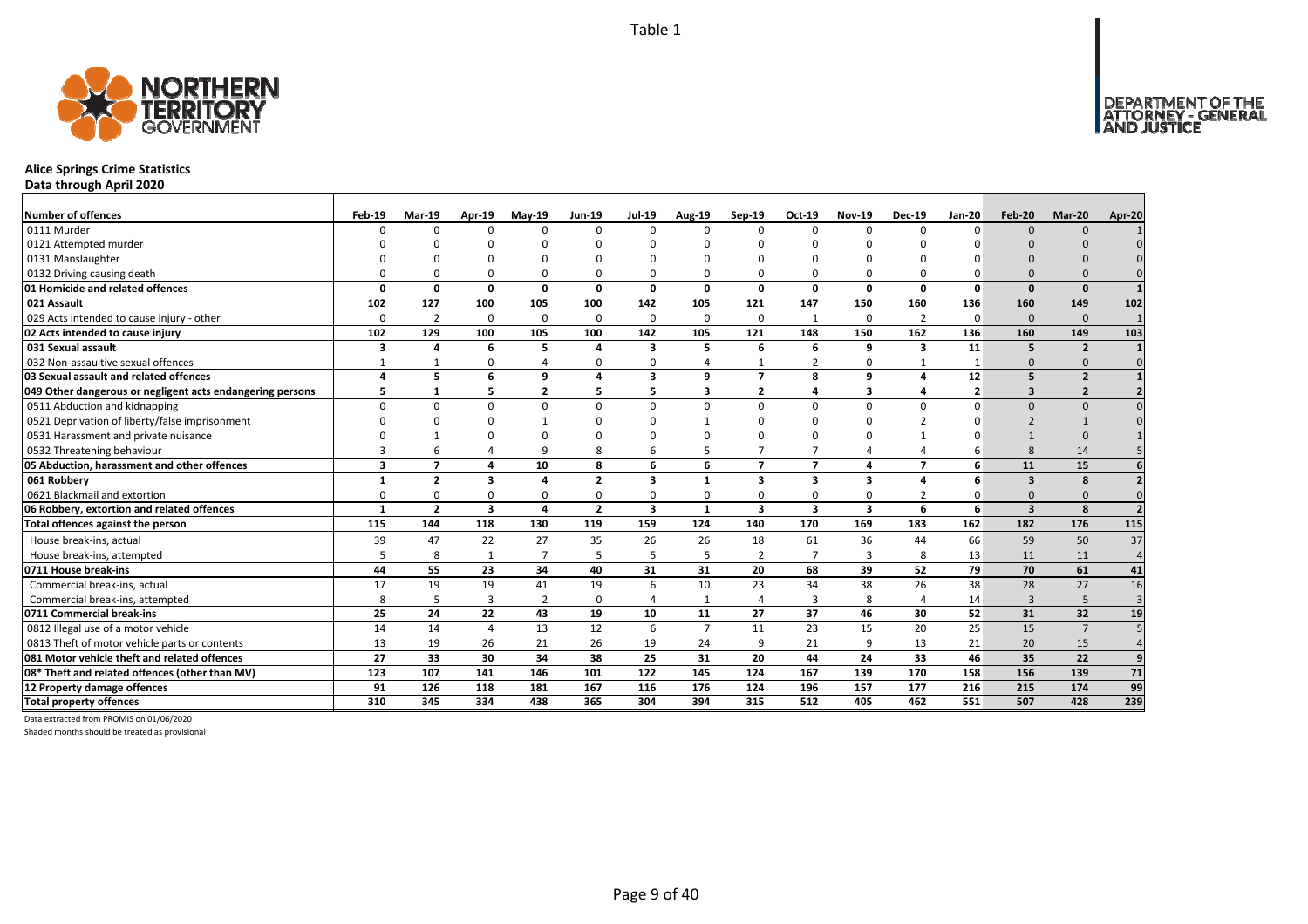Table 1

# Alice Springs Crime Statistics

**Data through April 2020**

| Number of offences | Feb-19 | Mar-19 | Apr-19 | May-19 | Jun-19 | Jul-19 | Aug-19 | Sep-19 | Oct-19 | Nov-19 | Dec-19 | Jan-20 | Feb-20 | Mar-20 | Apr-20 |
|---|---|---|---|---|---|---|---|---|---|---|---|---|---|---|---|
| 0111 Murder | 0 | 0 | 0 | 0 | 0 | 0 | 0 | 0 | 0 | 0 | 0 | 0 | 0 | 0 | 1 |
| 0121 Attempted murder | 0 | 0 | 0 | 0 | 0 | 0 | 0 | 0 | 0 | 0 | 0 | 0 | 0 | 0 | 0 |
| 0131 Manslaughter | 0 | 0 | 0 | 0 | 0 | 0 | 0 | 0 | 0 | 0 | 0 | 0 | 0 | 0 | 0 |
| 0132 Driving causing death | 0 | 0 | 0 | 0 | 0 | 0 | 0 | 0 | 0 | 0 | 0 | 0 | 0 | 0 | 0 |
| **01 Homicide and related offences** | **0** | **0** | **0** | **0** | **0** | **0** | **0** | **0** | **0** | **0** | **0** | **0** | **0** | **0** | **1** |
| **021 Assault** | **102** | **127** | **100** | **105** | **100** | **142** | **105** | **121** | **147** | **150** | **160** | **136** | **160** | **149** | **102** |
| 029 Acts intended to cause injury - other | 0 | 2 | 0 | 0 | 0 | 0 | 0 | 0 | 1 | 0 | 2 | 0 | 0 | 0 | 1 |
| **02 Acts intended to cause injury** | **102** | **129** | **100** | **105** | **100** | **142** | **105** | **121** | **148** | **150** | **162** | **136** | **160** | **149** | **103** |
| **031 Sexual assault** | **3** | **4** | **6** | **5** | **4** | **3** | **5** | **6** | **6** | **9** | **3** | **11** | **5** | **2** | **1** |
| 032 Non-assaultive sexual offences | 1 | 1 | 0 | 4 | 0 | 0 | 4 | 1 | 2 | 0 | 1 | 1 | 0 | 0 | 0 |
| **03 Sexual assault and related offences** | **4** | **5** | **6** | **9** | **4** | **3** | **9** | **7** | **8** | **9** | **4** | **12** | **5** | **2** | **1** |
| **049 Other dangerous or negligent acts endangering persons** | **5** | **1** | **5** | **2** | **5** | **5** | **3** | **2** | **4** | **3** | **4** | **2** | **3** | **2** | **2** |
| 0511 Abduction and kidnapping | 0 | 0 | 0 | 0 | 0 | 0 | 0 | 0 | 0 | 0 | 0 | 0 | 0 | 0 | 0 |
| 0521 Deprivation of liberty/false imprisonment | 0 | 0 | 0 | 1 | 0 | 0 | 1 | 0 | 0 | 0 | 2 | 0 | 2 | 1 | 0 |
| 0531 Harassment and private nuisance | 0 | 1 | 0 | 0 | 0 | 0 | 0 | 0 | 0 | 0 | 1 | 0 | 1 | 0 | 1 |
| 0532 Threatening behaviour | 3 | 6 | 4 | 9 | 8 | 6 | 5 | 7 | 7 | 4 | 4 | 6 | 8 | 14 | 5 |
| **05 Abduction, harassment and other offences** | **3** | **7** | **4** | **10** | **8** | **6** | **6** | **7** | **7** | **4** | **7** | **6** | **11** | **15** | **6** |
| **061 Robbery** | **1** | **2** | **3** | **4** | **2** | **3** | **1** | **3** | **3** | **3** | **4** | **6** | **3** | **8** | **2** |
| 0621 Blackmail and extortion | 0 | 0 | 0 | 0 | 0 | 0 | 0 | 0 | 0 | 0 | 2 | 0 | 0 | 0 | 0 |
| **06 Robbery, extortion and related offences** | **1** | **2** | **3** | **4** | **2** | **3** | **1** | **3** | **3** | **3** | **6** | **6** | **3** | **8** | **2** |
| **Total offences against the person** | **115** | **144** | **118** | **130** | **119** | **159** | **124** | **140** | **170** | **169** | **183** | **162** | **182** | **176** | **115** |
| House break-ins, actual | 39 | 47 | 22 | 27 | 35 | 26 | 26 | 18 | 61 | 36 | 44 | 66 | 59 | 50 | 37 |
| House break-ins, attempted | 5 | 8 | 1 | 7 | 5 | 5 | 5 | 2 | 7 | 3 | 8 | 13 | 11 | 11 | 4 |
| **0711 House break-ins** | **44** | **55** | **23** | **34** | **40** | **31** | **31** | **20** | **68** | **39** | **52** | **79** | **70** | **61** | **41** |
| Commercial break-ins, actual | 17 | 19 | 19 | 41 | 19 | 6 | 10 | 23 | 34 | 38 | 26 | 38 | 28 | 27 | 16 |
| Commercial break-ins, attempted | 8 | 5 | 3 | 2 | 0 | 4 | 1 | 4 | 3 | 8 | 4 | 14 | 3 | 5 | 3 |
| **0711 Commercial break-ins** | **25** | **24** | **22** | **43** | **19** | **10** | **11** | **27** | **37** | **46** | **30** | **52** | **31** | **32** | **19** |
| 0812 Illegal use of a motor vehicle | 14 | 14 | 4 | 13 | 12 | 6 | 7 | 11 | 23 | 15 | 20 | 25 | 15 | 7 | 5 |
| 0813 Theft of motor vehicle parts or contents | 13 | 19 | 26 | 21 | 26 | 19 | 24 | 9 | 21 | 9 | 13 | 21 | 20 | 15 | 4 |
| **081 Motor vehicle theft and related offences** | **27** | **33** | **30** | **34** | **38** | **25** | **31** | **20** | **44** | **24** | **33** | **46** | **35** | **22** | **9** |
| **08* Theft and related offences (other than MV)** | **123** | **107** | **141** | **146** | **101** | **122** | **145** | **124** | **167** | **139** | **170** | **158** | **156** | **139** | **71** |
| **12 Property damage offences** | **91** | **126** | **118** | **181** | **167** | **116** | **176** | **124** | **196** | **157** | **177** | **216** | **215** | **174** | **99** |
| **Total property offences** | **310** | **345** | **334** | **438** | **365** | **304** | **394** | **315** | **512** | **405** | **462** | **551** | **507** | **428** | **239** |

Data extracted from PROMIS on 01/06/2020

Shaded months should be treated as provisional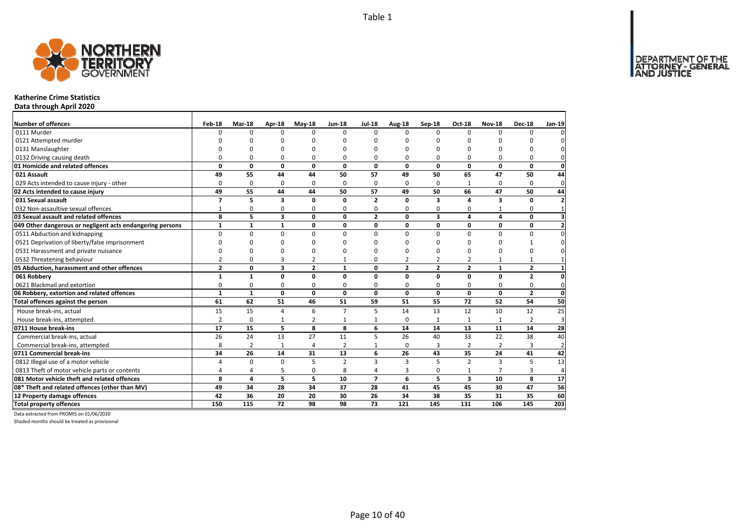Table 1

# Katherine Crime Statistics

**Data through April 2020**

| Number of offences | Feb-18 | Mar-18 | Apr-18 | May-18 | Jun-18 | Jul-18 | Aug-18 | Sep-18 | Oct-18 | Nov-18 | Dec-18 | Jan-19 |
|---|---|---|---|---|---|---|---|---|---|---|---|---|
| 0111 Murder | 0 | 0 | 0 | 0 | 0 | 0 | 0 | 0 | 0 | 0 | 0 | 0 |
| 0121 Attempted murder | 0 | 0 | 0 | 0 | 0 | 0 | 0 | 0 | 0 | 0 | 0 | 0 |
| 0131 Manslaughter | 0 | 0 | 0 | 0 | 0 | 0 | 0 | 0 | 0 | 0 | 0 | 0 |
| 0132 Driving causing death | 0 | 0 | 0 | 0 | 0 | 0 | 0 | 0 | 0 | 0 | 0 | 0 |
| **01 Homicide and related offences** | **0** | **0** | **0** | **0** | **0** | **0** | **0** | **0** | **0** | **0** | **0** | **0** |
| **021 Assault** | **49** | **55** | **44** | **44** | **50** | **57** | **49** | **50** | **65** | **47** | **50** | **44** |
| 029 Acts intended to cause injury - other | 0 | 0 | 0 | 0 | 0 | 0 | 0 | 0 | 1 | 0 | 0 | 0 |
| **02 Acts intended to cause injury** | **49** | **55** | **44** | **44** | **50** | **57** | **49** | **50** | **66** | **47** | **50** | **44** |
| **031 Sexual assault** | **7** | **5** | **3** | **0** | **0** | **2** | **0** | **3** | **4** | **3** | **0** | **2** |
| 032 Non-assaultive sexual offences | 1 | 0 | 0 | 0 | 0 | 0 | 0 | 0 | 0 | 1 | 0 | 1 |
| **03 Sexual assault and related offences** | **8** | **5** | **3** | **0** | **0** | **2** | **0** | **3** | **4** | **4** | **0** | **3** |
| **049 Other dangerous or negligent acts endangering persons** | **1** | **1** | **1** | **0** | **0** | **0** | **0** | **0** | **0** | **0** | **0** | **2** |
| 0511 Abduction and kidnapping | 0 | 0 | 0 | 0 | 0 | 0 | 0 | 0 | 0 | 0 | 0 | 0 |
| 0521 Deprivation of liberty/false imprisonment | 0 | 0 | 0 | 0 | 0 | 0 | 0 | 0 | 0 | 0 | 1 | 0 |
| 0531 Harassment and private nuisance | 0 | 0 | 0 | 0 | 0 | 0 | 0 | 0 | 0 | 0 | 0 | 0 |
| 0532 Threatening behaviour | 2 | 0 | 3 | 2 | 1 | 0 | 2 | 2 | 2 | 1 | 1 | 1 |
| **05 Abduction, harassment and other offences** | **2** | **0** | **3** | **2** | **1** | **0** | **2** | **2** | **2** | **1** | **2** | **1** |
| **061 Robbery** | **1** | **1** | **0** | **0** | **0** | **0** | **0** | **0** | **0** | **0** | **2** | **0** |
| 0621 Blackmail and extortion | 0 | 0 | 0 | 0 | 0 | 0 | 0 | 0 | 0 | 0 | 0 | 0 |
| **06 Robbery, extortion and related offences** | **1** | **1** | **0** | **0** | **0** | **0** | **0** | **0** | **0** | **0** | **2** | **0** |
| **Total offences against the person** | **61** | **62** | **51** | **46** | **51** | **59** | **51** | **55** | **72** | **52** | **54** | **50** |
| House break-ins, actual | 15 | 15 | 4 | 6 | 7 | 5 | 14 | 13 | 12 | 10 | 12 | 25 |
| House break-ins, attempted | 2 | 0 | 1 | 2 | 1 | 1 | 0 | 1 | 1 | 1 | 2 | 3 |
| **0711 House break-ins** | **17** | **15** | **5** | **8** | **8** | **6** | **14** | **14** | **13** | **11** | **14** | **28** |
| Commercial break-ins, actual | 26 | 24 | 13 | 27 | 11 | 5 | 26 | 40 | 33 | 22 | 38 | 40 |
| Commercial break-ins, attempted | 8 | 2 | 1 | 4 | 2 | 1 | 0 | 3 | 2 | 2 | 3 | 2 |
| **0711 Commercial break-ins** | **34** | **26** | **14** | **31** | **13** | **6** | **26** | **43** | **35** | **24** | **41** | **42** |
| 0812 Illegal use of a motor vehicle | 4 | 0 | 0 | 5 | 2 | 3 | 3 | 5 | 2 | 3 | 5 | 13 |
| 0813 Theft of motor vehicle parts or contents | 4 | 4 | 5 | 0 | 8 | 4 | 3 | 0 | 1 | 7 | 3 | 4 |
| **081 Motor vehicle theft and related offences** | **8** | **4** | **5** | **5** | **10** | **7** | **6** | **5** | **3** | **10** | **8** | **17** |
| **08* Theft and related offences (other than MV)** | **49** | **34** | **28** | **34** | **37** | **28** | **41** | **45** | **45** | **30** | **47** | **56** |
| **12 Property damage offences** | **42** | **36** | **20** | **20** | **30** | **26** | **34** | **38** | **35** | **31** | **35** | **60** |
| **Total property offences** | **150** | **115** | **72** | **98** | **98** | **73** | **121** | **145** | **131** | **106** | **145** | **203** |

Data extracted from PROMIS on 01/06/2020

Shaded months should be treated as provisional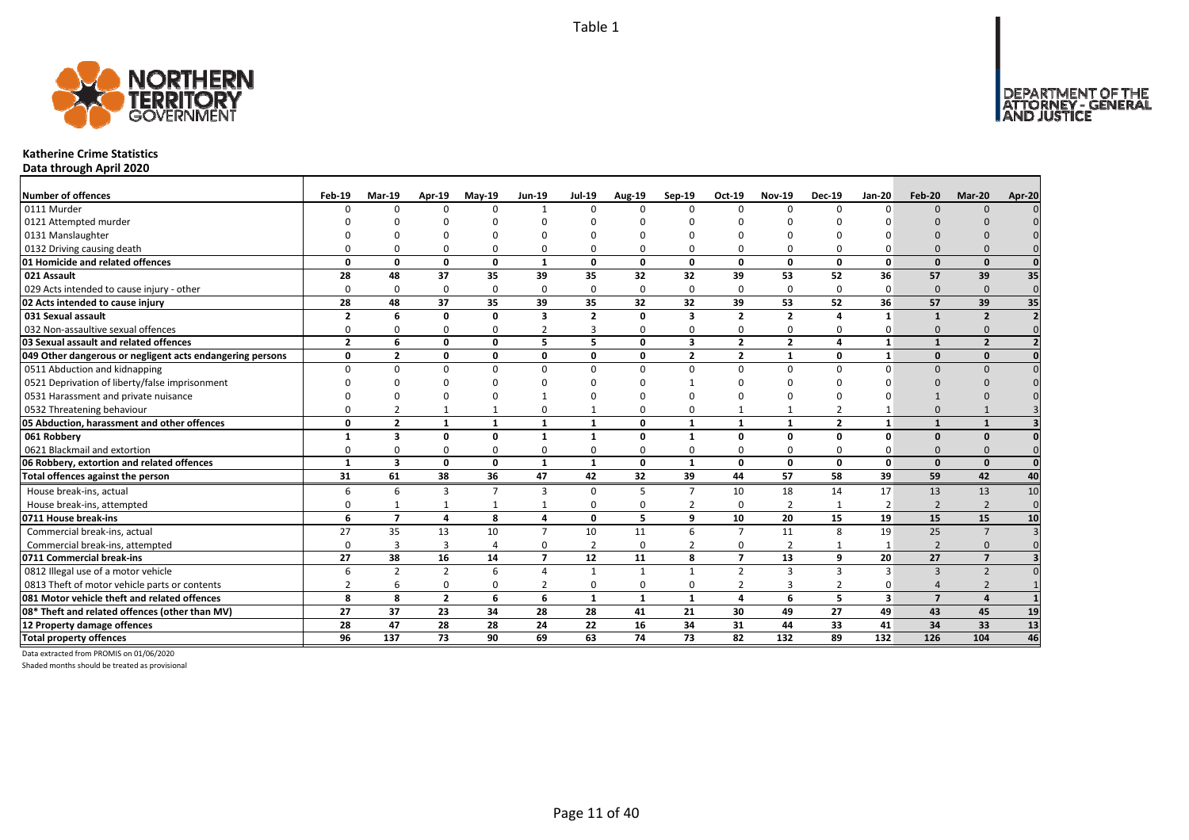Table 1

# Katherine Crime Statistics

**Data through April 2020**

| Number of offences | Feb-19 | Mar-19 | Apr-19 | May-19 | Jun-19 | Jul-19 | Aug-19 | Sep-19 | Oct-19 | Nov-19 | Dec-19 | Jan-20 | Feb-20 | Mar-20 | Apr-20 |
|---|---|---|---|---|---|---|---|---|---|---|---|---|---|---|---|
| 0111 Murder | 0 | 0 | 0 | 0 | 1 | 0 | 0 | 0 | 0 | 0 | 0 | 0 | 0 | 0 | 0 |
| 0121 Attempted murder | 0 | 0 | 0 | 0 | 0 | 0 | 0 | 0 | 0 | 0 | 0 | 0 | 0 | 0 | 0 |
| 0131 Manslaughter | 0 | 0 | 0 | 0 | 0 | 0 | 0 | 0 | 0 | 0 | 0 | 0 | 0 | 0 | 0 |
| 0132 Driving causing death | 0 | 0 | 0 | 0 | 0 | 0 | 0 | 0 | 0 | 0 | 0 | 0 | 0 | 0 | 0 |
| **01 Homicide and related offences** | **0** | **0** | **0** | **0** | **1** | **0** | **0** | **0** | **0** | **0** | **0** | **0** | **0** | **0** | **0** |
| **021 Assault** | **28** | **48** | **37** | **35** | **39** | **35** | **32** | **32** | **39** | **53** | **52** | **36** | **57** | **39** | **35** |
| 029 Acts intended to cause injury - other | 0 | 0 | 0 | 0 | 0 | 0 | 0 | 0 | 0 | 0 | 0 | 0 | 0 | 0 | 0 |
| **02 Acts intended to cause injury** | **28** | **48** | **37** | **35** | **39** | **35** | **32** | **32** | **39** | **53** | **52** | **36** | **57** | **39** | **35** |
| **031 Sexual assault** | **2** | **6** | **0** | **0** | **3** | **2** | **0** | **3** | **2** | **2** | **4** | **1** | **1** | **2** | **2** |
| 032 Non-assaultive sexual offences | 0 | 0 | 0 | 0 | 2 | 3 | 0 | 0 | 0 | 0 | 0 | 0 | 0 | 0 | 0 |
| **03 Sexual assault and related offences** | **2** | **6** | **0** | **0** | **5** | **5** | **0** | **3** | **2** | **2** | **4** | **1** | **1** | **2** | **2** |
| **049 Other dangerous or negligent acts endangering persons** | **0** | **2** | **0** | **0** | **0** | **0** | **0** | **2** | **2** | **1** | **0** | **1** | **0** | **0** | **0** |
| 0511 Abduction and kidnapping | 0 | 0 | 0 | 0 | 0 | 0 | 0 | 0 | 0 | 0 | 0 | 0 | 0 | 0 | 0 |
| 0521 Deprivation of liberty/false imprisonment | 0 | 0 | 0 | 0 | 0 | 0 | 0 | 1 | 0 | 0 | 0 | 0 | 0 | 0 | 0 |
| 0531 Harassment and private nuisance | 0 | 0 | 0 | 0 | 1 | 0 | 0 | 0 | 0 | 0 | 0 | 0 | 1 | 0 | 0 |
| 0532 Threatening behaviour | 0 | 2 | 1 | 1 | 0 | 1 | 0 | 0 | 1 | 1 | 2 | 1 | 0 | 1 | 3 |
| **05 Abduction, harassment and other offences** | **0** | **2** | **1** | **1** | **1** | **1** | **0** | **1** | **1** | **1** | **2** | **1** | **1** | **1** | **3** |
| **061 Robbery** | **1** | **3** | **0** | **0** | **1** | **1** | **0** | **1** | **0** | **0** | **0** | **0** | **0** | **0** | **0** |
| 0621 Blackmail and extortion | 0 | 0 | 0 | 0 | 0 | 0 | 0 | 0 | 0 | 0 | 0 | 0 | 0 | 0 | 0 |
| **06 Robbery, extortion and related offences** | **1** | **3** | **0** | **0** | **1** | **1** | **0** | **1** | **0** | **0** | **0** | **0** | **0** | **0** | **0** |
| **Total offences against the person** | **31** | **61** | **38** | **36** | **47** | **42** | **32** | **39** | **44** | **57** | **58** | **39** | **59** | **42** | **40** |
| House break-ins, actual | 6 | 6 | 3 | 7 | 3 | 0 | 5 | 7 | 10 | 18 | 14 | 17 | 13 | 13 | 10 |
| House break-ins, attempted | 0 | 1 | 1 | 1 | 1 | 0 | 0 | 2 | 0 | 2 | 1 | 2 | 2 | 2 | 0 |
| **0711 House break-ins** | **6** | **7** | **4** | **8** | **4** | **0** | **5** | **9** | **10** | **20** | **15** | **19** | **15** | **15** | **10** |
| Commercial break-ins, actual | 27 | 35 | 13 | 10 | 7 | 10 | 11 | 6 | 7 | 11 | 8 | 19 | 25 | 7 | 3 |
| Commercial break-ins, attempted | 0 | 3 | 3 | 4 | 0 | 2 | 0 | 2 | 0 | 2 | 1 | 1 | 2 | 0 | 0 |
| **0711 Commercial break-ins** | **27** | **38** | **16** | **14** | **7** | **12** | **11** | **8** | **7** | **13** | **9** | **20** | **27** | **7** | **3** |
| 0812 Illegal use of a motor vehicle | 6 | 2 | 2 | 6 | 4 | 1 | 1 | 1 | 2 | 3 | 3 | 3 | 3 | 2 | 0 |
| 0813 Theft of motor vehicle parts or contents | 2 | 6 | 0 | 0 | 2 | 0 | 0 | 0 | 2 | 3 | 2 | 0 | 4 | 2 | 1 |
| **081 Motor vehicle theft and related offences** | **8** | **8** | **2** | **6** | **6** | **1** | **1** | **1** | **4** | **6** | **5** | **3** | **7** | **4** | **1** |
| **08* Theft and related offences (other than MV)** | **27** | **37** | **23** | **34** | **28** | **28** | **41** | **21** | **30** | **49** | **27** | **49** | **43** | **45** | **19** |
| **12 Property damage offences** | **28** | **47** | **28** | **28** | **24** | **22** | **16** | **34** | **31** | **44** | **33** | **41** | **34** | **33** | **13** |
| **Total property offences** | **96** | **137** | **73** | **90** | **69** | **63** | **74** | **73** | **82** | **132** | **89** | **132** | **126** | **104** | **46** |

Data extracted from PROMIS on 01/06/2020

Shaded months should be treated as provisional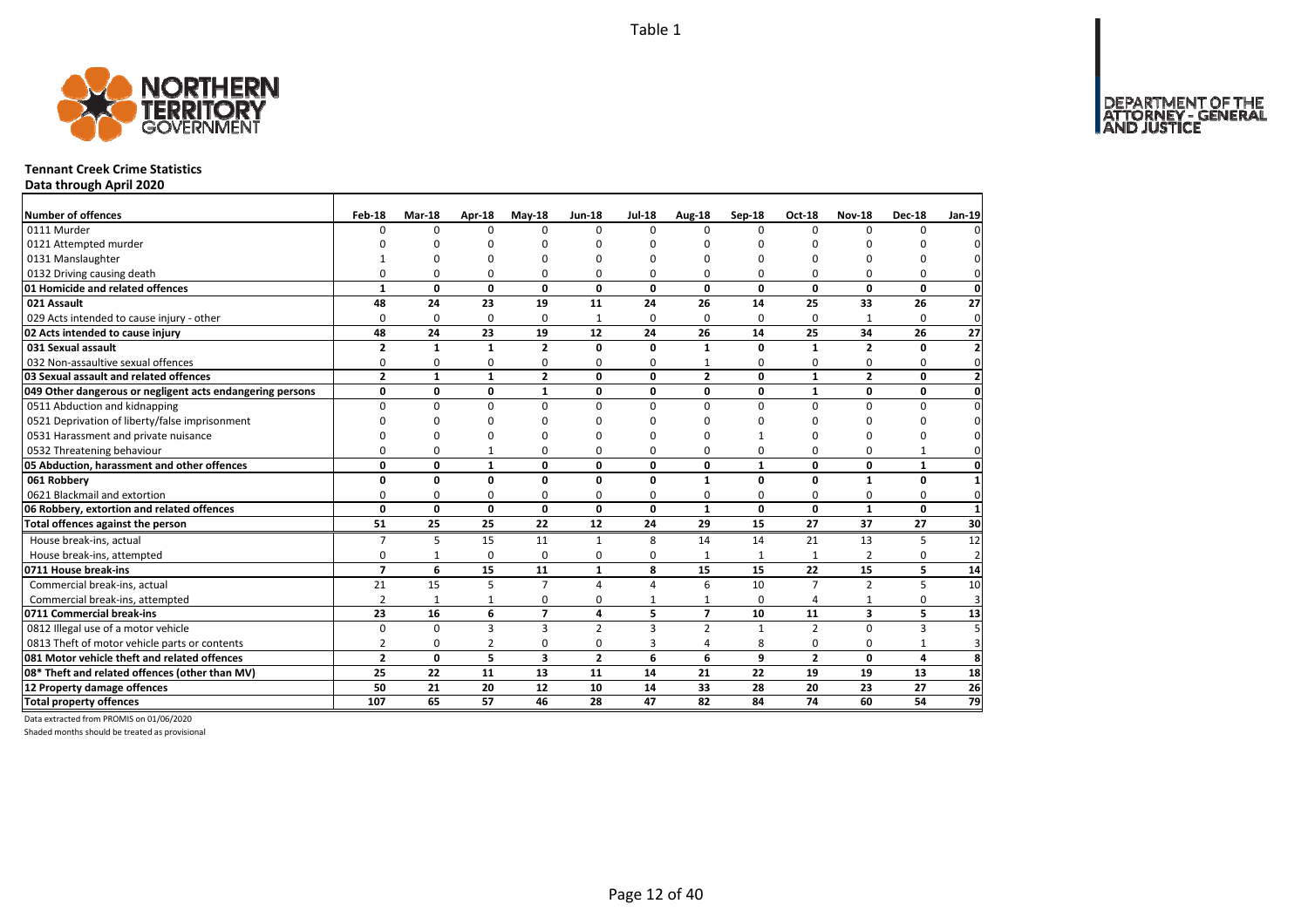Table 1

# Tennant Creek Crime Statistics

**Data through April 2020**

| Number of offences | Feb-18 | Mar-18 | Apr-18 | May-18 | Jun-18 | Jul-18 | Aug-18 | Sep-18 | Oct-18 | Nov-18 | Dec-18 | Jan-19 |
|---|---|---|---|---|---|---|---|---|---|---|---|---|
| 0111 Murder | 0 | 0 | 0 | 0 | 0 | 0 | 0 | 0 | 0 | 0 | 0 | 0 |
| 0121 Attempted murder | 0 | 0 | 0 | 0 | 0 | 0 | 0 | 0 | 0 | 0 | 0 | 0 |
| 0131 Manslaughter | 1 | 0 | 0 | 0 | 0 | 0 | 0 | 0 | 0 | 0 | 0 | 0 |
| 0132 Driving causing death | 0 | 0 | 0 | 0 | 0 | 0 | 0 | 0 | 0 | 0 | 0 | 0 |
| **01 Homicide and related offences** | **1** | **0** | **0** | **0** | **0** | **0** | **0** | **0** | **0** | **0** | **0** | **0** |
| **021 Assault** | **48** | **24** | **23** | **19** | **11** | **24** | **26** | **14** | **25** | **33** | **26** | **27** |
| 029 Acts intended to cause injury - other | 0 | 0 | 0 | 0 | 1 | 0 | 0 | 0 | 0 | 1 | 0 | 0 |
| **02 Acts intended to cause injury** | **48** | **24** | **23** | **19** | **12** | **24** | **26** | **14** | **25** | **34** | **26** | **27** |
| **031 Sexual assault** | **2** | **1** | **1** | **2** | **0** | **0** | **1** | **0** | **1** | **2** | **0** | **2** |
| 032 Non-assaultive sexual offences | 0 | 0 | 0 | 0 | 0 | 0 | 1 | 0 | 0 | 0 | 0 | 0 |
| **03 Sexual assault and related offences** | **2** | **1** | **1** | **2** | **0** | **0** | **2** | **0** | **1** | **2** | **0** | **2** |
| **049 Other dangerous or negligent acts endangering persons** | **0** | **0** | **0** | **1** | **0** | **0** | **0** | **0** | **1** | **0** | **0** | **0** |
| 0511 Abduction and kidnapping | 0 | 0 | 0 | 0 | 0 | 0 | 0 | 0 | 0 | 0 | 0 | 0 |
| 0521 Deprivation of liberty/false imprisonment | 0 | 0 | 0 | 0 | 0 | 0 | 0 | 0 | 0 | 0 | 0 | 0 |
| 0531 Harassment and private nuisance | 0 | 0 | 0 | 0 | 0 | 0 | 0 | 1 | 0 | 0 | 0 | 0 |
| 0532 Threatening behaviour | 0 | 0 | 1 | 0 | 0 | 0 | 0 | 0 | 0 | 0 | 1 | 0 |
| **05 Abduction, harassment and other offences** | **0** | **0** | **1** | **0** | **0** | **0** | **0** | **1** | **0** | **0** | **1** | **0** |
| **061 Robbery** | **0** | **0** | **0** | **0** | **0** | **0** | **1** | **0** | **0** | **1** | **0** | **1** |
| 0621 Blackmail and extortion | 0 | 0 | 0 | 0 | 0 | 0 | 0 | 0 | 0 | 0 | 0 | 0 |
| **06 Robbery, extortion and related offences** | **0** | **0** | **0** | **0** | **0** | **0** | **1** | **0** | **0** | **1** | **0** | **1** |
| **Total offences against the person** | **51** | **25** | **25** | **22** | **12** | **24** | **29** | **15** | **27** | **37** | **27** | **30** |
| House break-ins, actual | 7 | 5 | 15 | 11 | 1 | 8 | 14 | 14 | 21 | 13 | 5 | 12 |
| House break-ins, attempted | 0 | 1 | 0 | 0 | 0 | 0 | 1 | 1 | 1 | 2 | 0 | 2 |
| **0711 House break-ins** | **7** | **6** | **15** | **11** | **1** | **8** | **15** | **15** | **22** | **15** | **5** | **14** |
| Commercial break-ins, actual | 21 | 15 | 5 | 7 | 4 | 4 | 6 | 10 | 7 | 2 | 5 | 10 |
| Commercial break-ins, attempted | 2 | 1 | 1 | 0 | 0 | 1 | 1 | 0 | 4 | 1 | 0 | 3 |
| **0711 Commercial break-ins** | **23** | **16** | **6** | **7** | **4** | **5** | **7** | **10** | **11** | **3** | **5** | **13** |
| 0812 Illegal use of a motor vehicle | 0 | 0 | 3 | 3 | 2 | 3 | 2 | 1 | 2 | 0 | 3 | 5 |
| 0813 Theft of motor vehicle parts or contents | 2 | 0 | 2 | 0 | 0 | 3 | 4 | 8 | 0 | 0 | 1 | 3 |
| **081 Motor vehicle theft and related offences** | **2** | **0** | **5** | **3** | **2** | **6** | **6** | **9** | **2** | **0** | **4** | **8** |
| **08* Theft and related offences (other than MV)** | **25** | **22** | **11** | **13** | **11** | **14** | **21** | **22** | **19** | **19** | **13** | **18** |
| **12 Property damage offences** | **50** | **21** | **20** | **12** | **10** | **14** | **33** | **28** | **20** | **23** | **27** | **26** |
| **Total property offences** | **107** | **65** | **57** | **46** | **28** | **47** | **82** | **84** | **74** | **60** | **54** | **79** |

Data extracted from PROMIS on 01/06/2020

Shaded months should be treated as provisional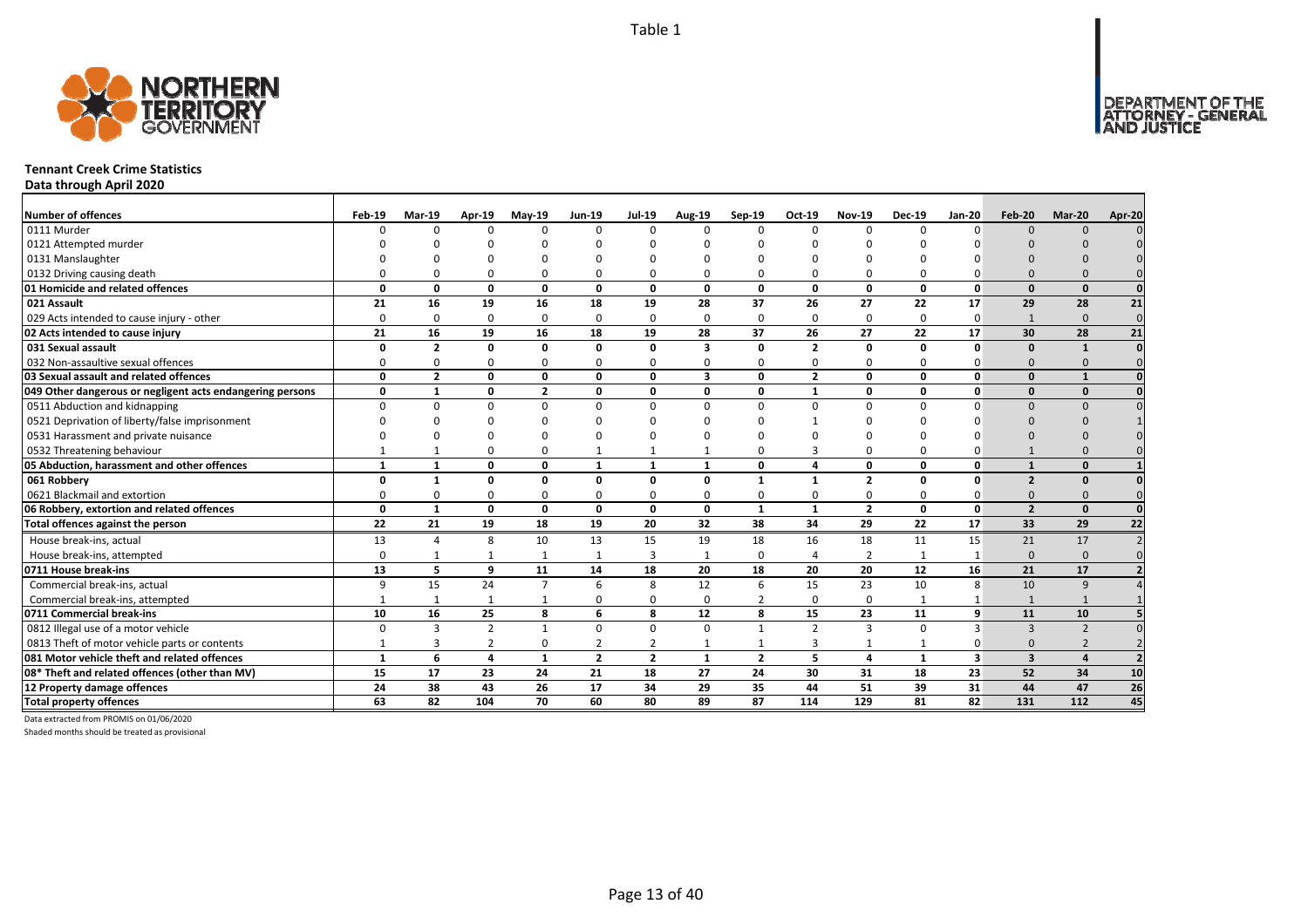Table 1

NORTHERN TERRITORY GOVERNMENT

DEPARTMENT OF THE ATTORNEY - GENERAL AND JUSTICE

## Tennant Creek Crime Statistics

**Data through April 2020**

| Number of offences | Feb-19 | Mar-19 | Apr-19 | May-19 | Jun-19 | Jul-19 | Aug-19 | Sep-19 | Oct-19 | Nov-19 | Dec-19 | Jan-20 | Feb-20 | Mar-20 | Apr-20 |
|---|---|---|---|---|---|---|---|---|---|---|---|---|---|---|---|
| 0111 Murder | 0 | 0 | 0 | 0 | 0 | 0 | 0 | 0 | 0 | 0 | 0 | 0 | 0 | 0 | 0 |
| 0121 Attempted murder | 0 | 0 | 0 | 0 | 0 | 0 | 0 | 0 | 0 | 0 | 0 | 0 | 0 | 0 | 0 |
| 0131 Manslaughter | 0 | 0 | 0 | 0 | 0 | 0 | 0 | 0 | 0 | 0 | 0 | 0 | 0 | 0 | 0 |
| 0132 Driving causing death | 0 | 0 | 0 | 0 | 0 | 0 | 0 | 0 | 0 | 0 | 0 | 0 | 0 | 0 | 0 |
| **01 Homicide and related offences** | **0** | **0** | **0** | **0** | **0** | **0** | **0** | **0** | **0** | **0** | **0** | **0** | **0** | **0** | **0** |
| **021 Assault** | **21** | **16** | **19** | **16** | **18** | **19** | **28** | **37** | **26** | **27** | **22** | **17** | **29** | **28** | **21** |
| 029 Acts intended to cause injury - other | 0 | 0 | 0 | 0 | 0 | 0 | 0 | 0 | 0 | 0 | 0 | 0 | 1 | 0 | 0 |
| **02 Acts intended to cause injury** | **21** | **16** | **19** | **16** | **18** | **19** | **28** | **37** | **26** | **27** | **22** | **17** | **30** | **28** | **21** |
| **031 Sexual assault** | **0** | **2** | **0** | **0** | **0** | **0** | **3** | **0** | **2** | **0** | **0** | **0** | **0** | **1** | **0** |
| 032 Non-assaultive sexual offences | 0 | 0 | 0 | 0 | 0 | 0 | 0 | 0 | 0 | 0 | 0 | 0 | 0 | 0 | 0 |
| **03 Sexual assault and related offences** | **0** | **2** | **0** | **0** | **0** | **0** | **3** | **0** | **2** | **0** | **0** | **0** | **0** | **1** | **0** |
| **049 Other dangerous or negligent acts endangering persons** | **0** | **1** | **0** | **2** | **0** | **0** | **0** | **0** | **1** | **0** | **0** | **0** | **0** | **0** | **0** |
| 0511 Abduction and kidnapping | 0 | 0 | 0 | 0 | 0 | 0 | 0 | 0 | 0 | 0 | 0 | 0 | 0 | 0 | 0 |
| 0521 Deprivation of liberty/false imprisonment | 0 | 0 | 0 | 0 | 0 | 0 | 0 | 0 | 1 | 0 | 0 | 0 | 0 | 0 | 1 |
| 0531 Harassment and private nuisance | 0 | 0 | 0 | 0 | 0 | 0 | 0 | 0 | 0 | 0 | 0 | 0 | 0 | 0 | 0 |
| 0532 Threatening behaviour | 1 | 1 | 0 | 0 | 1 | 1 | 1 | 0 | 3 | 0 | 0 | 0 | 1 | 0 | 0 |
| **05 Abduction, harassment and other offences** | **1** | **1** | **0** | **0** | **1** | **1** | **1** | **0** | **4** | **0** | **0** | **0** | **1** | **0** | **1** |
| **061 Robbery** | **0** | **1** | **0** | **0** | **0** | **0** | **0** | **1** | **1** | **2** | **0** | **0** | **2** | **0** | **0** |
| 0621 Blackmail and extortion | 0 | 0 | 0 | 0 | 0 | 0 | 0 | 0 | 0 | 0 | 0 | 0 | 0 | 0 | 0 |
| **06 Robbery, extortion and related offences** | **0** | **1** | **0** | **0** | **0** | **0** | **0** | **1** | **1** | **2** | **0** | **0** | **2** | **0** | **0** |
| **Total offences against the person** | **22** | **21** | **19** | **18** | **19** | **20** | **32** | **38** | **34** | **29** | **22** | **17** | **33** | **29** | **22** |
| House break-ins, actual | 13 | 4 | 8 | 10 | 13 | 15 | 19 | 18 | 16 | 18 | 11 | 15 | 21 | 17 | 2 |
| House break-ins, attempted | 0 | 1 | 1 | 1 | 1 | 3 | 1 | 0 | 4 | 2 | 1 | 1 | 0 | 0 | 0 |
| **0711 House break-ins** | **13** | **5** | **9** | **11** | **14** | **18** | **20** | **18** | **20** | **20** | **12** | **16** | **21** | **17** | **2** |
| Commercial break-ins, actual | 9 | 15 | 24 | 7 | 6 | 8 | 12 | 6 | 15 | 23 | 10 | 8 | 10 | 9 | 4 |
| Commercial break-ins, attempted | 1 | 1 | 1 | 1 | 0 | 0 | 0 | 2 | 0 | 0 | 1 | 1 | 1 | 1 | 1 |
| **0711 Commercial break-ins** | **10** | **16** | **25** | **8** | **6** | **8** | **12** | **8** | **15** | **23** | **11** | **9** | **11** | **10** | **5** |
| 0812 Illegal use of a motor vehicle | 0 | 3 | 2 | 1 | 0 | 0 | 0 | 1 | 2 | 3 | 0 | 3 | 3 | 2 | 0 |
| 0813 Theft of motor vehicle parts or contents | 1 | 3 | 2 | 0 | 2 | 2 | 1 | 1 | 3 | 1 | 1 | 0 | 0 | 2 | 2 |
| **081 Motor vehicle theft and related offences** | **1** | **6** | **4** | **1** | **2** | **2** | **1** | **2** | **5** | **4** | **1** | **3** | **3** | **4** | **2** |
| **08* Theft and related offences (other than MV)** | **15** | **17** | **23** | **24** | **21** | **18** | **27** | **24** | **30** | **31** | **18** | **23** | **52** | **34** | **10** |
| **12 Property damage offences** | **24** | **38** | **43** | **26** | **17** | **34** | **29** | **35** | **44** | **51** | **39** | **31** | **44** | **47** | **26** |
| **Total property offences** | **63** | **82** | **104** | **70** | **60** | **80** | **89** | **87** | **114** | **129** | **81** | **82** | **131** | **112** | **45** |

Data extracted from PROMIS on 01/06/2020

Shaded months should be treated as provisional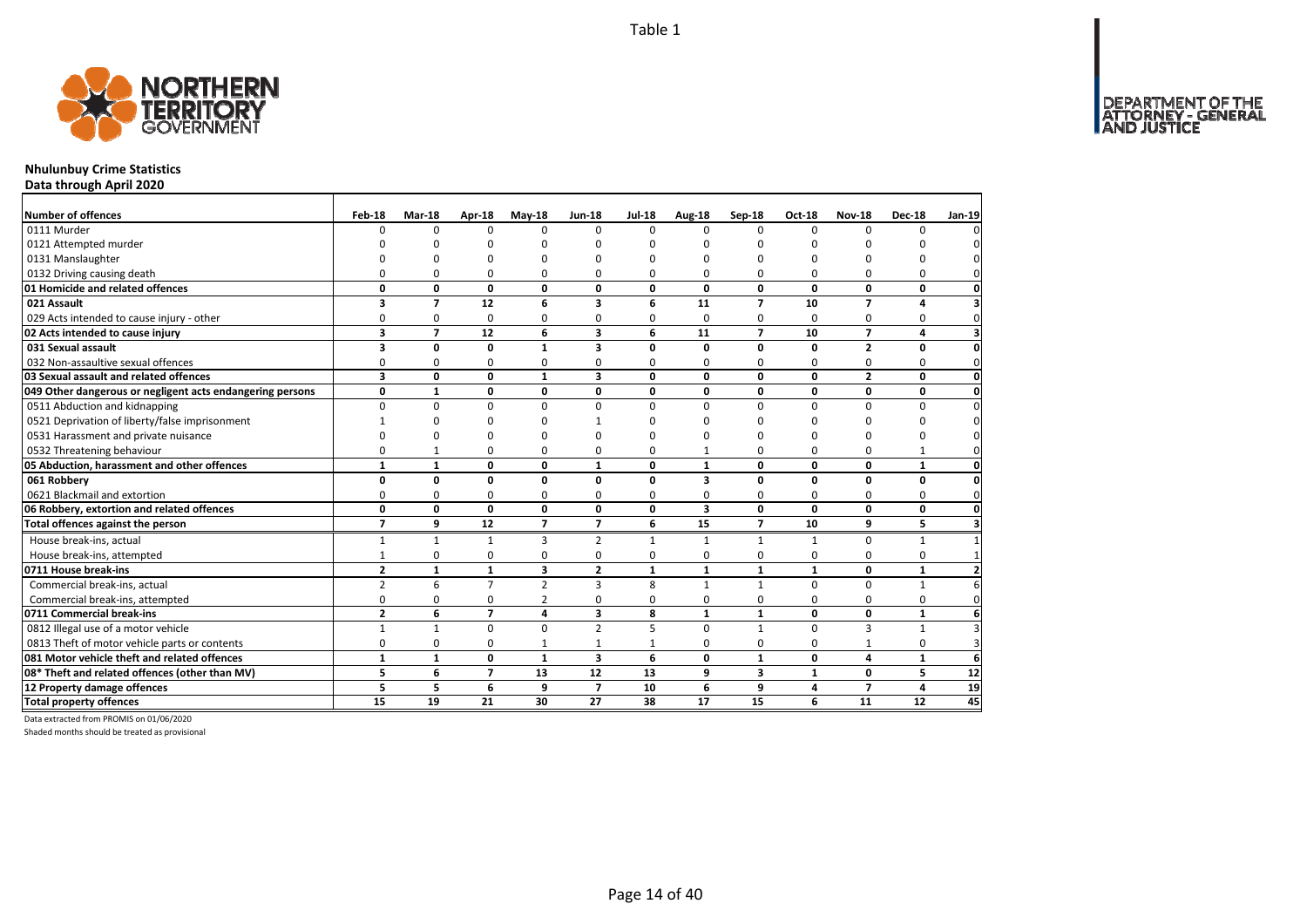Table 1

# Nhulunbuy Crime Statistics

## Data through April 2020

| Number of offences | Feb-18 | Mar-18 | Apr-18 | May-18 | Jun-18 | Jul-18 | Aug-18 | Sep-18 | Oct-18 | Nov-18 | Dec-18 | Jan-19 |
|---|---|---|---|---|---|---|---|---|---|---|---|---|
| 0111 Murder | 0 | 0 | 0 | 0 | 0 | 0 | 0 | 0 | 0 | 0 | 0 | 0 |
| 0121 Attempted murder | 0 | 0 | 0 | 0 | 0 | 0 | 0 | 0 | 0 | 0 | 0 | 0 |
| 0131 Manslaughter | 0 | 0 | 0 | 0 | 0 | 0 | 0 | 0 | 0 | 0 | 0 | 0 |
| 0132 Driving causing death | 0 | 0 | 0 | 0 | 0 | 0 | 0 | 0 | 0 | 0 | 0 | 0 |
| **01 Homicide and related offences** | **0** | **0** | **0** | **0** | **0** | **0** | **0** | **0** | **0** | **0** | **0** | **0** |
| **021 Assault** | **3** | **7** | **12** | **6** | **3** | **6** | **11** | **7** | **10** | **7** | **4** | **3** |
| 029 Acts intended to cause injury - other | 0 | 0 | 0 | 0 | 0 | 0 | 0 | 0 | 0 | 0 | 0 | 0 |
| **02 Acts intended to cause injury** | **3** | **7** | **12** | **6** | **3** | **6** | **11** | **7** | **10** | **7** | **4** | **3** |
| **031 Sexual assault** | **3** | **0** | **0** | **1** | **3** | **0** | **0** | **0** | **0** | **2** | **0** | **0** |
| 032 Non-assaultive sexual offences | 0 | 0 | 0 | 0 | 0 | 0 | 0 | 0 | 0 | 0 | 0 | 0 |
| **03 Sexual assault and related offences** | **3** | **0** | **0** | **1** | **3** | **0** | **0** | **0** | **0** | **2** | **0** | **0** |
| **049 Other dangerous or negligent acts endangering persons** | **0** | **1** | **0** | **0** | **0** | **0** | **0** | **0** | **0** | **0** | **0** | **0** |
| 0511 Abduction and kidnapping | 0 | 0 | 0 | 0 | 0 | 0 | 0 | 0 | 0 | 0 | 0 | 0 |
| 0521 Deprivation of liberty/false imprisonment | 1 | 0 | 0 | 0 | 1 | 0 | 0 | 0 | 0 | 0 | 0 | 0 |
| 0531 Harassment and private nuisance | 0 | 0 | 0 | 0 | 0 | 0 | 0 | 0 | 0 | 0 | 0 | 0 |
| 0532 Threatening behaviour | 0 | 1 | 0 | 0 | 0 | 0 | 1 | 0 | 0 | 0 | 1 | 0 |
| **05 Abduction, harassment and other offences** | **1** | **1** | **0** | **0** | **1** | **0** | **1** | **0** | **0** | **0** | **1** | **0** |
| **061 Robbery** | **0** | **0** | **0** | **0** | **0** | **0** | **3** | **0** | **0** | **0** | **0** | **0** |
| 0621 Blackmail and extortion | 0 | 0 | 0 | 0 | 0 | 0 | 0 | 0 | 0 | 0 | 0 | 0 |
| **06 Robbery, extortion and related offences** | **0** | **0** | **0** | **0** | **0** | **0** | **3** | **0** | **0** | **0** | **0** | **0** |
| **Total offences against the person** | **7** | **9** | **12** | **7** | **7** | **6** | **15** | **7** | **10** | **9** | **5** | **3** |
| House break-ins, actual | 1 | 1 | 1 | 3 | 2 | 1 | 1 | 1 | 1 | 0 | 1 | 1 |
| House break-ins, attempted | 1 | 0 | 0 | 0 | 0 | 0 | 0 | 0 | 0 | 0 | 0 | 1 |
| **0711 House break-ins** | **2** | **1** | **1** | **3** | **2** | **1** | **1** | **1** | **1** | **0** | **1** | **2** |
| Commercial break-ins, actual | 2 | 6 | 7 | 2 | 3 | 8 | 1 | 1 | 0 | 0 | 1 | 6 |
| Commercial break-ins, attempted | 0 | 0 | 0 | 2 | 0 | 0 | 0 | 0 | 0 | 0 | 0 | 0 |
| **0711 Commercial break-ins** | **2** | **6** | **7** | **4** | **3** | **8** | **1** | **1** | **0** | **0** | **1** | **6** |
| 0812 Illegal use of a motor vehicle | 1 | 1 | 0 | 0 | 2 | 5 | 0 | 1 | 0 | 3 | 1 | 3 |
| 0813 Theft of motor vehicle parts or contents | 0 | 0 | 0 | 1 | 1 | 1 | 0 | 0 | 0 | 1 | 0 | 3 |
| **081 Motor vehicle theft and related offences** | **1** | **1** | **0** | **1** | **3** | **6** | **0** | **1** | **0** | **4** | **1** | **6** |
| **08* Theft and related offences (other than MV)** | **5** | **6** | **7** | **13** | **12** | **13** | **9** | **3** | **1** | **0** | **5** | **12** |
| **12 Property damage offences** | **5** | **5** | **6** | **9** | **7** | **10** | **6** | **9** | **4** | **7** | **4** | **19** |
| **Total property offences** | **15** | **19** | **21** | **30** | **27** | **38** | **17** | **15** | **6** | **11** | **12** | **45** |

Data extracted from PROMIS on 01/06/2020

Shaded months should be treated as provisional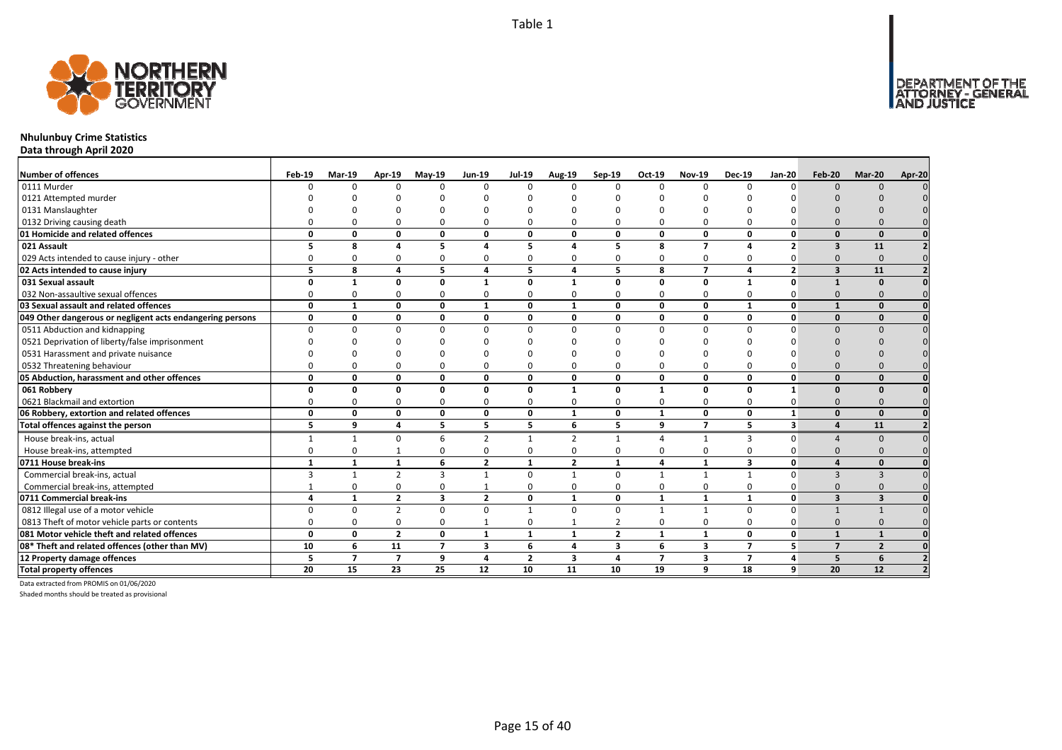Table 1

# Nhulunbuy Crime Statistics

**Data through April 2020**

| Number of offences | Feb-19 | Mar-19 | Apr-19 | May-19 | Jun-19 | Jul-19 | Aug-19 | Sep-19 | Oct-19 | Nov-19 | Dec-19 | Jan-20 | Feb-20 | Mar-20 | Apr-20 |
|---|---|---|---|---|---|---|---|---|---|---|---|---|---|---|---|
| 0111 Murder | 0 | 0 | 0 | 0 | 0 | 0 | 0 | 0 | 0 | 0 | 0 | 0 | 0 | 0 | 0 |
| 0121 Attempted murder | 0 | 0 | 0 | 0 | 0 | 0 | 0 | 0 | 0 | 0 | 0 | 0 | 0 | 0 | 0 |
| 0131 Manslaughter | 0 | 0 | 0 | 0 | 0 | 0 | 0 | 0 | 0 | 0 | 0 | 0 | 0 | 0 | 0 |
| 0132 Driving causing death | 0 | 0 | 0 | 0 | 0 | 0 | 0 | 0 | 0 | 0 | 0 | 0 | 0 | 0 | 0 |
| **01 Homicide and related offences** | **0** | **0** | **0** | **0** | **0** | **0** | **0** | **0** | **0** | **0** | **0** | **0** | **0** | **0** | **0** |
| **021 Assault** | **5** | **8** | **4** | **5** | **4** | **5** | **4** | **5** | **8** | **7** | **4** | **2** | **3** | **11** | **2** |
| 029 Acts intended to cause injury - other | 0 | 0 | 0 | 0 | 0 | 0 | 0 | 0 | 0 | 0 | 0 | 0 | 0 | 0 | 0 |
| **02 Acts intended to cause injury** | **5** | **8** | **4** | **5** | **4** | **5** | **4** | **5** | **8** | **7** | **4** | **2** | **3** | **11** | **2** |
| **031 Sexual assault** | **0** | **1** | **0** | **0** | **1** | **0** | **1** | **0** | **0** | **0** | **1** | **0** | **1** | **0** | **0** |
| 032 Non-assaultive sexual offences | 0 | 0 | 0 | 0 | 0 | 0 | 0 | 0 | 0 | 0 | 0 | 0 | 0 | 0 | 0 |
| **03 Sexual assault and related offences** | **0** | **1** | **0** | **0** | **1** | **0** | **1** | **0** | **0** | **0** | **1** | **0** | **1** | **0** | **0** |
| **049 Other dangerous or negligent acts endangering persons** | **0** | **0** | **0** | **0** | **0** | **0** | **0** | **0** | **0** | **0** | **0** | **0** | **0** | **0** | **0** |
| 0511 Abduction and kidnapping | 0 | 0 | 0 | 0 | 0 | 0 | 0 | 0 | 0 | 0 | 0 | 0 | 0 | 0 | 0 |
| 0521 Deprivation of liberty/false imprisonment | 0 | 0 | 0 | 0 | 0 | 0 | 0 | 0 | 0 | 0 | 0 | 0 | 0 | 0 | 0 |
| 0531 Harassment and private nuisance | 0 | 0 | 0 | 0 | 0 | 0 | 0 | 0 | 0 | 0 | 0 | 0 | 0 | 0 | 0 |
| 0532 Threatening behaviour | 0 | 0 | 0 | 0 | 0 | 0 | 0 | 0 | 0 | 0 | 0 | 0 | 0 | 0 | 0 |
| **05 Abduction, harassment and other offences** | **0** | **0** | **0** | **0** | **0** | **0** | **0** | **0** | **0** | **0** | **0** | **0** | **0** | **0** | **0** |
| **061 Robbery** | **0** | **0** | **0** | **0** | **0** | **0** | **1** | **0** | **1** | **0** | **0** | **1** | **0** | **0** | **0** |
| 0621 Blackmail and extortion | 0 | 0 | 0 | 0 | 0 | 0 | 0 | 0 | 0 | 0 | 0 | 0 | 0 | 0 | 0 |
| **06 Robbery, extortion and related offences** | **0** | **0** | **0** | **0** | **0** | **0** | **1** | **0** | **1** | **0** | **0** | **1** | **0** | **0** | **0** |
| **Total offences against the person** | **5** | **9** | **4** | **5** | **5** | **5** | **6** | **5** | **9** | **7** | **5** | **3** | **4** | **11** | **2** |
| House break-ins, actual | 1 | 1 | 0 | 6 | 2 | 1 | 2 | 1 | 4 | 1 | 3 | 0 | 4 | 0 | 0 |
| House break-ins, attempted | 0 | 0 | 1 | 0 | 0 | 0 | 0 | 0 | 0 | 0 | 0 | 0 | 0 | 0 | 0 |
| **0711 House break-ins** | **1** | **1** | **1** | **6** | **2** | **1** | **2** | **1** | **4** | **1** | **3** | **0** | **4** | **0** | **0** |
| Commercial break-ins, actual | 3 | 1 | 2 | 3 | 1 | 0 | 1 | 0 | 1 | 1 | 1 | 0 | 3 | 3 | 0 |
| Commercial break-ins, attempted | 1 | 0 | 0 | 0 | 1 | 0 | 0 | 0 | 0 | 0 | 0 | 0 | 0 | 0 | 0 |
| **0711 Commercial break-ins** | **4** | **1** | **2** | **3** | **2** | **0** | **1** | **0** | **1** | **1** | **1** | **0** | **3** | **3** | **0** |
| 0812 Illegal use of a motor vehicle | 0 | 0 | 2 | 0 | 0 | 1 | 0 | 0 | 1 | 1 | 0 | 0 | 1 | 1 | 0 |
| 0813 Theft of motor vehicle parts or contents | 0 | 0 | 0 | 0 | 1 | 0 | 1 | 2 | 0 | 0 | 0 | 0 | 0 | 0 | 0 |
| **081 Motor vehicle theft and related offences** | **0** | **0** | **2** | **0** | **1** | **1** | **1** | **2** | **1** | **1** | **0** | **0** | **1** | **1** | **0** |
| **08\* Theft and related offences (other than MV)** | **10** | **6** | **11** | **7** | **3** | **6** | **4** | **3** | **6** | **3** | **7** | **5** | **7** | **2** | **0** |
| **12 Property damage offences** | **5** | **7** | **7** | **9** | **4** | **2** | **3** | **4** | **7** | **3** | **7** | **4** | **5** | **6** | **2** |
| **Total property offences** | **20** | **15** | **23** | **25** | **12** | **10** | **11** | **10** | **19** | **9** | **18** | **9** | **20** | **12** | **2** |

Data extracted from PROMIS on 01/06/2020

Shaded months should be treated as provisional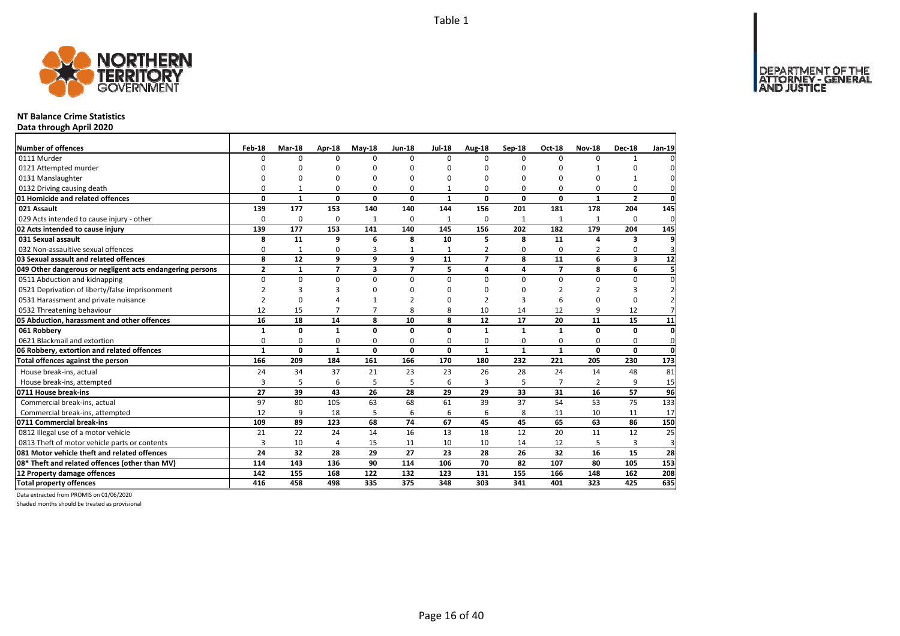Table 1

## NT Balance Crime Statistics

**Data through April 2020**

| Number of offences | Feb-18 | Mar-18 | Apr-18 | May-18 | Jun-18 | Jul-18 | Aug-18 | Sep-18 | Oct-18 | Nov-18 | Dec-18 | Jan-19 |
|---|---|---|---|---|---|---|---|---|---|---|---|---|
| 0111 Murder | 0 | 0 | 0 | 0 | 0 | 0 | 0 | 0 | 0 | 0 | 1 | 0 |
| 0121 Attempted murder | 0 | 0 | 0 | 0 | 0 | 0 | 0 | 0 | 0 | 1 | 0 | 0 |
| 0131 Manslaughter | 0 | 0 | 0 | 0 | 0 | 0 | 0 | 0 | 0 | 0 | 1 | 0 |
| 0132 Driving causing death | 0 | 1 | 0 | 0 | 0 | 1 | 0 | 0 | 0 | 0 | 0 | 0 |
| **01 Homicide and related offences** | **0** | **1** | **0** | **0** | **0** | **1** | **0** | **0** | **0** | **1** | **2** | **0** |
| **021 Assault** | **139** | **177** | **153** | **140** | **140** | **144** | **156** | **201** | **181** | **178** | **204** | **145** |
| 029 Acts intended to cause injury - other | 0 | 0 | 0 | 1 | 0 | 1 | 0 | 1 | 1 | 1 | 0 | 0 |
| **02 Acts intended to cause injury** | **139** | **177** | **153** | **141** | **140** | **145** | **156** | **202** | **182** | **179** | **204** | **145** |
| **031 Sexual assault** | **8** | **11** | **9** | **6** | **8** | **10** | **5** | **8** | **11** | **4** | **3** | **9** |
| 032 Non-assaultive sexual offences | 0 | 1 | 0 | 3 | 1 | 1 | 2 | 0 | 0 | 2 | 0 | 3 |
| **03 Sexual assault and related offences** | **8** | **12** | **9** | **9** | **9** | **11** | **7** | **8** | **11** | **6** | **3** | **12** |
| **049 Other dangerous or negligent acts endangering persons** | **2** | **1** | **7** | **3** | **7** | **5** | **4** | **4** | **7** | **8** | **6** | **5** |
| 0511 Abduction and kidnapping | 0 | 0 | 0 | 0 | 0 | 0 | 0 | 0 | 0 | 0 | 0 | 0 |
| 0521 Deprivation of liberty/false imprisonment | 2 | 3 | 3 | 0 | 0 | 0 | 0 | 0 | 2 | 2 | 3 | 2 |
| 0531 Harassment and private nuisance | 2 | 0 | 4 | 1 | 2 | 0 | 2 | 3 | 6 | 0 | 0 | 2 |
| 0532 Threatening behaviour | 12 | 15 | 7 | 7 | 8 | 8 | 10 | 14 | 12 | 9 | 12 | 7 |
| **05 Abduction, harassment and other offences** | **16** | **18** | **14** | **8** | **10** | **8** | **12** | **17** | **20** | **11** | **15** | **11** |
| **061 Robbery** | **1** | **0** | **1** | **0** | **0** | **0** | **1** | **1** | **1** | **0** | **0** | **0** |
| 0621 Blackmail and extortion | 0 | 0 | 0 | 0 | 0 | 0 | 0 | 0 | 0 | 0 | 0 | 0 |
| **06 Robbery, extortion and related offences** | **1** | **0** | **1** | **0** | **0** | **0** | **1** | **1** | **1** | **0** | **0** | **0** |
| **Total offences against the person** | **166** | **209** | **184** | **161** | **166** | **170** | **180** | **232** | **221** | **205** | **230** | **173** |
| House break-ins, actual | 24 | 34 | 37 | 21 | 23 | 23 | 26 | 28 | 24 | 14 | 48 | 81 |
| House break-ins, attempted | 3 | 5 | 6 | 5 | 5 | 6 | 3 | 5 | 7 | 2 | 9 | 15 |
| **0711 House break-ins** | **27** | **39** | **43** | **26** | **28** | **29** | **29** | **33** | **31** | **16** | **57** | **96** |
| Commercial break-ins, actual | 97 | 80 | 105 | 63 | 68 | 61 | 39 | 37 | 54 | 53 | 75 | 133 |
| Commercial break-ins, attempted | 12 | 9 | 18 | 5 | 6 | 6 | 6 | 8 | 11 | 10 | 11 | 17 |
| **0711 Commercial break-ins** | **109** | **89** | **123** | **68** | **74** | **67** | **45** | **45** | **65** | **63** | **86** | **150** |
| 0812 Illegal use of a motor vehicle | 21 | 22 | 24 | 14 | 16 | 13 | 18 | 12 | 20 | 11 | 12 | 25 |
| 0813 Theft of motor vehicle parts or contents | 3 | 10 | 4 | 15 | 11 | 10 | 10 | 14 | 12 | 5 | 3 | 3 |
| **081 Motor vehicle theft and related offences** | **24** | **32** | **28** | **29** | **27** | **23** | **28** | **26** | **32** | **16** | **15** | **28** |
| **08* Theft and related offences (other than MV)** | **114** | **143** | **136** | **90** | **114** | **106** | **70** | **82** | **107** | **80** | **105** | **153** |
| **12 Property damage offences** | **142** | **155** | **168** | **122** | **132** | **123** | **131** | **155** | **166** | **148** | **162** | **208** |
| **Total property offences** | **416** | **458** | **498** | **335** | **375** | **348** | **303** | **341** | **401** | **323** | **425** | **635** |

Data extracted from PROMIS on 01/06/2020

Shaded months should be treated as provisional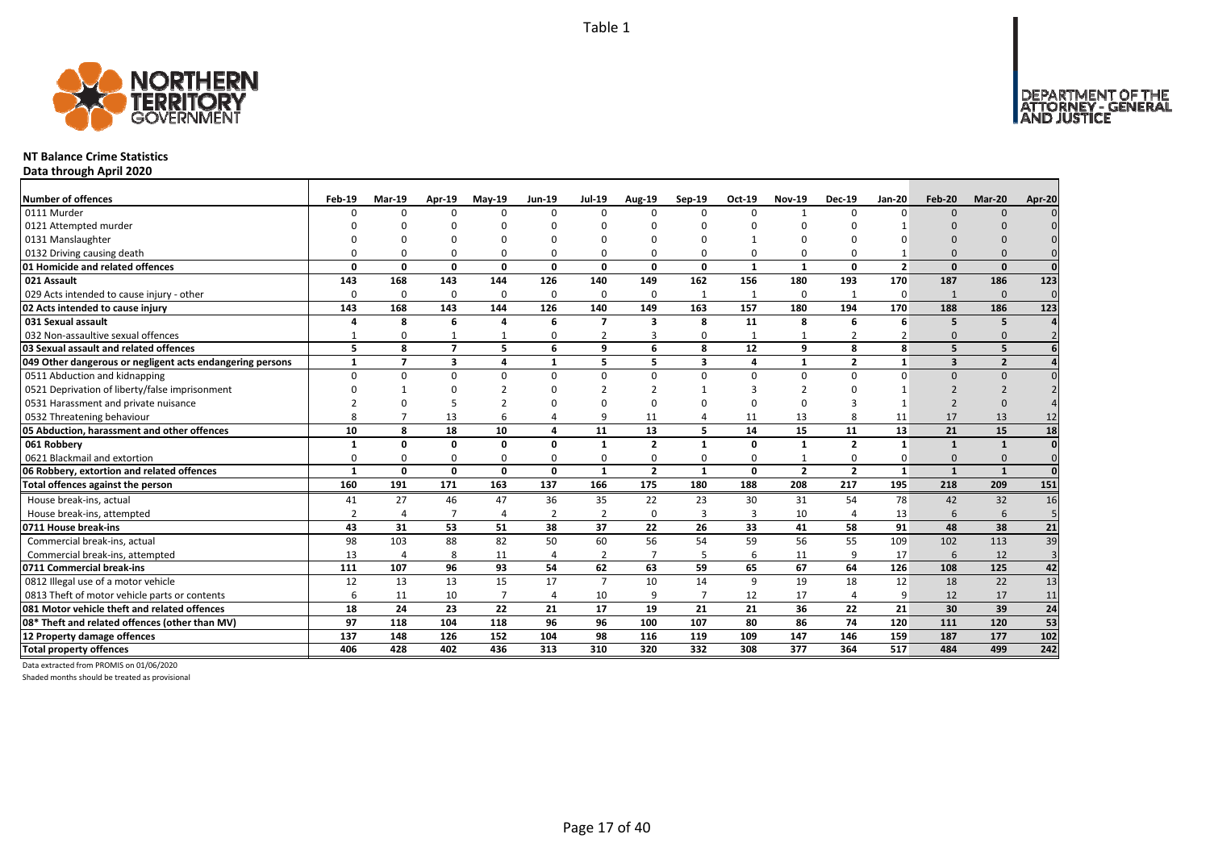Table 1

## NT Balance Crime Statistics

**Data through April 2020**

| Number of offences | Feb-19 | Mar-19 | Apr-19 | May-19 | Jun-19 | Jul-19 | Aug-19 | Sep-19 | Oct-19 | Nov-19 | Dec-19 | Jan-20 | Feb-20 | Mar-20 | Apr-20 |
|---|---|---|---|---|---|---|---|---|---|---|---|---|---|---|---|
| 0111 Murder | 0 | 0 | 0 | 0 | 0 | 0 | 0 | 0 | 0 | 1 | 0 | 0 | 0 | 0 | 0 |
| 0121 Attempted murder | 0 | 0 | 0 | 0 | 0 | 0 | 0 | 0 | 0 | 0 | 0 | 1 | 0 | 0 | 0 |
| 0131 Manslaughter | 0 | 0 | 0 | 0 | 0 | 0 | 0 | 0 | 1 | 0 | 0 | 0 | 0 | 0 | 0 |
| 0132 Driving causing death | 0 | 0 | 0 | 0 | 0 | 0 | 0 | 0 | 0 | 0 | 0 | 1 | 0 | 0 | 0 |
| **01 Homicide and related offences** | **0** | **0** | **0** | **0** | **0** | **0** | **0** | **0** | **1** | **1** | **0** | **2** | **0** | **0** | **0** |
| **021 Assault** | **143** | **168** | **143** | **144** | **126** | **140** | **149** | **162** | **156** | **180** | **193** | **170** | **187** | **186** | **123** |
| 029 Acts intended to cause injury - other | 0 | 0 | 0 | 0 | 0 | 0 | 0 | 1 | 1 | 0 | 1 | 0 | 1 | 0 | 0 |
| **02 Acts intended to cause injury** | **143** | **168** | **143** | **144** | **126** | **140** | **149** | **163** | **157** | **180** | **194** | **170** | **188** | **186** | **123** |
| **031 Sexual assault** | **4** | **8** | **6** | **4** | **6** | **7** | **3** | **8** | **11** | **8** | **6** | **6** | **5** | **5** | **4** |
| 032 Non-assaultive sexual offences | 1 | 0 | 1 | 1 | 0 | 2 | 3 | 0 | 1 | 1 | 2 | 2 | 0 | 0 | 2 |
| **03 Sexual assault and related offences** | **5** | **8** | **7** | **5** | **6** | **9** | **6** | **8** | **12** | **9** | **8** | **8** | **5** | **5** | **6** |
| **049 Other dangerous or negligent acts endangering persons** | **1** | **7** | **3** | **4** | **1** | **5** | **5** | **3** | **4** | **1** | **2** | **1** | **3** | **2** | **4** |
| 0511 Abduction and kidnapping | 0 | 0 | 0 | 0 | 0 | 0 | 0 | 0 | 0 | 0 | 0 | 0 | 0 | 0 | 0 |
| 0521 Deprivation of liberty/false imprisonment | 0 | 1 | 0 | 2 | 0 | 2 | 2 | 1 | 3 | 2 | 0 | 1 | 2 | 2 | 2 |
| 0531 Harassment and private nuisance | 2 | 0 | 5 | 2 | 0 | 0 | 0 | 0 | 0 | 0 | 3 | 1 | 2 | 0 | 4 |
| 0532 Threatening behaviour | 8 | 7 | 13 | 6 | 4 | 9 | 11 | 4 | 11 | 13 | 8 | 11 | 17 | 13 | 12 |
| **05 Abduction, harassment and other offences** | **10** | **8** | **18** | **10** | **4** | **11** | **13** | **5** | **14** | **15** | **11** | **13** | **21** | **15** | **18** |
| **061 Robbery** | **1** | **0** | **0** | **0** | **0** | **1** | **2** | **1** | **0** | **1** | **2** | **1** | **1** | **1** | **0** |
| 0621 Blackmail and extortion | 0 | 0 | 0 | 0 | 0 | 0 | 0 | 0 | 0 | 1 | 0 | 0 | 0 | 0 | 0 |
| **06 Robbery, extortion and related offences** | **1** | **0** | **0** | **0** | **0** | **1** | **2** | **1** | **0** | **2** | **2** | **1** | **1** | **1** | **0** |
| **Total offences against the person** | **160** | **191** | **171** | **163** | **137** | **166** | **175** | **180** | **188** | **208** | **217** | **195** | **218** | **209** | **151** |
| House break-ins, actual | 41 | 27 | 46 | 47 | 36 | 35 | 22 | 23 | 30 | 31 | 54 | 78 | 42 | 32 | 16 |
| House break-ins, attempted | 2 | 4 | 7 | 4 | 2 | 2 | 0 | 3 | 3 | 10 | 4 | 13 | 6 | 6 | 5 |
| **0711 House break-ins** | **43** | **31** | **53** | **51** | **38** | **37** | **22** | **26** | **33** | **41** | **58** | **91** | **48** | **38** | **21** |
| Commercial break-ins, actual | 98 | 103 | 88 | 82 | 50 | 60 | 56 | 54 | 59 | 56 | 55 | 109 | 102 | 113 | 39 |
| Commercial break-ins, attempted | 13 | 4 | 8 | 11 | 4 | 2 | 7 | 5 | 6 | 11 | 9 | 17 | 6 | 12 | 3 |
| **0711 Commercial break-ins** | **111** | **107** | **96** | **93** | **54** | **62** | **63** | **59** | **65** | **67** | **64** | **126** | **108** | **125** | **42** |
| 0812 Illegal use of a motor vehicle | 12 | 13 | 13 | 15 | 17 | 7 | 10 | 14 | 9 | 19 | 18 | 12 | 18 | 22 | 13 |
| 0813 Theft of motor vehicle parts or contents | 6 | 11 | 10 | 7 | 4 | 10 | 9 | 7 | 12 | 17 | 4 | 9 | 12 | 17 | 11 |
| **081 Motor vehicle theft and related offences** | **18** | **24** | **23** | **22** | **21** | **17** | **19** | **21** | **21** | **36** | **22** | **21** | **30** | **39** | **24** |
| **08* Theft and related offences (other than MV)** | **97** | **118** | **104** | **118** | **96** | **96** | **100** | **107** | **80** | **86** | **74** | **120** | **111** | **120** | **53** |
| **12 Property damage offences** | **137** | **148** | **126** | **152** | **104** | **98** | **116** | **119** | **109** | **147** | **146** | **159** | **187** | **177** | **102** |
| **Total property offences** | **406** | **428** | **402** | **436** | **313** | **310** | **320** | **332** | **308** | **377** | **364** | **517** | **484** | **499** | **242** |

Data extracted from PROMIS on 01/06/2020

Shaded months should be treated as provisional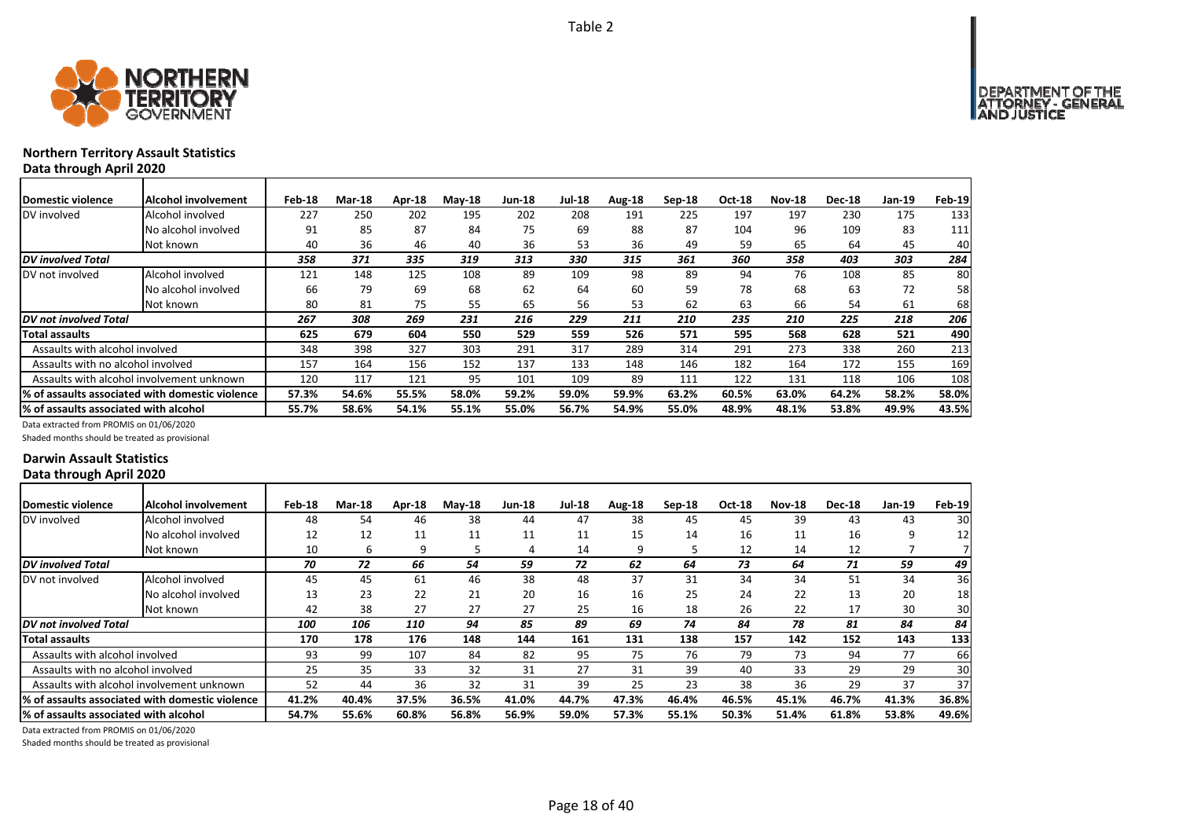Table 2

## Northern Territory Assault Statistics

**Data through April 2020**

| Domestic violence | Alcohol involvement | Feb-18 | Mar-18 | Apr-18 | May-18 | Jun-18 | Jul-18 | Aug-18 | Sep-18 | Oct-18 | Nov-18 | Dec-18 | Jan-19 | Feb-19 |
|---|---|---|---|---|---|---|---|---|---|---|---|---|---|---|
| DV involved | Alcohol involved | 227 | 250 | 202 | 195 | 202 | 208 | 191 | 225 | 197 | 197 | 230 | 175 | 133 |
| | No alcohol involved | 91 | 85 | 87 | 84 | 75 | 69 | 88 | 87 | 104 | 96 | 109 | 83 | 111 |
| | Not known | 40 | 36 | 46 | 40 | 36 | 53 | 36 | 49 | 59 | 65 | 64 | 45 | 40 |
| ***DV involved Total*** | | *358* | *371* | *335* | *319* | *313* | *330* | *315* | *361* | *360* | *358* | *403* | *303* | *284* |
| DV not involved | Alcohol involved | 121 | 148 | 125 | 108 | 89 | 109 | 98 | 89 | 94 | 76 | 108 | 85 | 80 |
| | No alcohol involved | 66 | 79 | 69 | 68 | 62 | 64 | 60 | 59 | 78 | 68 | 63 | 72 | 58 |
| | Not known | 80 | 81 | 75 | 55 | 65 | 56 | 53 | 62 | 63 | 66 | 54 | 61 | 68 |
| ***DV not involved Total*** | | *267* | *308* | *269* | *231* | *216* | *229* | *211* | *210* | *235* | *210* | *225* | *218* | *206* |
| **Total assaults** | | **625** | **679** | **604** | **550** | **529** | **559** | **526** | **571** | **595** | **568** | **628** | **521** | **490** |
| Assaults with alcohol involved | | 348 | 398 | 327 | 303 | 291 | 317 | 289 | 314 | 291 | 273 | 338 | 260 | 213 |
| Assaults with no alcohol involved | | 157 | 164 | 156 | 152 | 137 | 133 | 148 | 146 | 182 | 164 | 172 | 155 | 169 |
| Assaults with alcohol involvement unknown | | 120 | 117 | 121 | 95 | 101 | 109 | 89 | 111 | 122 | 131 | 118 | 106 | 108 |
| **% of assaults associated with domestic violence** | | **57.3%** | **54.6%** | **55.5%** | **58.0%** | **59.2%** | **59.0%** | **59.9%** | **63.2%** | **60.5%** | **63.0%** | **64.2%** | **58.2%** | **58.0%** |
| **% of assaults associated with alcohol** | | **55.7%** | **58.6%** | **54.1%** | **55.1%** | **55.0%** | **56.7%** | **54.9%** | **55.0%** | **48.9%** | **48.1%** | **53.8%** | **49.9%** | **43.5%** |

Data extracted from PROMIS on 01/06/2020

Shaded months should be treated as provisional

## Darwin Assault Statistics

**Data through April 2020**

| Domestic violence | Alcohol involvement | Feb-18 | Mar-18 | Apr-18 | May-18 | Jun-18 | Jul-18 | Aug-18 | Sep-18 | Oct-18 | Nov-18 | Dec-18 | Jan-19 | Feb-19 |
|---|---|---|---|---|---|---|---|---|---|---|---|---|---|---|
| DV involved | Alcohol involved | 48 | 54 | 46 | 38 | 44 | 47 | 38 | 45 | 45 | 39 | 43 | 43 | 30 |
| | No alcohol involved | 12 | 12 | 11 | 11 | 11 | 11 | 15 | 14 | 16 | 11 | 16 | 9 | 12 |
| | Not known | 10 | 6 | 9 | 5 | 4 | 14 | 9 | 5 | 12 | 14 | 12 | 7 | 7 |
| ***DV involved Total*** | | *70* | *72* | *66* | *54* | *59* | *72* | *62* | *64* | *73* | *64* | *71* | *59* | *49* |
| DV not involved | Alcohol involved | 45 | 45 | 61 | 46 | 38 | 48 | 37 | 31 | 34 | 34 | 51 | 34 | 36 |
| | No alcohol involved | 13 | 23 | 22 | 21 | 20 | 16 | 16 | 25 | 24 | 22 | 13 | 20 | 18 |
| | Not known | 42 | 38 | 27 | 27 | 27 | 25 | 16 | 18 | 26 | 22 | 17 | 30 | 30 |
| ***DV not involved Total*** | | *100* | *106* | *110* | *94* | *85* | *89* | *69* | *74* | *84* | *78* | *81* | *84* | *84* |
| **Total assaults** | | **170** | **178** | **176** | **148** | **144** | **161** | **131** | **138** | **157** | **142** | **152** | **143** | **133** |
| Assaults with alcohol involved | | 93 | 99 | 107 | 84 | 82 | 95 | 75 | 76 | 79 | 73 | 94 | 77 | 66 |
| Assaults with no alcohol involved | | 25 | 35 | 33 | 32 | 31 | 27 | 31 | 39 | 40 | 33 | 29 | 29 | 30 |
| Assaults with alcohol involvement unknown | | 52 | 44 | 36 | 32 | 31 | 39 | 25 | 23 | 38 | 36 | 29 | 37 | 37 |
| **% of assaults associated with domestic violence** | | **41.2%** | **40.4%** | **37.5%** | **36.5%** | **41.0%** | **44.7%** | **47.3%** | **46.4%** | **46.5%** | **45.1%** | **46.7%** | **41.3%** | **36.8%** |
| **% of assaults associated with alcohol** | | **54.7%** | **55.6%** | **60.8%** | **56.8%** | **56.9%** | **59.0%** | **57.3%** | **55.1%** | **50.3%** | **51.4%** | **61.8%** | **53.8%** | **49.6%** |

Data extracted from PROMIS on 01/06/2020

Shaded months should be treated as provisional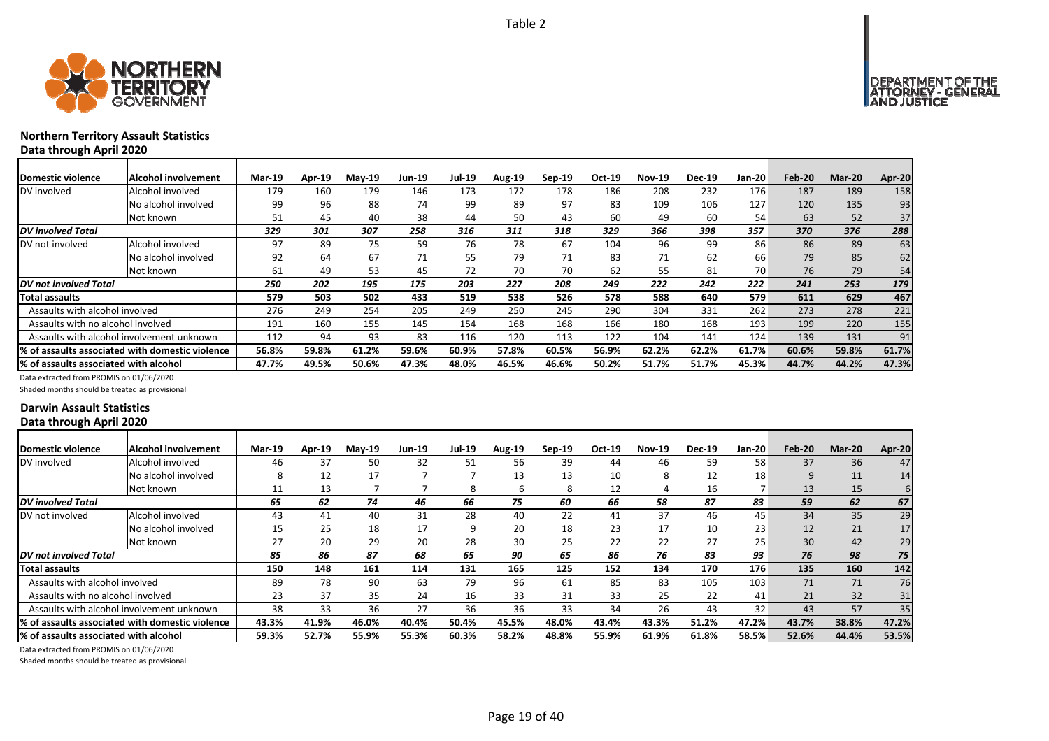Table 2

**Northern Territory Assault Statistics**
**Data through April 2020**

| Domestic violence | Alcohol involvement | Mar-19 | Apr-19 | May-19 | Jun-19 | Jul-19 | Aug-19 | Sep-19 | Oct-19 | Nov-19 | Dec-19 | Jan-20 | Feb-20 | Mar-20 | Apr-20 |
|---|---|---|---|---|---|---|---|---|---|---|---|---|---|---|---|
| DV involved | Alcohol involved | 179 | 160 | 179 | 146 | 173 | 172 | 178 | 186 | 208 | 232 | 176 | 187 | 189 | 158 |
| | No alcohol involved | 99 | 96 | 88 | 74 | 99 | 89 | 97 | 83 | 109 | 106 | 127 | 120 | 135 | 93 |
| | Not known | 51 | 45 | 40 | 38 | 44 | 50 | 43 | 60 | 49 | 60 | 54 | 63 | 52 | 37 |
| *DV involved Total* | | *329* | *301* | *307* | *258* | *316* | *311* | *318* | *329* | *366* | *398* | *357* | *370* | *376* | *288* |
| DV not involved | Alcohol involved | 97 | 89 | 75 | 59 | 76 | 78 | 67 | 104 | 96 | 99 | 86 | 86 | 89 | 63 |
| | No alcohol involved | 92 | 64 | 67 | 71 | 55 | 79 | 71 | 83 | 71 | 62 | 66 | 79 | 85 | 62 |
| | Not known | 61 | 49 | 53 | 45 | 72 | 70 | 70 | 62 | 55 | 81 | 70 | 76 | 79 | 54 |
| *DV not involved Total* | | *250* | *202* | *195* | *175* | *203* | *227* | *208* | *249* | *222* | *242* | *222* | *241* | *253* | *179* |
| **Total assaults** | | **579** | **503** | **502** | **433** | **519** | **538** | **526** | **578** | **588** | **640** | **579** | **611** | **629** | **467** |
| Assaults with alcohol involved | | 276 | 249 | 254 | 205 | 249 | 250 | 245 | 290 | 304 | 331 | 262 | 273 | 278 | 221 |
| Assaults with no alcohol involved | | 191 | 160 | 155 | 145 | 154 | 168 | 168 | 166 | 180 | 168 | 193 | 199 | 220 | 155 |
| Assaults with alcohol involvement unknown | | 112 | 94 | 93 | 83 | 116 | 120 | 113 | 122 | 104 | 141 | 124 | 139 | 131 | 91 |
| **% of assaults associated with domestic violence** | | **56.8%** | **59.8%** | **61.2%** | **59.6%** | **60.9%** | **57.8%** | **60.5%** | **56.9%** | **62.2%** | **62.2%** | **61.7%** | **60.6%** | **59.8%** | **61.7%** |
| **% of assaults associated with alcohol** | | **47.7%** | **49.5%** | **50.6%** | **47.3%** | **48.0%** | **46.5%** | **46.6%** | **50.2%** | **51.7%** | **51.7%** | **45.3%** | **44.7%** | **44.2%** | **47.3%** |

Data extracted from PROMIS on 01/06/2020
Shaded months should be treated as provisional

**Darwin Assault Statistics**
**Data through April 2020**

| Domestic violence | Alcohol involvement | Mar-19 | Apr-19 | May-19 | Jun-19 | Jul-19 | Aug-19 | Sep-19 | Oct-19 | Nov-19 | Dec-19 | Jan-20 | Feb-20 | Mar-20 | Apr-20 |
|---|---|---|---|---|---|---|---|---|---|---|---|---|---|---|---|
| DV involved | Alcohol involved | 46 | 37 | 50 | 32 | 51 | 56 | 39 | 44 | 46 | 59 | 58 | 37 | 36 | 47 |
| | No alcohol involved | 8 | 12 | 17 | 7 | 7 | 13 | 13 | 10 | 8 | 12 | 18 | 9 | 11 | 14 |
| | Not known | 11 | 13 | 7 | 7 | 8 | 6 | 8 | 12 | 4 | 16 | 7 | 13 | 15 | 6 |
| *DV involved Total* | | *65* | *62* | *74* | *46* | *66* | *75* | *60* | *66* | *58* | *87* | *83* | *59* | *62* | *67* |
| DV not involved | Alcohol involved | 43 | 41 | 40 | 31 | 28 | 40 | 22 | 41 | 37 | 46 | 45 | 34 | 35 | 29 |
| | No alcohol involved | 15 | 25 | 18 | 17 | 9 | 20 | 18 | 23 | 17 | 10 | 23 | 12 | 21 | 17 |
| | Not known | 27 | 20 | 29 | 20 | 28 | 30 | 25 | 22 | 22 | 27 | 25 | 30 | 42 | 29 |
| *DV not involved Total* | | *85* | *86* | *87* | *68* | *65* | *90* | *65* | *86* | *76* | *83* | *93* | *76* | *98* | *75* |
| **Total assaults** | | **150** | **148** | **161** | **114** | **131** | **165** | **125** | **152** | **134** | **170** | **176** | **135** | **160** | **142** |
| Assaults with alcohol involved | | 89 | 78 | 90 | 63 | 79 | 96 | 61 | 85 | 83 | 105 | 103 | 71 | 71 | 76 |
| Assaults with no alcohol involved | | 23 | 37 | 35 | 24 | 16 | 33 | 31 | 33 | 25 | 22 | 41 | 21 | 32 | 31 |
| Assaults with alcohol involvement unknown | | 38 | 33 | 36 | 27 | 36 | 36 | 33 | 34 | 26 | 43 | 32 | 43 | 57 | 35 |
| **% of assaults associated with domestic violence** | | **43.3%** | **41.9%** | **46.0%** | **40.4%** | **50.4%** | **45.5%** | **48.0%** | **43.4%** | **43.3%** | **51.2%** | **47.2%** | **43.7%** | **38.8%** | **47.2%** |
| **% of assaults associated with alcohol** | | **59.3%** | **52.7%** | **55.9%** | **55.3%** | **60.3%** | **58.2%** | **48.8%** | **55.9%** | **61.9%** | **61.8%** | **58.5%** | **52.6%** | **44.4%** | **53.5%** |

Data extracted from PROMIS on 01/06/2020
Shaded months should be treated as provisional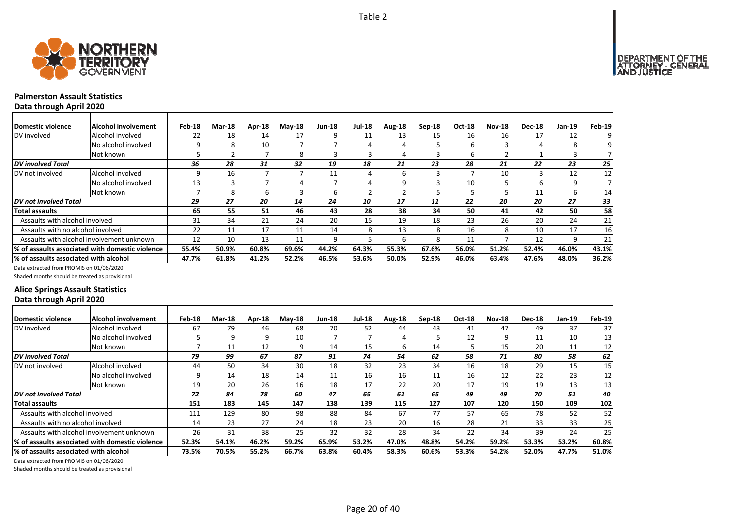Table 2

## Palmerston Assault Statistics

**Data through April 2020**

| Domestic violence | Alcohol involvement | Feb-18 | Mar-18 | Apr-18 | May-18 | Jun-18 | Jul-18 | Aug-18 | Sep-18 | Oct-18 | Nov-18 | Dec-18 | Jan-19 | Feb-19 |
|---|---|---|---|---|---|---|---|---|---|---|---|---|---|---|
| DV involved | Alcohol involved | 22 | 18 | 14 | 17 | 9 | 11 | 13 | 15 | 16 | 16 | 17 | 12 | 9 |
| | No alcohol involved | 9 | 8 | 10 | 7 | 7 | 4 | 4 | 5 | 6 | 3 | 4 | 8 | 9 |
| | Not known | 5 | 2 | 7 | 8 | 3 | 3 | 4 | 3 | 6 | 2 | 1 | 3 | 7 |
| ***DV involved Total*** | | ***36*** | ***28*** | ***31*** | ***32*** | ***19*** | ***18*** | ***21*** | ***23*** | ***28*** | ***21*** | ***22*** | ***23*** | ***25*** |
| DV not involved | Alcohol involved | 9 | 16 | 7 | 7 | 11 | 4 | 6 | 3 | 7 | 10 | 3 | 12 | 12 |
| | No alcohol involved | 13 | 3 | 7 | 4 | 7 | 4 | 9 | 3 | 10 | 5 | 6 | 9 | 7 |
| | Not known | 7 | 8 | 6 | 3 | 6 | 2 | 2 | 5 | 5 | 5 | 11 | 6 | 14 |
| ***DV not involved Total*** | | ***29*** | ***27*** | ***20*** | ***14*** | ***24*** | ***10*** | ***17*** | ***11*** | ***22*** | ***20*** | ***20*** | ***27*** | ***33*** |
| **Total assaults** | | **65** | **55** | **51** | **46** | **43** | **28** | **38** | **34** | **50** | **41** | **42** | **50** | **58** |
| Assaults with alcohol involved | | 31 | 34 | 21 | 24 | 20 | 15 | 19 | 18 | 23 | 26 | 20 | 24 | 21 |
| Assaults with no alcohol involved | | 22 | 11 | 17 | 11 | 14 | 8 | 13 | 8 | 16 | 8 | 10 | 17 | 16 |
| Assaults with alcohol involvement unknown | | 12 | 10 | 13 | 11 | 9 | 5 | 6 | 8 | 11 | 7 | 12 | 9 | 21 |
| **% of assaults associated with domestic violence** | | **55.4%** | **50.9%** | **60.8%** | **69.6%** | **44.2%** | **64.3%** | **55.3%** | **67.6%** | **56.0%** | **51.2%** | **52.4%** | **46.0%** | **43.1%** |
| **% of assaults associated with alcohol** | | **47.7%** | **61.8%** | **41.2%** | **52.2%** | **46.5%** | **53.6%** | **50.0%** | **52.9%** | **46.0%** | **63.4%** | **47.6%** | **48.0%** | **36.2%** |

Data extracted from PROMIS on 01/06/2020

Shaded months should be treated as provisional

## Alice Springs Assault Statistics

**Data through April 2020**

| Domestic violence | Alcohol involvement | Feb-18 | Mar-18 | Apr-18 | May-18 | Jun-18 | Jul-18 | Aug-18 | Sep-18 | Oct-18 | Nov-18 | Dec-18 | Jan-19 | Feb-19 |
|---|---|---|---|---|---|---|---|---|---|---|---|---|---|---|
| DV involved | Alcohol involved | 67 | 79 | 46 | 68 | 70 | 52 | 44 | 43 | 41 | 47 | 49 | 37 | 37 |
| | No alcohol involved | 5 | 9 | 9 | 10 | 7 | 7 | 4 | 5 | 12 | 9 | 11 | 10 | 13 |
| | Not known | 7 | 11 | 12 | 9 | 14 | 15 | 6 | 14 | 5 | 15 | 20 | 11 | 12 |
| ***DV involved Total*** | | ***79*** | ***99*** | ***67*** | ***87*** | ***91*** | ***74*** | ***54*** | ***62*** | ***58*** | ***71*** | ***80*** | ***58*** | ***62*** |
| DV not involved | Alcohol involved | 44 | 50 | 34 | 30 | 18 | 32 | 23 | 34 | 16 | 18 | 29 | 15 | 15 |
| | No alcohol involved | 9 | 14 | 18 | 14 | 11 | 16 | 16 | 11 | 16 | 12 | 22 | 23 | 12 |
| | Not known | 19 | 20 | 26 | 16 | 18 | 17 | 22 | 20 | 17 | 19 | 19 | 13 | 13 |
| ***DV not involved Total*** | | ***72*** | ***84*** | ***78*** | ***60*** | ***47*** | ***65*** | ***61*** | ***65*** | ***49*** | ***49*** | ***70*** | ***51*** | ***40*** |
| **Total assaults** | | **151** | **183** | **145** | **147** | **138** | **139** | **115** | **127** | **107** | **120** | **150** | **109** | **102** |
| Assaults with alcohol involved | | 111 | 129 | 80 | 98 | 88 | 84 | 67 | 77 | 57 | 65 | 78 | 52 | 52 |
| Assaults with no alcohol involved | | 14 | 23 | 27 | 24 | 18 | 23 | 20 | 16 | 28 | 21 | 33 | 33 | 25 |
| Assaults with alcohol involvement unknown | | 26 | 31 | 38 | 25 | 32 | 32 | 28 | 34 | 22 | 34 | 39 | 24 | 25 |
| **% of assaults associated with domestic violence** | | **52.3%** | **54.1%** | **46.2%** | **59.2%** | **65.9%** | **53.2%** | **47.0%** | **48.8%** | **54.2%** | **59.2%** | **53.3%** | **53.2%** | **60.8%** |
| **% of assaults associated with alcohol** | | **73.5%** | **70.5%** | **55.2%** | **66.7%** | **63.8%** | **60.4%** | **58.3%** | **60.6%** | **53.3%** | **54.2%** | **52.0%** | **47.7%** | **51.0%** |

Data extracted from PROMIS on 01/06/2020

Shaded months should be treated as provisional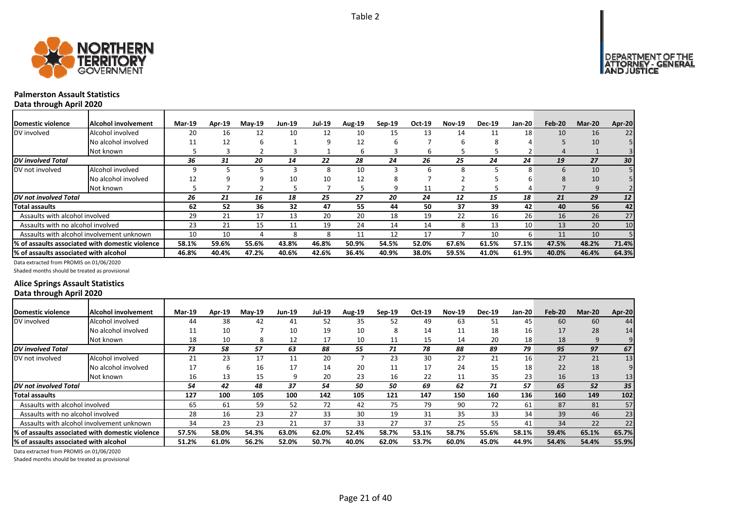Table 2

## Palmerston Assault Statistics

**Data through April 2020**

| Domestic violence | Alcohol involvement | Mar-19 | Apr-19 | May-19 | Jun-19 | Jul-19 | Aug-19 | Sep-19 | Oct-19 | Nov-19 | Dec-19 | Jan-20 | Feb-20 | Mar-20 | Apr-20 |
|---|---|---|---|---|---|---|---|---|---|---|---|---|---|---|---|
| DV involved | Alcohol involved | 20 | 16 | 12 | 10 | 12 | 10 | 15 | 13 | 14 | 11 | 18 | 10 | 16 | 22 |
| | No alcohol involved | 11 | 12 | 6 | 1 | 9 | 12 | 6 | 7 | 6 | 8 | 4 | 5 | 10 | 5 |
| | Not known | 5 | 3 | 2 | 3 | 1 | 6 | 3 | 6 | 5 | 5 | 2 | 4 | 1 | 3 |
| ***DV involved Total*** | | *36* | *31* | *20* | *14* | *22* | *28* | *24* | *26* | *25* | *24* | *24* | *19* | *27* | *30* |
| DV not involved | Alcohol involved | 9 | 5 | 5 | 3 | 8 | 10 | 3 | 6 | 8 | 5 | 8 | 6 | 10 | 5 |
| | No alcohol involved | 12 | 9 | 9 | 10 | 10 | 12 | 8 | 7 | 2 | 5 | 6 | 8 | 10 | 5 |
| | Not known | 5 | 7 | 2 | 5 | 7 | 5 | 9 | 11 | 2 | 5 | 4 | 7 | 9 | 2 |
| ***DV not involved Total*** | | *26* | *21* | *16* | *18* | *25* | *27* | *20* | *24* | *12* | *15* | *18* | *21* | *29* | *12* |
| **Total assaults** | | **62** | **52** | **36** | **32** | **47** | **55** | **44** | **50** | **37** | **39** | **42** | **40** | **56** | **42** |
| Assaults with alcohol involved | | 29 | 21 | 17 | 13 | 20 | 20 | 18 | 19 | 22 | 16 | 26 | 16 | 26 | 27 |
| Assaults with no alcohol involved | | 23 | 21 | 15 | 11 | 19 | 24 | 14 | 14 | 8 | 13 | 10 | 13 | 20 | 10 |
| Assaults with alcohol involvement unknown | | 10 | 10 | 4 | 8 | 8 | 11 | 12 | 17 | 7 | 10 | 6 | 11 | 10 | 5 |
| **% of assaults associated with domestic violence** | | **58.1%** | **59.6%** | **55.6%** | **43.8%** | **46.8%** | **50.9%** | **54.5%** | **52.0%** | **67.6%** | **61.5%** | **57.1%** | **47.5%** | **48.2%** | **71.4%** |
| **% of assaults associated with alcohol** | | **46.8%** | **40.4%** | **47.2%** | **40.6%** | **42.6%** | **36.4%** | **40.9%** | **38.0%** | **59.5%** | **41.0%** | **61.9%** | **40.0%** | **46.4%** | **64.3%** |

Data extracted from PROMIS on 01/06/2020

Shaded months should be treated as provisional

## Alice Springs Assault Statistics

**Data through April 2020**

| Domestic violence | Alcohol involvement | Mar-19 | Apr-19 | May-19 | Jun-19 | Jul-19 | Aug-19 | Sep-19 | Oct-19 | Nov-19 | Dec-19 | Jan-20 | Feb-20 | Mar-20 | Apr-20 |
|---|---|---|---|---|---|---|---|---|---|---|---|---|---|---|---|
| DV involved | Alcohol involved | 44 | 38 | 42 | 41 | 52 | 35 | 52 | 49 | 63 | 51 | 45 | 60 | 60 | 44 |
| | No alcohol involved | 11 | 10 | 7 | 10 | 19 | 10 | 8 | 14 | 11 | 18 | 16 | 17 | 28 | 14 |
| | Not known | 18 | 10 | 8 | 12 | 17 | 10 | 11 | 15 | 14 | 20 | 18 | 18 | 9 | 9 |
| ***DV involved Total*** | | *73* | *58* | *57* | *63* | *88* | *55* | *71* | *78* | *88* | *89* | *79* | *95* | *97* | *67* |
| DV not involved | Alcohol involved | 21 | 23 | 17 | 11 | 20 | 7 | 23 | 30 | 27 | 21 | 16 | 27 | 21 | 13 |
| | No alcohol involved | 17 | 6 | 16 | 17 | 14 | 20 | 11 | 17 | 24 | 15 | 18 | 22 | 18 | 9 |
| | Not known | 16 | 13 | 15 | 9 | 20 | 23 | 16 | 22 | 11 | 35 | 23 | 16 | 13 | 13 |
| ***DV not involved Total*** | | *54* | *42* | *48* | *37* | *54* | *50* | *50* | *69* | *62* | *71* | *57* | *65* | *52* | *35* |
| **Total assaults** | | **127** | **100** | **105** | **100** | **142** | **105** | **121** | **147** | **150** | **160** | **136** | **160** | **149** | **102** |
| Assaults with alcohol involved | | 65 | 61 | 59 | 52 | 72 | 42 | 75 | 79 | 90 | 72 | 61 | 87 | 81 | 57 |
| Assaults with no alcohol involved | | 28 | 16 | 23 | 27 | 33 | 30 | 19 | 31 | 35 | 33 | 34 | 39 | 46 | 23 |
| Assaults with alcohol involvement unknown | | 34 | 23 | 23 | 21 | 37 | 33 | 27 | 37 | 25 | 55 | 41 | 34 | 22 | 22 |
| **% of assaults associated with domestic violence** | | **57.5%** | **58.0%** | **54.3%** | **63.0%** | **62.0%** | **52.4%** | **58.7%** | **53.1%** | **58.7%** | **55.6%** | **58.1%** | **59.4%** | **65.1%** | **65.7%** |
| **% of assaults associated with alcohol** | | **51.2%** | **61.0%** | **56.2%** | **52.0%** | **50.7%** | **40.0%** | **62.0%** | **53.7%** | **60.0%** | **45.0%** | **44.9%** | **54.4%** | **54.4%** | **55.9%** |

Data extracted from PROMIS on 01/06/2020

Shaded months should be treated as provisional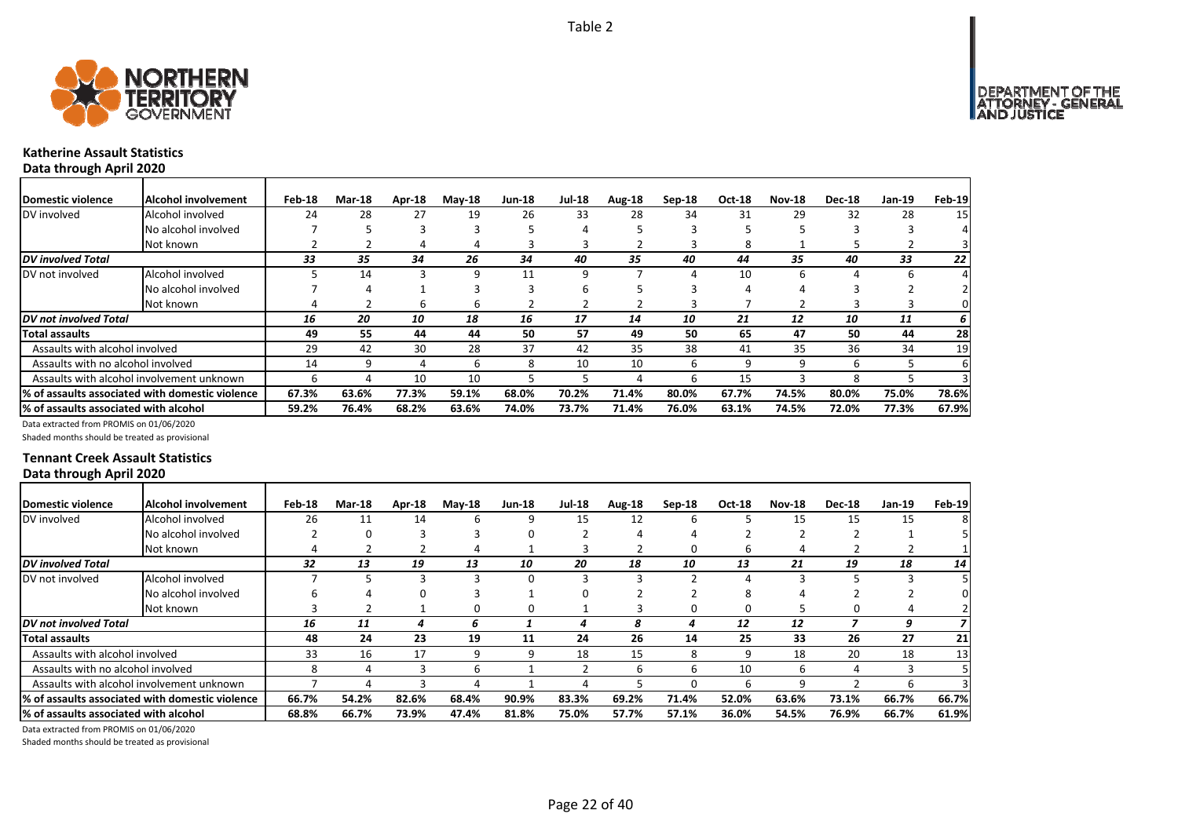Table 2

## Katherine Assault Statistics

**Data through April 2020**

| Domestic violence | Alcohol involvement | Feb-18 | Mar-18 | Apr-18 | May-18 | Jun-18 | Jul-18 | Aug-18 | Sep-18 | Oct-18 | Nov-18 | Dec-18 | Jan-19 | Feb-19 |
|---|---|---|---|---|---|---|---|---|---|---|---|---|---|---|
| DV involved | Alcohol involved | 24 | 28 | 27 | 19 | 26 | 33 | 28 | 34 | 31 | 29 | 32 | 28 | 15 |
| | No alcohol involved | 7 | 5 | 3 | 3 | 5 | 4 | 5 | 3 | 5 | 5 | 3 | 3 | 4 |
| | Not known | 2 | 2 | 4 | 4 | 3 | 3 | 2 | 3 | 8 | 1 | 5 | 2 | 3 |
| ***DV involved Total*** | | ***33*** | ***35*** | ***34*** | ***26*** | ***34*** | ***40*** | ***35*** | ***40*** | ***44*** | ***35*** | ***40*** | ***33*** | ***22*** |
| DV not involved | Alcohol involved | 5 | 14 | 3 | 9 | 11 | 9 | 7 | 4 | 10 | 6 | 4 | 6 | 4 |
| | No alcohol involved | 7 | 4 | 1 | 3 | 3 | 6 | 5 | 3 | 4 | 4 | 3 | 2 | 2 |
| | Not known | 4 | 2 | 6 | 6 | 2 | 2 | 2 | 3 | 7 | 2 | 3 | 3 | 0 |
| ***DV not involved Total*** | | ***16*** | ***20*** | ***10*** | ***18*** | ***16*** | ***17*** | ***14*** | ***10*** | ***21*** | ***12*** | ***10*** | ***11*** | ***6*** |
| **Total assaults** | | **49** | **55** | **44** | **44** | **50** | **57** | **49** | **50** | **65** | **47** | **50** | **44** | **28** |
| Assaults with alcohol involved | | 29 | 42 | 30 | 28 | 37 | 42 | 35 | 38 | 41 | 35 | 36 | 34 | 19 |
| Assaults with no alcohol involved | | 14 | 9 | 4 | 6 | 8 | 10 | 10 | 6 | 9 | 9 | 6 | 5 | 6 |
| Assaults with alcohol involvement unknown | | 6 | 4 | 10 | 10 | 5 | 5 | 4 | 6 | 15 | 3 | 8 | 5 | 3 |
| **% of assaults associated with domestic violence** | | **67.3%** | **63.6%** | **77.3%** | **59.1%** | **68.0%** | **70.2%** | **71.4%** | **80.0%** | **67.7%** | **74.5%** | **80.0%** | **75.0%** | **78.6%** |
| **% of assaults associated with alcohol** | | **59.2%** | **76.4%** | **68.2%** | **63.6%** | **74.0%** | **73.7%** | **71.4%** | **76.0%** | **63.1%** | **74.5%** | **72.0%** | **77.3%** | **67.9%** |

Data extracted from PROMIS on 01/06/2020

Shaded months should be treated as provisional

## Tennant Creek Assault Statistics

**Data through April 2020**

| Domestic violence | Alcohol involvement | Feb-18 | Mar-18 | Apr-18 | May-18 | Jun-18 | Jul-18 | Aug-18 | Sep-18 | Oct-18 | Nov-18 | Dec-18 | Jan-19 | Feb-19 |
|---|---|---|---|---|---|---|---|---|---|---|---|---|---|---|
| DV involved | Alcohol involved | 26 | 11 | 14 | 6 | 9 | 15 | 12 | 6 | 5 | 15 | 15 | 15 | 8 |
| | No alcohol involved | 2 | 0 | 3 | 3 | 0 | 2 | 4 | 4 | 2 | 2 | 2 | 1 | 5 |
| | Not known | 4 | 2 | 2 | 4 | 1 | 3 | 2 | 0 | 6 | 4 | 2 | 2 | 1 |
| ***DV involved Total*** | | ***32*** | ***13*** | ***19*** | ***13*** | ***10*** | ***20*** | ***18*** | ***10*** | ***13*** | ***21*** | ***19*** | ***18*** | ***14*** |
| DV not involved | Alcohol involved | 7 | 5 | 3 | 3 | 0 | 3 | 3 | 2 | 4 | 3 | 5 | 3 | 5 |
| | No alcohol involved | 6 | 4 | 0 | 3 | 1 | 0 | 2 | 2 | 8 | 4 | 2 | 2 | 0 |
| | Not known | 3 | 2 | 1 | 0 | 0 | 1 | 3 | 0 | 0 | 5 | 0 | 4 | 2 |
| ***DV not involved Total*** | | ***16*** | ***11*** | ***4*** | ***6*** | ***1*** | ***4*** | ***8*** | ***4*** | ***12*** | ***12*** | ***7*** | ***9*** | ***7*** |
| **Total assaults** | | **48** | **24** | **23** | **19** | **11** | **24** | **26** | **14** | **25** | **33** | **26** | **27** | **21** |
| Assaults with alcohol involved | | 33 | 16 | 17 | 9 | 9 | 18 | 15 | 8 | 9 | 18 | 20 | 18 | 13 |
| Assaults with no alcohol involved | | 8 | 4 | 3 | 6 | 1 | 2 | 6 | 6 | 10 | 6 | 4 | 3 | 5 |
| Assaults with alcohol involvement unknown | | 7 | 4 | 3 | 4 | 1 | 4 | 5 | 0 | 6 | 9 | 2 | 6 | 3 |
| **% of assaults associated with domestic violence** | | **66.7%** | **54.2%** | **82.6%** | **68.4%** | **90.9%** | **83.3%** | **69.2%** | **71.4%** | **52.0%** | **63.6%** | **73.1%** | **66.7%** | **66.7%** |
| **% of assaults associated with alcohol** | | **68.8%** | **66.7%** | **73.9%** | **47.4%** | **81.8%** | **75.0%** | **57.7%** | **57.1%** | **36.0%** | **54.5%** | **76.9%** | **66.7%** | **61.9%** |

Data extracted from PROMIS on 01/06/2020

Shaded months should be treated as provisional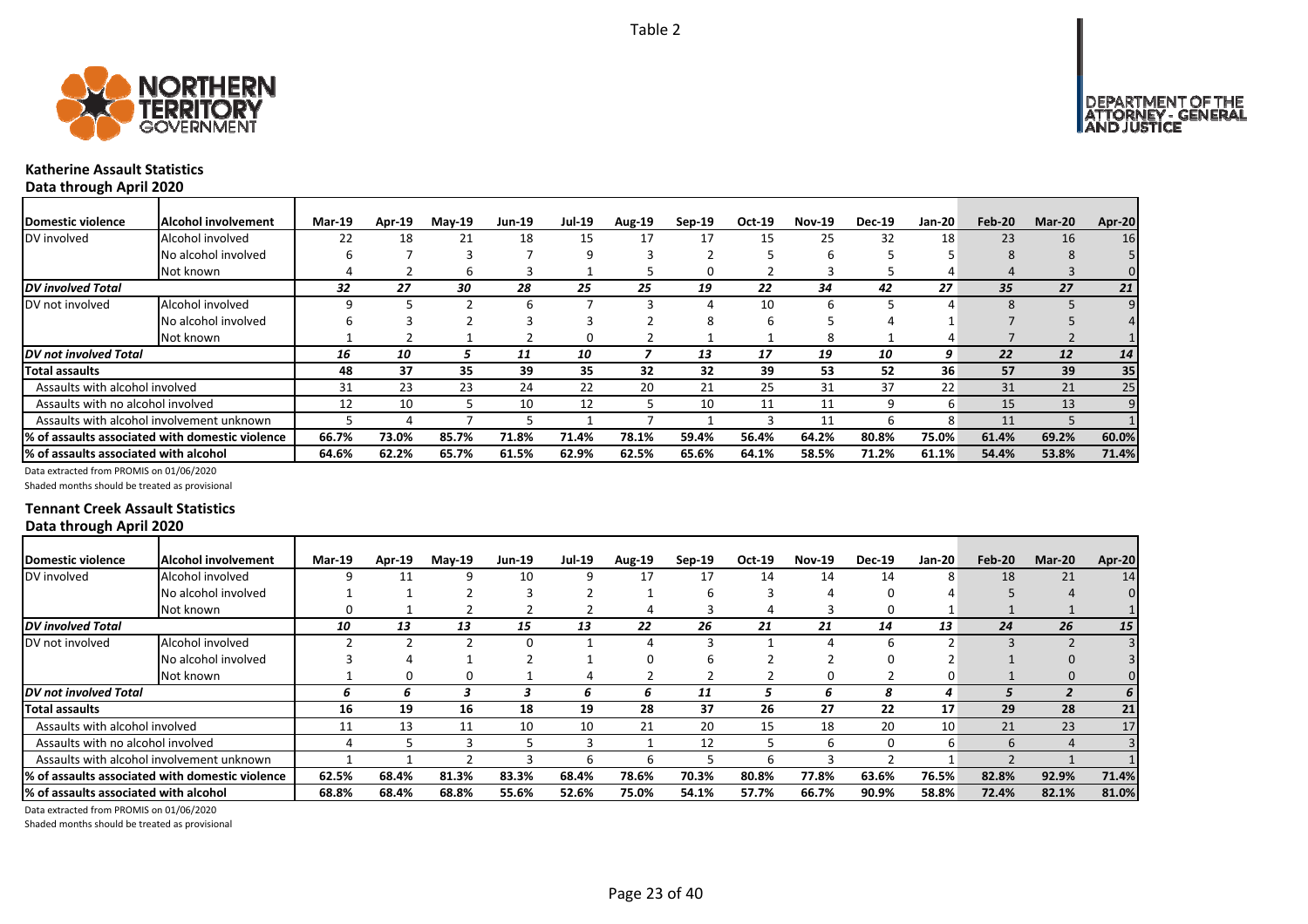Table 2

## Katherine Assault Statistics

**Data through April 2020**

| Domestic violence | Alcohol involvement | Mar-19 | Apr-19 | May-19 | Jun-19 | Jul-19 | Aug-19 | Sep-19 | Oct-19 | Nov-19 | Dec-19 | Jan-20 | Feb-20 | Mar-20 | Apr-20 |
|---|---|---|---|---|---|---|---|---|---|---|---|---|---|---|---|
| DV involved | Alcohol involved | 22 | 18 | 21 | 18 | 15 | 17 | 17 | 15 | 25 | 32 | 18 | 23 | 16 | 16 |
| | No alcohol involved | 6 | 7 | 3 | 7 | 9 | 3 | 2 | 5 | 6 | 5 | 5 | 8 | 8 | 5 |
| | Not known | 4 | 2 | 6 | 3 | 1 | 5 | 0 | 2 | 3 | 5 | 4 | 4 | 3 | 0 |
| *DV involved Total* | | *32* | *27* | *30* | *28* | *25* | *25* | *19* | *22* | *34* | *42* | *27* | *35* | *27* | *21* |
| DV not involved | Alcohol involved | 9 | 5 | 2 | 6 | 7 | 3 | 4 | 10 | 6 | 5 | 4 | 8 | 5 | 9 |
| | No alcohol involved | 6 | 3 | 2 | 3 | 3 | 2 | 8 | 6 | 5 | 4 | 1 | 7 | 5 | 4 |
| | Not known | 1 | 2 | 1 | 2 | 0 | 2 | 1 | 1 | 8 | 1 | 4 | 7 | 2 | 1 |
| *DV not involved Total* | | *16* | *10* | *5* | *11* | *10* | *7* | *13* | *17* | *19* | *10* | *9* | *22* | *12* | *14* |
| **Total assaults** | | **48** | **37** | **35** | **39** | **35** | **32** | **32** | **39** | **53** | **52** | **36** | **57** | **39** | **35** |
| Assaults with alcohol involved | | 31 | 23 | 23 | 24 | 22 | 20 | 21 | 25 | 31 | 37 | 22 | 31 | 21 | 25 |
| Assaults with no alcohol involved | | 12 | 10 | 5 | 10 | 12 | 5 | 10 | 11 | 11 | 9 | 6 | 15 | 13 | 9 |
| Assaults with alcohol involvement unknown | | 5 | 4 | 7 | 5 | 1 | 7 | 1 | 3 | 11 | 6 | 8 | 11 | 5 | 1 |
| **% of assaults associated with domestic violence** | | **66.7%** | **73.0%** | **85.7%** | **71.8%** | **71.4%** | **78.1%** | **59.4%** | **56.4%** | **64.2%** | **80.8%** | **75.0%** | **61.4%** | **69.2%** | **60.0%** |
| **% of assaults associated with alcohol** | | **64.6%** | **62.2%** | **65.7%** | **61.5%** | **62.9%** | **62.5%** | **65.6%** | **64.1%** | **58.5%** | **71.2%** | **61.1%** | **54.4%** | **53.8%** | **71.4%** |

Data extracted from PROMIS on 01/06/2020

Shaded months should be treated as provisional

## Tennant Creek Assault Statistics

**Data through April 2020**

| Domestic violence | Alcohol involvement | Mar-19 | Apr-19 | May-19 | Jun-19 | Jul-19 | Aug-19 | Sep-19 | Oct-19 | Nov-19 | Dec-19 | Jan-20 | Feb-20 | Mar-20 | Apr-20 |
|---|---|---|---|---|---|---|---|---|---|---|---|---|---|---|---|
| DV involved | Alcohol involved | 9 | 11 | 9 | 10 | 9 | 17 | 17 | 14 | 14 | 14 | 8 | 18 | 21 | 14 |
| | No alcohol involved | 1 | 1 | 2 | 3 | 2 | 1 | 6 | 3 | 4 | 0 | 4 | 5 | 4 | 0 |
| | Not known | 0 | 1 | 2 | 2 | 2 | 4 | 3 | 4 | 3 | 0 | 1 | 1 | 1 | 1 |
| *DV involved Total* | | *10* | *13* | *13* | *15* | *13* | *22* | *26* | *21* | *21* | *14* | *13* | *24* | *26* | *15* |
| DV not involved | Alcohol involved | 2 | 2 | 2 | 0 | 1 | 4 | 3 | 1 | 4 | 6 | 2 | 3 | 2 | 3 |
| | No alcohol involved | 3 | 4 | 1 | 2 | 1 | 0 | 6 | 2 | 2 | 0 | 2 | 1 | 0 | 3 |
| | Not known | 1 | 0 | 0 | 1 | 4 | 2 | 2 | 2 | 0 | 2 | 0 | 1 | 0 | 0 |
| *DV not involved Total* | | *6* | *6* | *3* | *3* | *6* | *6* | *11* | *5* | *6* | *8* | *4* | *5* | *2* | *6* |
| **Total assaults** | | **16** | **19** | **16** | **18** | **19** | **28** | **37** | **26** | **27** | **22** | **17** | **29** | **28** | **21** |
| Assaults with alcohol involved | | 11 | 13 | 11 | 10 | 10 | 21 | 20 | 15 | 18 | 20 | 10 | 21 | 23 | 17 |
| Assaults with no alcohol involved | | 4 | 5 | 3 | 5 | 3 | 1 | 12 | 5 | 6 | 0 | 6 | 6 | 4 | 3 |
| Assaults with alcohol involvement unknown | | 1 | 1 | 2 | 3 | 6 | 6 | 5 | 6 | 3 | 2 | 1 | 2 | 1 | 1 |
| **% of assaults associated with domestic violence** | | **62.5%** | **68.4%** | **81.3%** | **83.3%** | **68.4%** | **78.6%** | **70.3%** | **80.8%** | **77.8%** | **63.6%** | **76.5%** | **82.8%** | **92.9%** | **71.4%** |
| **% of assaults associated with alcohol** | | **68.8%** | **68.4%** | **68.8%** | **55.6%** | **52.6%** | **75.0%** | **54.1%** | **57.7%** | **66.7%** | **90.9%** | **58.8%** | **72.4%** | **82.1%** | **81.0%** |

Data extracted from PROMIS on 01/06/2020

Shaded months should be treated as provisional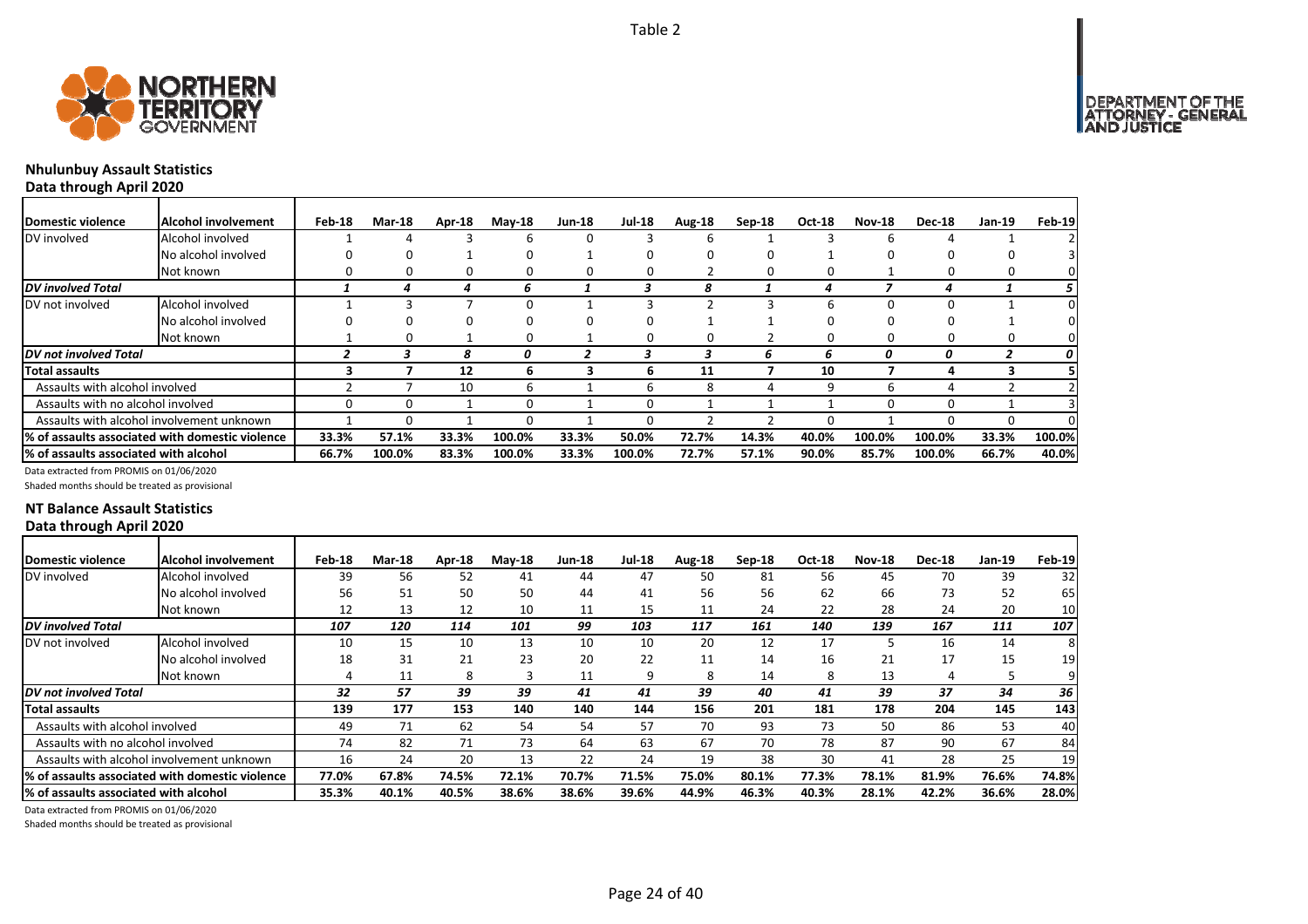Table 2

### Nhulunbuy Assault Statistics
Data through April 2020

| Domestic violence | Alcohol involvement | Feb-18 | Mar-18 | Apr-18 | May-18 | Jun-18 | Jul-18 | Aug-18 | Sep-18 | Oct-18 | Nov-18 | Dec-18 | Jan-19 | Feb-19 |
|---|---|---|---|---|---|---|---|---|---|---|---|---|---|---|
| DV involved | Alcohol involved | 1 | 4 | 3 | 6 | 0 | 3 | 6 | 1 | 3 | 6 | 4 | 1 | 2 |
| | No alcohol involved | 0 | 0 | 1 | 0 | 1 | 0 | 0 | 0 | 1 | 0 | 0 | 0 | 3 |
| | Not known | 0 | 0 | 0 | 0 | 0 | 0 | 2 | 0 | 0 | 1 | 0 | 0 | 0 |
| *DV involved Total* | | *1* | *4* | *4* | *6* | *1* | *3* | *8* | *1* | *4* | *7* | *4* | *1* | *5* |
| DV not involved | Alcohol involved | 1 | 3 | 7 | 0 | 1 | 3 | 2 | 3 | 6 | 0 | 0 | 1 | 0 |
| | No alcohol involved | 0 | 0 | 0 | 0 | 0 | 0 | 1 | 1 | 0 | 0 | 0 | 1 | 0 |
| | Not known | 1 | 0 | 1 | 0 | 1 | 0 | 0 | 2 | 0 | 0 | 0 | 0 | 0 |
| *DV not involved Total* | | *2* | *3* | *8* | *0* | *2* | *3* | *3* | *6* | *6* | *0* | *0* | *2* | *0* |
| **Total assaults** | | **3** | **7** | **12** | **6** | **3** | **6** | **11** | **7** | **10** | **7** | **4** | **3** | **5** |
| Assaults with alcohol involved | | 2 | 7 | 10 | 6 | 1 | 6 | 8 | 4 | 9 | 6 | 4 | 2 | 2 |
| Assaults with no alcohol involved | | 0 | 0 | 1 | 0 | 1 | 0 | 1 | 1 | 1 | 0 | 0 | 1 | 3 |
| Assaults with alcohol involvement unknown | | 1 | 0 | 1 | 0 | 1 | 0 | 2 | 2 | 0 | 1 | 0 | 0 | 0 |
| **% of assaults associated with domestic violence** | | **33.3%** | **57.1%** | **33.3%** | **100.0%** | **33.3%** | **50.0%** | **72.7%** | **14.3%** | **40.0%** | **100.0%** | **100.0%** | **33.3%** | **100.0%** |
| **% of assaults associated with alcohol** | | **66.7%** | **100.0%** | **83.3%** | **100.0%** | **33.3%** | **100.0%** | **72.7%** | **57.1%** | **90.0%** | **85.7%** | **100.0%** | **66.7%** | **40.0%** |

Data extracted from PROMIS on 01/06/2020

Shaded months should be treated as provisional

### NT Balance Assault Statistics
Data through April 2020

| Domestic violence | Alcohol involvement | Feb-18 | Mar-18 | Apr-18 | May-18 | Jun-18 | Jul-18 | Aug-18 | Sep-18 | Oct-18 | Nov-18 | Dec-18 | Jan-19 | Feb-19 |
|---|---|---|---|---|---|---|---|---|---|---|---|---|---|---|
| DV involved | Alcohol involved | 39 | 56 | 52 | 41 | 44 | 47 | 50 | 81 | 56 | 45 | 70 | 39 | 32 |
| | No alcohol involved | 56 | 51 | 50 | 50 | 44 | 41 | 56 | 56 | 62 | 66 | 73 | 52 | 65 |
| | Not known | 12 | 13 | 12 | 10 | 11 | 15 | 11 | 24 | 22 | 28 | 24 | 20 | 10 |
| *DV involved Total* | | *107* | *120* | *114* | *101* | *99* | *103* | *117* | *161* | *140* | *139* | *167* | *111* | *107* |
| DV not involved | Alcohol involved | 10 | 15 | 10 | 13 | 10 | 10 | 20 | 12 | 17 | 5 | 16 | 14 | 8 |
| | No alcohol involved | 18 | 31 | 21 | 23 | 20 | 22 | 11 | 14 | 16 | 21 | 17 | 15 | 19 |
| | Not known | 4 | 11 | 8 | 3 | 11 | 9 | 8 | 14 | 8 | 13 | 4 | 5 | 9 |
| *DV not involved Total* | | *32* | *57* | *39* | *39* | *41* | *41* | *39* | *40* | *41* | *39* | *37* | *34* | *36* |
| **Total assaults** | | **139** | **177** | **153** | **140** | **140** | **144** | **156** | **201** | **181** | **178** | **204** | **145** | **143** |
| Assaults with alcohol involved | | 49 | 71 | 62 | 54 | 54 | 57 | 70 | 93 | 73 | 50 | 86 | 53 | 40 |
| Assaults with no alcohol involved | | 74 | 82 | 71 | 73 | 64 | 63 | 67 | 70 | 78 | 87 | 90 | 67 | 84 |
| Assaults with alcohol involvement unknown | | 16 | 24 | 20 | 13 | 22 | 24 | 19 | 38 | 30 | 41 | 28 | 25 | 19 |
| **% of assaults associated with domestic violence** | | **77.0%** | **67.8%** | **74.5%** | **72.1%** | **70.7%** | **71.5%** | **75.0%** | **80.1%** | **77.3%** | **78.1%** | **81.9%** | **76.6%** | **74.8%** |
| **% of assaults associated with alcohol** | | **35.3%** | **40.1%** | **40.5%** | **38.6%** | **38.6%** | **39.6%** | **44.9%** | **46.3%** | **40.3%** | **28.1%** | **42.2%** | **36.6%** | **28.0%** |

Data extracted from PROMIS on 01/06/2020

Shaded months should be treated as provisional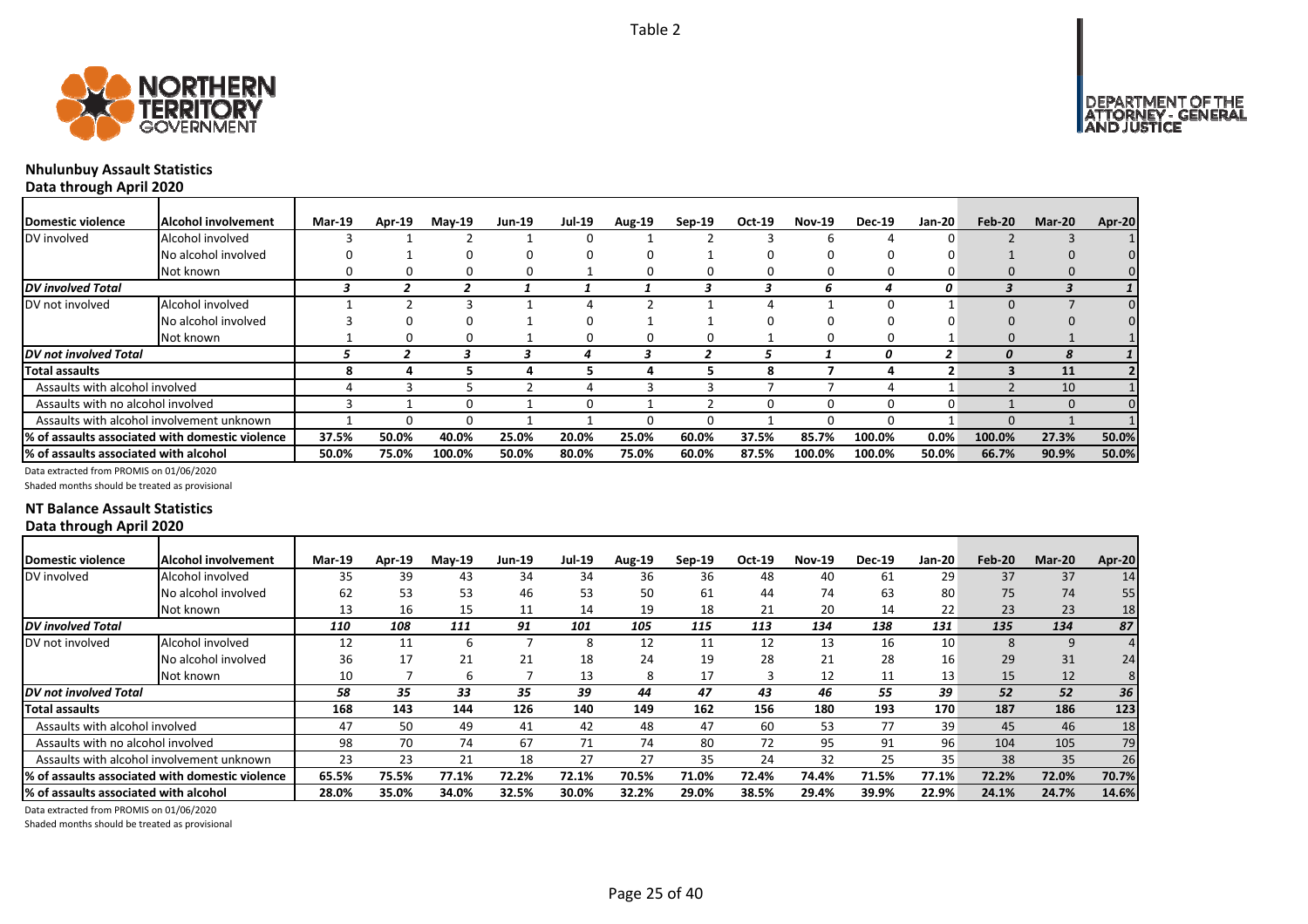Table 2

## Nhulunbuy Assault Statistics

**Data through April 2020**

| Domestic violence | Alcohol involvement | Mar-19 | Apr-19 | May-19 | Jun-19 | Jul-19 | Aug-19 | Sep-19 | Oct-19 | Nov-19 | Dec-19 | Jan-20 | Feb-20 | Mar-20 | Apr-20 |
|---|---|---|---|---|---|---|---|---|---|---|---|---|---|---|---|
| DV involved | Alcohol involved | 3 | 1 | 2 | 1 | 0 | 1 | 2 | 3 | 6 | 4 | 0 | 2 | 3 | 1 |
| | No alcohol involved | 0 | 1 | 0 | 0 | 0 | 0 | 1 | 0 | 0 | 0 | 0 | 1 | 0 | 0 |
| | Not known | 0 | 0 | 0 | 0 | 1 | 0 | 0 | 0 | 0 | 0 | 0 | 0 | 0 | 0 |
| *DV involved Total* | | *3* | *2* | *2* | *1* | *1* | *1* | *3* | *3* | *6* | *4* | *0* | *3* | *3* | *1* |
| DV not involved | Alcohol involved | 1 | 2 | 3 | 1 | 4 | 2 | 1 | 4 | 1 | 0 | 1 | 0 | 7 | 0 |
| | No alcohol involved | 3 | 0 | 0 | 1 | 0 | 1 | 1 | 0 | 0 | 0 | 0 | 0 | 0 | 0 |
| | Not known | 1 | 0 | 0 | 1 | 0 | 0 | 0 | 1 | 0 | 0 | 1 | 0 | 1 | 1 |
| *DV not involved Total* | | *5* | *2* | *3* | *3* | *4* | *3* | *2* | *5* | *1* | *0* | *2* | *0* | *8* | *1* |
| **Total assaults** | | **8** | **4** | **5** | **4** | **5** | **4** | **5** | **8** | **7** | **4** | **2** | **3** | **11** | **2** |
| Assaults with alcohol involved | | 4 | 3 | 5 | 2 | 4 | 3 | 3 | 7 | 7 | 4 | 1 | 2 | 10 | 1 |
| Assaults with no alcohol involved | | 3 | 1 | 0 | 1 | 0 | 1 | 2 | 0 | 0 | 0 | 0 | 1 | 0 | 0 |
| Assaults with alcohol involvement unknown | | 1 | 0 | 0 | 1 | 1 | 0 | 0 | 1 | 0 | 0 | 1 | 0 | 1 | 1 |
| **% of assaults associated with domestic violence** | | **37.5%** | **50.0%** | **40.0%** | **25.0%** | **20.0%** | **25.0%** | **60.0%** | **37.5%** | **85.7%** | **100.0%** | **0.0%** | **100.0%** | **27.3%** | **50.0%** |
| **% of assaults associated with alcohol** | | **50.0%** | **75.0%** | **100.0%** | **50.0%** | **80.0%** | **75.0%** | **60.0%** | **87.5%** | **100.0%** | **100.0%** | **50.0%** | **66.7%** | **90.9%** | **50.0%** |

Data extracted from PROMIS on 01/06/2020

Shaded months should be treated as provisional

## NT Balance Assault Statistics

**Data through April 2020**

| Domestic violence | Alcohol involvement | Mar-19 | Apr-19 | May-19 | Jun-19 | Jul-19 | Aug-19 | Sep-19 | Oct-19 | Nov-19 | Dec-19 | Jan-20 | Feb-20 | Mar-20 | Apr-20 |
|---|---|---|---|---|---|---|---|---|---|---|---|---|---|---|---|
| DV involved | Alcohol involved | 35 | 39 | 43 | 34 | 34 | 36 | 36 | 48 | 40 | 61 | 29 | 37 | 37 | 14 |
| | No alcohol involved | 62 | 53 | 53 | 46 | 53 | 50 | 61 | 44 | 74 | 63 | 80 | 75 | 74 | 55 |
| | Not known | 13 | 16 | 15 | 11 | 14 | 19 | 18 | 21 | 20 | 14 | 22 | 23 | 23 | 18 |
| *DV involved Total* | | *110* | *108* | *111* | *91* | *101* | *105* | *115* | *113* | *134* | *138* | *131* | *135* | *134* | *87* |
| DV not involved | Alcohol involved | 12 | 11 | 6 | 7 | 8 | 12 | 11 | 12 | 13 | 16 | 10 | 8 | 9 | 4 |
| | No alcohol involved | 36 | 17 | 21 | 21 | 18 | 24 | 19 | 28 | 21 | 28 | 16 | 29 | 31 | 24 |
| | Not known | 10 | 7 | 6 | 7 | 13 | 8 | 17 | 3 | 12 | 11 | 13 | 15 | 12 | 8 |
| *DV not involved Total* | | *58* | *35* | *33* | *35* | *39* | *44* | *47* | *43* | *46* | *55* | *39* | *52* | *52* | *36* |
| **Total assaults** | | **168** | **143** | **144** | **126** | **140** | **149** | **162** | **156** | **180** | **193** | **170** | **187** | **186** | **123** |
| Assaults with alcohol involved | | 47 | 50 | 49 | 41 | 42 | 48 | 47 | 60 | 53 | 77 | 39 | 45 | 46 | 18 |
| Assaults with no alcohol involved | | 98 | 70 | 74 | 67 | 71 | 74 | 80 | 72 | 95 | 91 | 96 | 104 | 105 | 79 |
| Assaults with alcohol involvement unknown | | 23 | 23 | 21 | 18 | 27 | 27 | 35 | 24 | 32 | 25 | 35 | 38 | 35 | 26 |
| **% of assaults associated with domestic violence** | | **65.5%** | **75.5%** | **77.1%** | **72.2%** | **72.1%** | **70.5%** | **71.0%** | **72.4%** | **74.4%** | **71.5%** | **77.1%** | **72.2%** | **72.0%** | **70.7%** |
| **% of assaults associated with alcohol** | | **28.0%** | **35.0%** | **34.0%** | **32.5%** | **30.0%** | **32.2%** | **29.0%** | **38.5%** | **29.4%** | **39.9%** | **22.9%** | **24.1%** | **24.7%** | **14.6%** |

Data extracted from PROMIS on 01/06/2020

Shaded months should be treated as provisional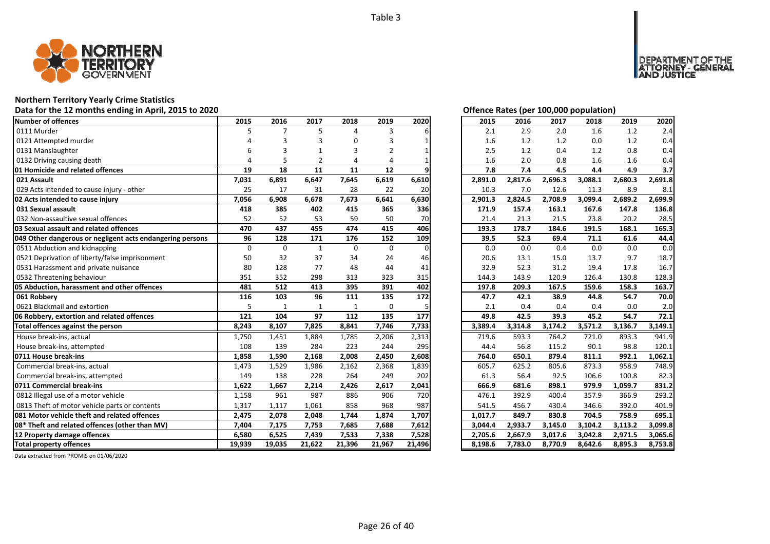Table 3

## Northern Territory Yearly Crime Statistics

**Data for the 12 months ending in April, 2015 to 2020**

| Number of offences | 2015 | 2016 | 2017 | 2018 | 2019 | 2020 |
|---|---|---|---|---|---|---|
| 0111 Murder | 5 | 7 | 5 | 4 | 3 | 6 |
| 0121 Attempted murder | 4 | 3 | 3 | 0 | 3 | 1 |
| 0131 Manslaughter | 6 | 3 | 1 | 3 | 2 | 1 |
| 0132 Driving causing death | 4 | 5 | 2 | 4 | 4 | 1 |
| **01 Homicide and related offences** | **19** | **18** | **11** | **11** | **12** | **9** |
| **021 Assault** | **7,031** | **6,891** | **6,647** | **7,645** | **6,619** | **6,610** |
| 029 Acts intended to cause injury - other | 25 | 17 | 31 | 28 | 22 | 20 |
| **02 Acts intended to cause injury** | **7,056** | **6,908** | **6,678** | **7,673** | **6,641** | **6,630** |
| **031 Sexual assault** | **418** | **385** | **402** | **415** | **365** | **336** |
| 032 Non-assaultive sexual offences | 52 | 52 | 53 | 59 | 50 | 70 |
| **03 Sexual assault and related offences** | **470** | **437** | **455** | **474** | **415** | **406** |
| **049 Other dangerous or negligent acts endangering persons** | **96** | **128** | **171** | **176** | **152** | **109** |
| 0511 Abduction and kidnapping | 0 | 0 | 1 | 0 | 0 | 0 |
| 0521 Deprivation of liberty/false imprisonment | 50 | 32 | 37 | 34 | 24 | 46 |
| 0531 Harassment and private nuisance | 80 | 128 | 77 | 48 | 44 | 41 |
| 0532 Threatening behaviour | 351 | 352 | 298 | 313 | 323 | 315 |
| **05 Abduction, harassment and other offences** | **481** | **512** | **413** | **395** | **391** | **402** |
| **061 Robbery** | **116** | **103** | **96** | **111** | **135** | **172** |
| 0621 Blackmail and extortion | 5 | 1 | 1 | 1 | 0 | 5 |
| **06 Robbery, extortion and related offences** | **121** | **104** | **97** | **112** | **135** | **177** |
| **Total offences against the person** | **8,243** | **8,107** | **7,825** | **8,841** | **7,746** | **7,733** |
| House break-ins, actual | 1,750 | 1,451 | 1,884 | 1,785 | 2,206 | 2,313 |
| House break-ins, attempted | 108 | 139 | 284 | 223 | 244 | 295 |
| **0711 House break-ins** | **1,858** | **1,590** | **2,168** | **2,008** | **2,450** | **2,608** |
| Commercial break-ins, actual | 1,473 | 1,529 | 1,986 | 2,162 | 2,368 | 1,839 |
| Commercial break-ins, attempted | 149 | 138 | 228 | 264 | 249 | 202 |
| **0711 Commercial break-ins** | **1,622** | **1,667** | **2,214** | **2,426** | **2,617** | **2,041** |
| 0812 Illegal use of a motor vehicle | 1,158 | 961 | 987 | 886 | 906 | 720 |
| 0813 Theft of motor vehicle parts or contents | 1,317 | 1,117 | 1,061 | 858 | 968 | 987 |
| **081 Motor vehicle theft and related offences** | **2,475** | **2,078** | **2,048** | **1,744** | **1,874** | **1,707** |
| **08* Theft and related offences (other than MV)** | **7,404** | **7,175** | **7,753** | **7,685** | **7,688** | **7,612** |
| **12 Property damage offences** | **6,580** | **6,525** | **7,439** | **7,533** | **7,338** | **7,528** |
| **Total property offences** | **19,939** | **19,035** | **21,622** | **21,396** | **21,967** | **21,496** |

**Offence Rates (per 100,000 population)**

| Number of offences | 2015 | 2016 | 2017 | 2018 | 2019 | 2020 |
|---|---|---|---|---|---|---|
| 0111 Murder | 2.1 | 2.9 | 2.0 | 1.6 | 1.2 | 2.4 |
| 0121 Attempted murder | 1.6 | 1.2 | 1.2 | 0.0 | 1.2 | 0.4 |
| 0131 Manslaughter | 2.5 | 1.2 | 0.4 | 1.2 | 0.8 | 0.4 |
| 0132 Driving causing death | 1.6 | 2.0 | 0.8 | 1.6 | 1.6 | 0.4 |
| **01 Homicide and related offences** | **7.8** | **7.4** | **4.5** | **4.4** | **4.9** | **3.7** |
| **021 Assault** | **2,891.0** | **2,817.6** | **2,696.3** | **3,088.1** | **2,680.3** | **2,691.8** |
| 029 Acts intended to cause injury - other | 10.3 | 7.0 | 12.6 | 11.3 | 8.9 | 8.1 |
| **02 Acts intended to cause injury** | **2,901.3** | **2,824.5** | **2,708.9** | **3,099.4** | **2,689.2** | **2,699.9** |
| **031 Sexual assault** | **171.9** | **157.4** | **163.1** | **167.6** | **147.8** | **136.8** |
| 032 Non-assaultive sexual offences | 21.4 | 21.3 | 21.5 | 23.8 | 20.2 | 28.5 |
| **03 Sexual assault and related offences** | **193.3** | **178.7** | **184.6** | **191.5** | **168.1** | **165.3** |
| **049 Other dangerous or negligent acts endangering persons** | **39.5** | **52.3** | **69.4** | **71.1** | **61.6** | **44.4** |
| 0511 Abduction and kidnapping | 0.0 | 0.0 | 0.4 | 0.0 | 0.0 | 0.0 |
| 0521 Deprivation of liberty/false imprisonment | 20.6 | 13.1 | 15.0 | 13.7 | 9.7 | 18.7 |
| 0531 Harassment and private nuisance | 32.9 | 52.3 | 31.2 | 19.4 | 17.8 | 16.7 |
| 0532 Threatening behaviour | 144.3 | 143.9 | 120.9 | 126.4 | 130.8 | 128.3 |
| **05 Abduction, harassment and other offences** | **197.8** | **209.3** | **167.5** | **159.6** | **158.3** | **163.7** |
| **061 Robbery** | **47.7** | **42.1** | **38.9** | **44.8** | **54.7** | **70.0** |
| 0621 Blackmail and extortion | 2.1 | 0.4 | 0.4 | 0.4 | 0.0 | 2.0 |
| **06 Robbery, extortion and related offences** | **49.8** | **42.5** | **39.3** | **45.2** | **54.7** | **72.1** |
| **Total offences against the person** | **3,389.4** | **3,314.8** | **3,174.2** | **3,571.2** | **3,136.7** | **3,149.1** |
| House break-ins, actual | 719.6 | 593.3 | 764.2 | 721.0 | 893.3 | 941.9 |
| House break-ins, attempted | 44.4 | 56.8 | 115.2 | 90.1 | 98.8 | 120.1 |
| **0711 House break-ins** | **764.0** | **650.1** | **879.4** | **811.1** | **992.1** | **1,062.1** |
| Commercial break-ins, actual | 605.7 | 625.2 | 805.6 | 873.3 | 958.9 | 748.9 |
| Commercial break-ins, attempted | 61.3 | 56.4 | 92.5 | 106.6 | 100.8 | 82.3 |
| **0711 Commercial break-ins** | **666.9** | **681.6** | **898.1** | **979.9** | **1,059.7** | **831.2** |
| 0812 Illegal use of a motor vehicle | 476.1 | 392.9 | 400.4 | 357.9 | 366.9 | 293.2 |
| 0813 Theft of motor vehicle parts or contents | 541.5 | 456.7 | 430.4 | 346.6 | 392.0 | 401.9 |
| **081 Motor vehicle theft and related offences** | **1,017.7** | **849.7** | **830.8** | **704.5** | **758.9** | **695.1** |
| **08* Theft and related offences (other than MV)** | **3,044.4** | **2,933.7** | **3,145.0** | **3,104.2** | **3,113.2** | **3,099.8** |
| **12 Property damage offences** | **2,705.6** | **2,667.9** | **3,017.6** | **3,042.8** | **2,971.5** | **3,065.6** |
| **Total property offences** | **8,198.6** | **7,783.0** | **8,770.9** | **8,642.6** | **8,895.3** | **8,753.8** |

Data extracted from PROMIS on 01/06/2020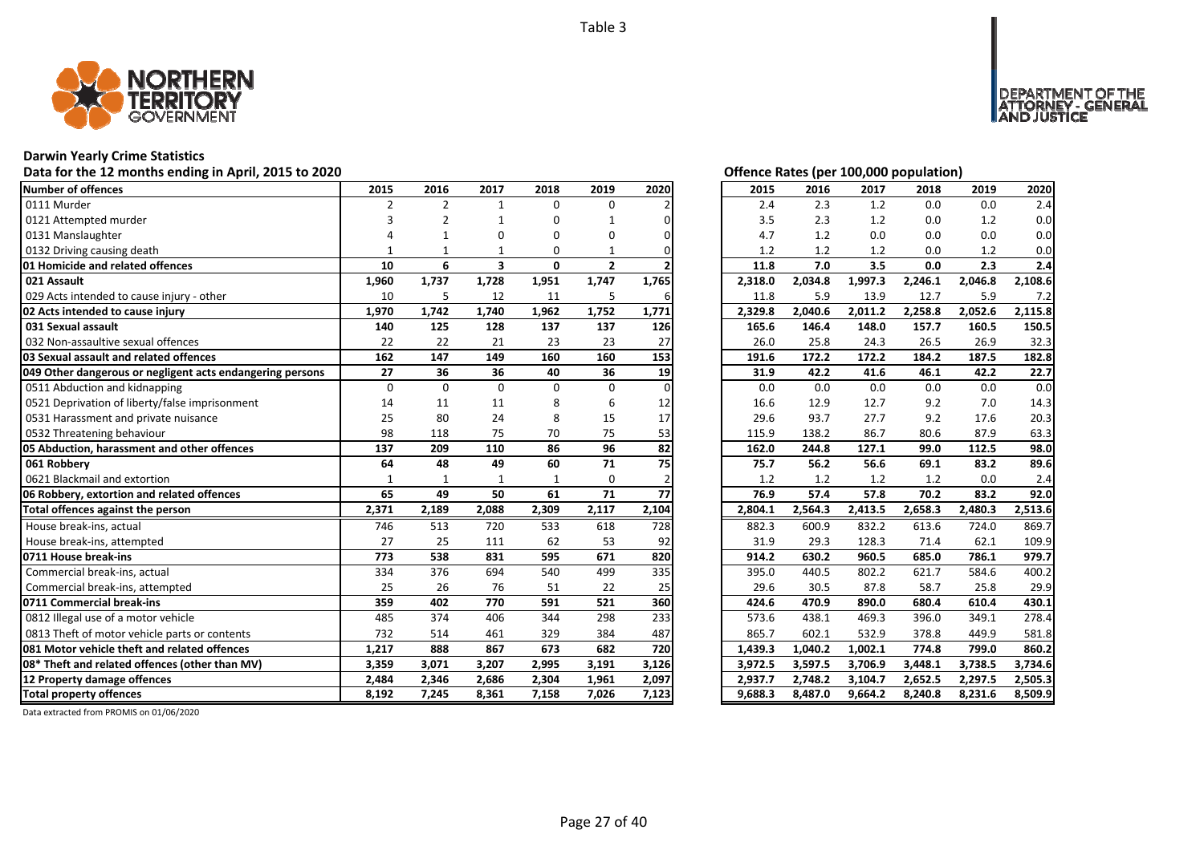Table 3

NORTHERN TERRITORY GOVERNMENT

DEPARTMENT OF THE ATTORNEY - GENERAL AND JUSTICE

## Darwin Yearly Crime Statistics

**Data for the 12 months ending in April, 2015 to 2020**

**Offence Rates (per 100,000 population)**

| Number of offences | 2015 | 2016 | 2017 | 2018 | 2019 | 2020 | 2015 | 2016 | 2017 | 2018 | 2019 | 2020 |
|---|---|---|---|---|---|---|---|---|---|---|---|---|
| 0111 Murder | 2 | 2 | 1 | 0 | 0 | 2 | 2.4 | 2.3 | 1.2 | 0.0 | 0.0 | 2.4 |
| 0121 Attempted murder | 3 | 2 | 1 | 0 | 1 | 0 | 3.5 | 2.3 | 1.2 | 0.0 | 1.2 | 0.0 |
| 0131 Manslaughter | 4 | 1 | 0 | 0 | 0 | 0 | 4.7 | 1.2 | 0.0 | 0.0 | 0.0 | 0.0 |
| 0132 Driving causing death | 1 | 1 | 1 | 0 | 1 | 0 | 1.2 | 1.2 | 1.2 | 0.0 | 1.2 | 0.0 |
| **01 Homicide and related offences** | **10** | **6** | **3** | **0** | **2** | **2** | **11.8** | **7.0** | **3.5** | **0.0** | **2.3** | **2.4** |
| **021 Assault** | **1,960** | **1,737** | **1,728** | **1,951** | **1,747** | **1,765** | **2,318.0** | **2,034.8** | **1,997.3** | **2,246.1** | **2,046.8** | **2,108.6** |
| 029 Acts intended to cause injury - other | 10 | 5 | 12 | 11 | 5 | 6 | 11.8 | 5.9 | 13.9 | 12.7 | 5.9 | 7.2 |
| **02 Acts intended to cause injury** | **1,970** | **1,742** | **1,740** | **1,962** | **1,752** | **1,771** | **2,329.8** | **2,040.6** | **2,011.2** | **2,258.8** | **2,052.6** | **2,115.8** |
| **031 Sexual assault** | **140** | **125** | **128** | **137** | **137** | **126** | **165.6** | **146.4** | **148.0** | **157.7** | **160.5** | **150.5** |
| 032 Non-assaultive sexual offences | 22 | 22 | 21 | 23 | 23 | 27 | 26.0 | 25.8 | 24.3 | 26.5 | 26.9 | 32.3 |
| **03 Sexual assault and related offences** | **162** | **147** | **149** | **160** | **160** | **153** | **191.6** | **172.2** | **172.2** | **184.2** | **187.5** | **182.8** |
| **049 Other dangerous or negligent acts endangering persons** | **27** | **36** | **36** | **40** | **36** | **19** | **31.9** | **42.2** | **41.6** | **46.1** | **42.2** | **22.7** |
| 0511 Abduction and kidnapping | 0 | 0 | 0 | 0 | 0 | 0 | 0.0 | 0.0 | 0.0 | 0.0 | 0.0 | 0.0 |
| 0521 Deprivation of liberty/false imprisonment | 14 | 11 | 11 | 8 | 6 | 12 | 16.6 | 12.9 | 12.7 | 9.2 | 7.0 | 14.3 |
| 0531 Harassment and private nuisance | 25 | 80 | 24 | 8 | 15 | 17 | 29.6 | 93.7 | 27.7 | 9.2 | 17.6 | 20.3 |
| 0532 Threatening behaviour | 98 | 118 | 75 | 70 | 75 | 53 | 115.9 | 138.2 | 86.7 | 80.6 | 87.9 | 63.3 |
| **05 Abduction, harassment and other offences** | **137** | **209** | **110** | **86** | **96** | **82** | **162.0** | **244.8** | **127.1** | **99.0** | **112.5** | **98.0** |
| **061 Robbery** | **64** | **48** | **49** | **60** | **71** | **75** | **75.7** | **56.2** | **56.6** | **69.1** | **83.2** | **89.6** |
| 0621 Blackmail and extortion | 1 | 1 | 1 | 1 | 0 | 2 | 1.2 | 1.2 | 1.2 | 1.2 | 0.0 | 2.4 |
| **06 Robbery, extortion and related offences** | **65** | **49** | **50** | **61** | **71** | **77** | **76.9** | **57.4** | **57.8** | **70.2** | **83.2** | **92.0** |
| **Total offences against the person** | **2,371** | **2,189** | **2,088** | **2,309** | **2,117** | **2,104** | **2,804.1** | **2,564.3** | **2,413.5** | **2,658.3** | **2,480.3** | **2,513.6** |
| House break-ins, actual | 746 | 513 | 720 | 533 | 618 | 728 | 882.3 | 600.9 | 832.2 | 613.6 | 724.0 | 869.7 |
| House break-ins, attempted | 27 | 25 | 111 | 62 | 53 | 92 | 31.9 | 29.3 | 128.3 | 71.4 | 62.1 | 109.9 |
| **0711 House break-ins** | **773** | **538** | **831** | **595** | **671** | **820** | **914.2** | **630.2** | **960.5** | **685.0** | **786.1** | **979.7** |
| Commercial break-ins, actual | 334 | 376 | 694 | 540 | 499 | 335 | 395.0 | 440.5 | 802.2 | 621.7 | 584.6 | 400.2 |
| Commercial break-ins, attempted | 25 | 26 | 76 | 51 | 22 | 25 | 29.6 | 30.5 | 87.8 | 58.7 | 25.8 | 29.9 |
| **0711 Commercial break-ins** | **359** | **402** | **770** | **591** | **521** | **360** | **424.6** | **470.9** | **890.0** | **680.4** | **610.4** | **430.1** |
| 0812 Illegal use of a motor vehicle | 485 | 374 | 406 | 344 | 298 | 233 | 573.6 | 438.1 | 469.3 | 396.0 | 349.1 | 278.4 |
| 0813 Theft of motor vehicle parts or contents | 732 | 514 | 461 | 329 | 384 | 487 | 865.7 | 602.1 | 532.9 | 378.8 | 449.9 | 581.8 |
| **081 Motor vehicle theft and related offences** | **1,217** | **888** | **867** | **673** | **682** | **720** | **1,439.3** | **1,040.2** | **1,002.1** | **774.8** | **799.0** | **860.2** |
| **08* Theft and related offences (other than MV)** | **3,359** | **3,071** | **3,207** | **2,995** | **3,191** | **3,126** | **3,972.5** | **3,597.5** | **3,706.9** | **3,448.1** | **3,738.5** | **3,734.6** |
| **12 Property damage offences** | **2,484** | **2,346** | **2,686** | **2,304** | **1,961** | **2,097** | **2,937.7** | **2,748.2** | **3,104.7** | **2,652.5** | **2,297.5** | **2,505.3** |
| **Total property offences** | **8,192** | **7,245** | **8,361** | **7,158** | **7,026** | **7,123** | **9,688.3** | **8,487.0** | **9,664.2** | **8,240.8** | **8,231.6** | **8,509.9** |

Data extracted from PROMIS on 01/06/2020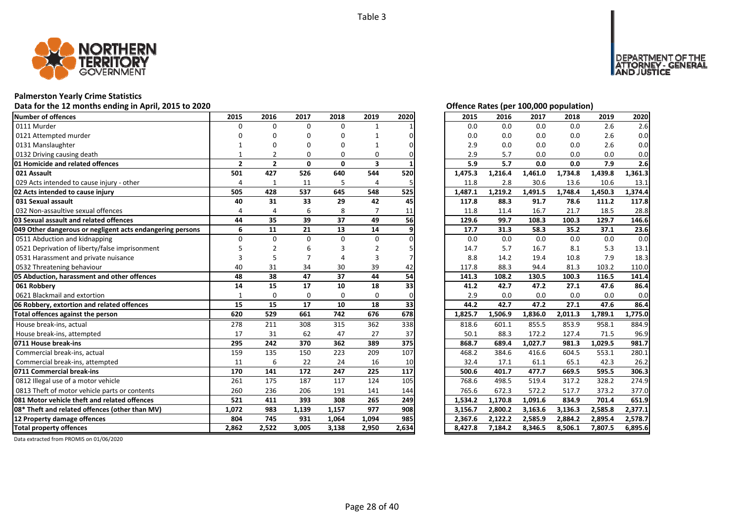Table 3

## Palmerston Yearly Crime Statistics

**Data for the 12 months ending in April, 2015 to 2020**

**Offence Rates (per 100,000 population)**

| Number of offences | 2015 | 2016 | 2017 | 2018 | 2019 | 2020 | 2015 | 2016 | 2017 | 2018 | 2019 | 2020 |
|---|---|---|---|---|---|---|---|---|---|---|---|---|
| 0111 Murder | 0 | 0 | 0 | 0 | 1 | 1 | 0.0 | 0.0 | 0.0 | 0.0 | 2.6 | 2.6 |
| 0121 Attempted murder | 0 | 0 | 0 | 0 | 1 | 0 | 0.0 | 0.0 | 0.0 | 0.0 | 2.6 | 0.0 |
| 0131 Manslaughter | 1 | 0 | 0 | 0 | 1 | 0 | 2.9 | 0.0 | 0.0 | 0.0 | 2.6 | 0.0 |
| 0132 Driving causing death | 1 | 2 | 0 | 0 | 0 | 0 | 2.9 | 5.7 | 0.0 | 0.0 | 0.0 | 0.0 |
| **01 Homicide and related offences** | **2** | **2** | **0** | **0** | **3** | **1** | **5.9** | **5.7** | **0.0** | **0.0** | **7.9** | **2.6** |
| **021 Assault** | **501** | **427** | **526** | **640** | **544** | **520** | **1,475.3** | **1,216.4** | **1,461.0** | **1,734.8** | **1,439.8** | **1,361.3** |
| 029 Acts intended to cause injury - other | 4 | 1 | 11 | 5 | 4 | 5 | 11.8 | 2.8 | 30.6 | 13.6 | 10.6 | 13.1 |
| **02 Acts intended to cause injury** | **505** | **428** | **537** | **645** | **548** | **525** | **1,487.1** | **1,219.2** | **1,491.5** | **1,748.4** | **1,450.3** | **1,374.4** |
| **031 Sexual assault** | **40** | **31** | **33** | **29** | **42** | **45** | **117.8** | **88.3** | **91.7** | **78.6** | **111.2** | **117.8** |
| 032 Non-assaultive sexual offences | 4 | 4 | 6 | 8 | 7 | 11 | 11.8 | 11.4 | 16.7 | 21.7 | 18.5 | 28.8 |
| **03 Sexual assault and related offences** | **44** | **35** | **39** | **37** | **49** | **56** | **129.6** | **99.7** | **108.3** | **100.3** | **129.7** | **146.6** |
| **049 Other dangerous or negligent acts endangering persons** | **6** | **11** | **21** | **13** | **14** | **9** | **17.7** | **31.3** | **58.3** | **35.2** | **37.1** | **23.6** |
| 0511 Abduction and kidnapping | 0 | 0 | 0 | 0 | 0 | 0 | 0.0 | 0.0 | 0.0 | 0.0 | 0.0 | 0.0 |
| 0521 Deprivation of liberty/false imprisonment | 5 | 2 | 6 | 3 | 2 | 5 | 14.7 | 5.7 | 16.7 | 8.1 | 5.3 | 13.1 |
| 0531 Harassment and private nuisance | 3 | 5 | 7 | 4 | 3 | 7 | 8.8 | 14.2 | 19.4 | 10.8 | 7.9 | 18.3 |
| 0532 Threatening behaviour | 40 | 31 | 34 | 30 | 39 | 42 | 117.8 | 88.3 | 94.4 | 81.3 | 103.2 | 110.0 |
| **05 Abduction, harassment and other offences** | **48** | **38** | **47** | **37** | **44** | **54** | **141.3** | **108.2** | **130.5** | **100.3** | **116.5** | **141.4** |
| **061 Robbery** | **14** | **15** | **17** | **10** | **18** | **33** | **41.2** | **42.7** | **47.2** | **27.1** | **47.6** | **86.4** |
| 0621 Blackmail and extortion | 1 | 0 | 0 | 0 | 0 | 0 | 2.9 | 0.0 | 0.0 | 0.0 | 0.0 | 0.0 |
| **06 Robbery, extortion and related offences** | **15** | **15** | **17** | **10** | **18** | **33** | **44.2** | **42.7** | **47.2** | **27.1** | **47.6** | **86.4** |
| **Total offences against the person** | **620** | **529** | **661** | **742** | **676** | **678** | **1,825.7** | **1,506.9** | **1,836.0** | **2,011.3** | **1,789.1** | **1,775.0** |
| House break-ins, actual | 278 | 211 | 308 | 315 | 362 | 338 | 818.6 | 601.1 | 855.5 | 853.9 | 958.1 | 884.9 |
| House break-ins, attempted | 17 | 31 | 62 | 47 | 27 | 37 | 50.1 | 88.3 | 172.2 | 127.4 | 71.5 | 96.9 |
| **0711 House break-ins** | **295** | **242** | **370** | **362** | **389** | **375** | **868.7** | **689.4** | **1,027.7** | **981.3** | **1,029.5** | **981.7** |
| Commercial break-ins, actual | 159 | 135 | 150 | 223 | 209 | 107 | 468.2 | 384.6 | 416.6 | 604.5 | 553.1 | 280.1 |
| Commercial break-ins, attempted | 11 | 6 | 22 | 24 | 16 | 10 | 32.4 | 17.1 | 61.1 | 65.1 | 42.3 | 26.2 |
| **0711 Commercial break-ins** | **170** | **141** | **172** | **247** | **225** | **117** | **500.6** | **401.7** | **477.7** | **669.5** | **595.5** | **306.3** |
| 0812 Illegal use of a motor vehicle | 261 | 175 | 187 | 117 | 124 | 105 | 768.6 | 498.5 | 519.4 | 317.2 | 328.2 | 274.9 |
| 0813 Theft of motor vehicle parts or contents | 260 | 236 | 206 | 191 | 141 | 144 | 765.6 | 672.3 | 572.2 | 517.7 | 373.2 | 377.0 |
| **081 Motor vehicle theft and related offences** | **521** | **411** | **393** | **308** | **265** | **249** | **1,534.2** | **1,170.8** | **1,091.6** | **834.9** | **701.4** | **651.9** |
| **08* Theft and related offences (other than MV)** | **1,072** | **983** | **1,139** | **1,157** | **977** | **908** | **3,156.7** | **2,800.2** | **3,163.6** | **3,136.3** | **2,585.8** | **2,377.1** |
| **12 Property damage offences** | **804** | **745** | **931** | **1,064** | **1,094** | **985** | **2,367.6** | **2,122.2** | **2,585.9** | **2,884.2** | **2,895.4** | **2,578.7** |
| **Total property offences** | **2,862** | **2,522** | **3,005** | **3,138** | **2,950** | **2,634** | **8,427.8** | **7,184.2** | **8,346.5** | **8,506.1** | **7,807.5** | **6,895.6** |

Data extracted from PROMIS on 01/06/2020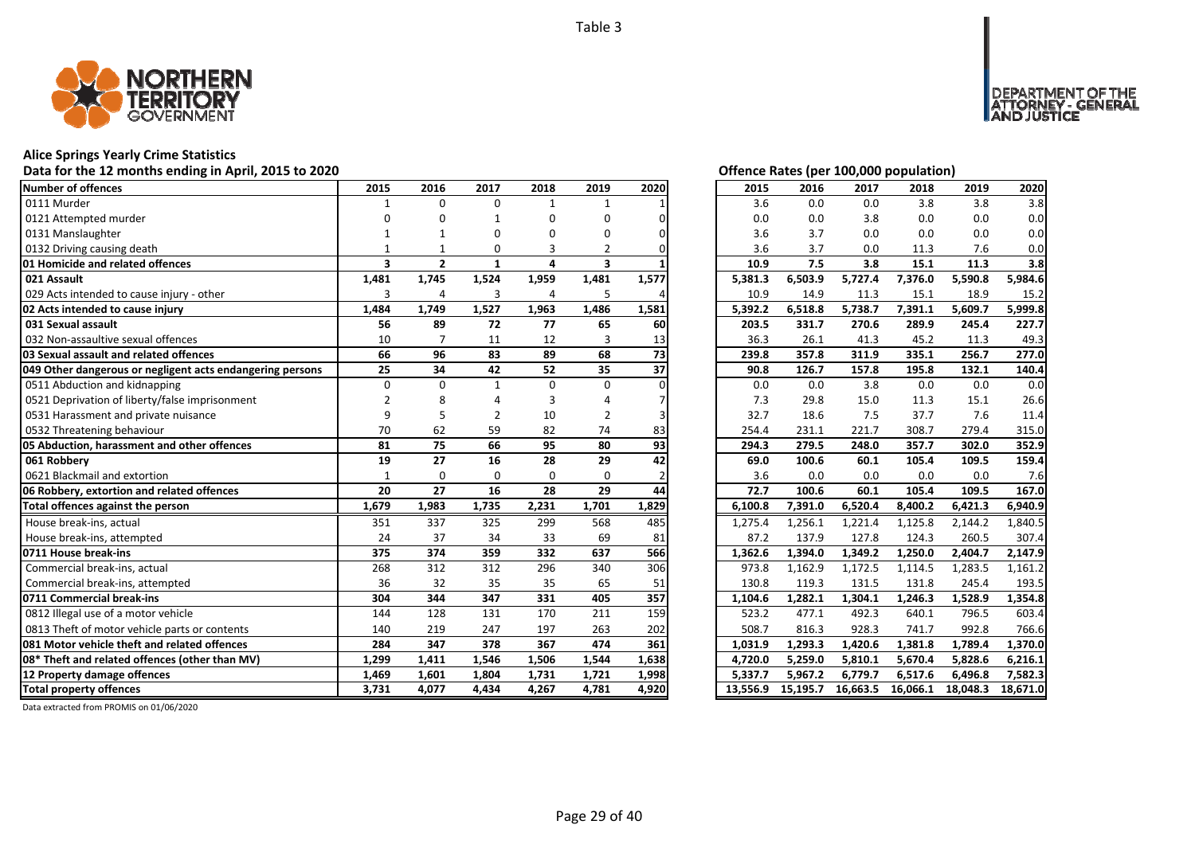Table 3

# Alice Springs Yearly Crime Statistics

## Data for the 12 months ending in April, 2015 to 2020

| Number of offences | 2015 | 2016 | 2017 | 2018 | 2019 | 2020 |
|---|---|---|---|---|---|---|
| 0111 Murder | 1 | 0 | 0 | 1 | 1 | 1 |
| 0121 Attempted murder | 0 | 0 | 1 | 0 | 0 | 0 |
| 0131 Manslaughter | 1 | 1 | 0 | 0 | 0 | 0 |
| 0132 Driving causing death | 1 | 1 | 0 | 3 | 2 | 0 |
| **01 Homicide and related offences** | **3** | **2** | **1** | **4** | **3** | **1** |
| **021 Assault** | **1,481** | **1,745** | **1,524** | **1,959** | **1,481** | **1,577** |
| 029 Acts intended to cause injury - other | 3 | 4 | 3 | 4 | 5 | 4 |
| **02 Acts intended to cause injury** | **1,484** | **1,749** | **1,527** | **1,963** | **1,486** | **1,581** |
| **031 Sexual assault** | **56** | **89** | **72** | **77** | **65** | **60** |
| 032 Non-assaultive sexual offences | 10 | 7 | 11 | 12 | 3 | 13 |
| **03 Sexual assault and related offences** | **66** | **96** | **83** | **89** | **68** | **73** |
| **049 Other dangerous or negligent acts endangering persons** | **25** | **34** | **42** | **52** | **35** | **37** |
| 0511 Abduction and kidnapping | 0 | 0 | 1 | 0 | 0 | 0 |
| 0521 Deprivation of liberty/false imprisonment | 2 | 8 | 4 | 3 | 4 | 7 |
| 0531 Harassment and private nuisance | 9 | 5 | 2 | 10 | 2 | 3 |
| 0532 Threatening behaviour | 70 | 62 | 59 | 82 | 74 | 83 |
| **05 Abduction, harassment and other offences** | **81** | **75** | **66** | **95** | **80** | **93** |
| **061 Robbery** | **19** | **27** | **16** | **28** | **29** | **42** |
| 0621 Blackmail and extortion | 1 | 0 | 0 | 0 | 0 | 2 |
| **06 Robbery, extortion and related offences** | **20** | **27** | **16** | **28** | **29** | **44** |
| **Total offences against the person** | **1,679** | **1,983** | **1,735** | **2,231** | **1,701** | **1,829** |
| House break-ins, actual | 351 | 337 | 325 | 299 | 568 | 485 |
| House break-ins, attempted | 24 | 37 | 34 | 33 | 69 | 81 |
| **0711 House break-ins** | **375** | **374** | **359** | **332** | **637** | **566** |
| Commercial break-ins, actual | 268 | 312 | 312 | 296 | 340 | 306 |
| Commercial break-ins, attempted | 36 | 32 | 35 | 35 | 65 | 51 |
| **0711 Commercial break-ins** | **304** | **344** | **347** | **331** | **405** | **357** |
| 0812 Illegal use of a motor vehicle | 144 | 128 | 131 | 170 | 211 | 159 |
| 0813 Theft of motor vehicle parts or contents | 140 | 219 | 247 | 197 | 263 | 202 |
| **081 Motor vehicle theft and related offences** | **284** | **347** | **378** | **367** | **474** | **361** |
| **08* Theft and related offences (other than MV)** | **1,299** | **1,411** | **1,546** | **1,506** | **1,544** | **1,638** |
| **12 Property damage offences** | **1,469** | **1,601** | **1,804** | **1,731** | **1,721** | **1,998** |
| **Total property offences** | **3,731** | **4,077** | **4,434** | **4,267** | **4,781** | **4,920** |

## Offence Rates (per 100,000 population)

| Number of offences | 2015 | 2016 | 2017 | 2018 | 2019 | 2020 |
|---|---|---|---|---|---|---|
| 0111 Murder | 3.6 | 0.0 | 0.0 | 3.8 | 3.8 | 3.8 |
| 0121 Attempted murder | 0.0 | 0.0 | 3.8 | 0.0 | 0.0 | 0.0 |
| 0131 Manslaughter | 3.6 | 3.7 | 0.0 | 0.0 | 0.0 | 0.0 |
| 0132 Driving causing death | 3.6 | 3.7 | 0.0 | 11.3 | 7.6 | 0.0 |
| **01 Homicide and related offences** | **10.9** | **7.5** | **3.8** | **15.1** | **11.3** | **3.8** |
| **021 Assault** | **5,381.3** | **6,503.9** | **5,727.4** | **7,376.0** | **5,590.8** | **5,984.6** |
| 029 Acts intended to cause injury - other | 10.9 | 14.9 | 11.3 | 15.1 | 18.9 | 15.2 |
| **02 Acts intended to cause injury** | **5,392.2** | **6,518.8** | **5,738.7** | **7,391.1** | **5,609.7** | **5,999.8** |
| **031 Sexual assault** | **203.5** | **331.7** | **270.6** | **289.9** | **245.4** | **227.7** |
| 032 Non-assaultive sexual offences | 36.3 | 26.1 | 41.3 | 45.2 | 11.3 | 49.3 |
| **03 Sexual assault and related offences** | **239.8** | **357.8** | **311.9** | **335.1** | **256.7** | **277.0** |
| **049 Other dangerous or negligent acts endangering persons** | **90.8** | **126.7** | **157.8** | **195.8** | **132.1** | **140.4** |
| 0511 Abduction and kidnapping | 0.0 | 0.0 | 3.8 | 0.0 | 0.0 | 0.0 |
| 0521 Deprivation of liberty/false imprisonment | 7.3 | 29.8 | 15.0 | 11.3 | 15.1 | 26.6 |
| 0531 Harassment and private nuisance | 32.7 | 18.6 | 7.5 | 37.7 | 7.6 | 11.4 |
| 0532 Threatening behaviour | 254.4 | 231.1 | 221.7 | 308.7 | 279.4 | 315.0 |
| **05 Abduction, harassment and other offences** | **294.3** | **279.5** | **248.0** | **357.7** | **302.0** | **352.9** |
| **061 Robbery** | **69.0** | **100.6** | **60.1** | **105.4** | **109.5** | **159.4** |
| 0621 Blackmail and extortion | 3.6 | 0.0 | 0.0 | 0.0 | 0.0 | 7.6 |
| **06 Robbery, extortion and related offences** | **72.7** | **100.6** | **60.1** | **105.4** | **109.5** | **167.0** |
| **Total offences against the person** | **6,100.8** | **7,391.0** | **6,520.4** | **8,400.2** | **6,421.3** | **6,940.9** |
| House break-ins, actual | 1,275.4 | 1,256.1 | 1,221.4 | 1,125.8 | 2,144.2 | 1,840.5 |
| House break-ins, attempted | 87.2 | 137.9 | 127.8 | 124.3 | 260.5 | 307.4 |
| **0711 House break-ins** | **1,362.6** | **1,394.0** | **1,349.2** | **1,250.0** | **2,404.7** | **2,147.9** |
| Commercial break-ins, actual | 973.8 | 1,162.9 | 1,172.5 | 1,114.5 | 1,283.5 | 1,161.2 |
| Commercial break-ins, attempted | 130.8 | 119.3 | 131.5 | 131.8 | 245.4 | 193.5 |
| **0711 Commercial break-ins** | **1,104.6** | **1,282.1** | **1,304.1** | **1,246.3** | **1,528.9** | **1,354.8** |
| 0812 Illegal use of a motor vehicle | 523.2 | 477.1 | 492.3 | 640.1 | 796.5 | 603.4 |
| 0813 Theft of motor vehicle parts or contents | 508.7 | 816.3 | 928.3 | 741.7 | 992.8 | 766.6 |
| **081 Motor vehicle theft and related offences** | **1,031.9** | **1,293.3** | **1,420.6** | **1,381.8** | **1,789.4** | **1,370.0** |
| **08* Theft and related offences (other than MV)** | **4,720.0** | **5,259.0** | **5,810.1** | **5,670.4** | **5,828.6** | **6,216.1** |
| **12 Property damage offences** | **5,337.7** | **5,967.2** | **6,779.7** | **6,517.6** | **6,496.8** | **7,582.3** |
| **Total property offences** | **13,556.9** | **15,195.7** | **16,663.5** | **16,066.1** | **18,048.3** | **18,671.0** |

Data extracted from PROMIS on 01/06/2020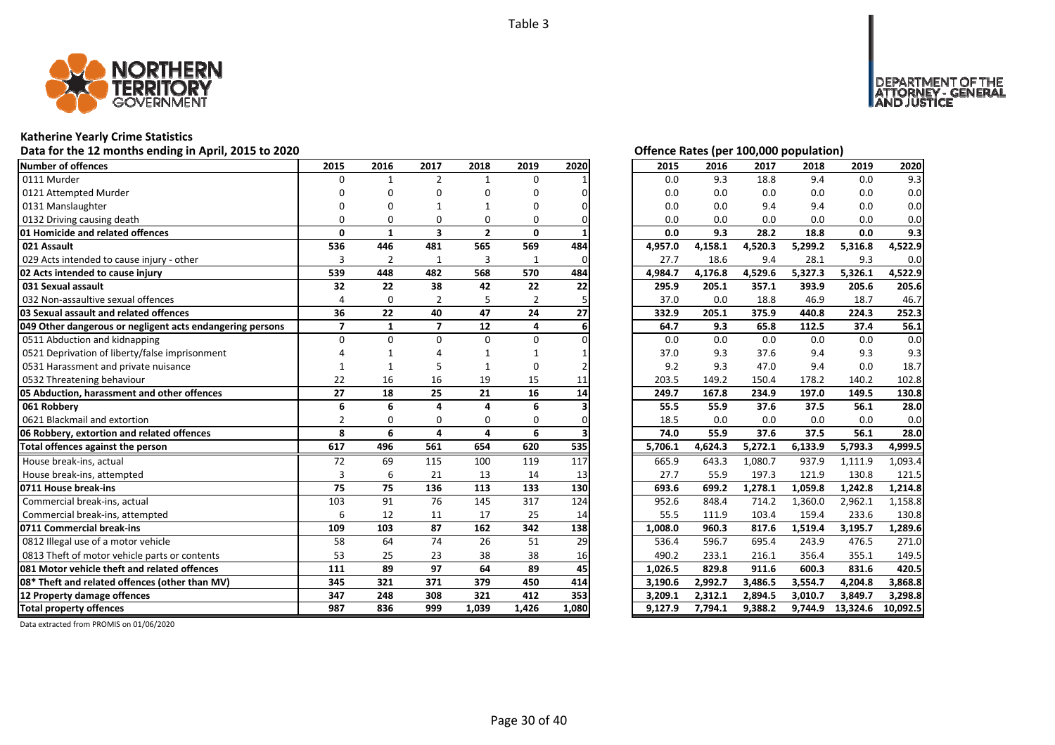Table 3

# Katherine Yearly Crime Statistics

Data for the 12 months ending in April, 2015 to 2020

Offence Rates (per 100,000 population)

| Number of offences | 2015 | 2016 | 2017 | 2018 | 2019 | 2020 | 2015 | 2016 | 2017 | 2018 | 2019 | 2020 |
|---|---|---|---|---|---|---|---|---|---|---|---|---|
| 0111 Murder | 0 | 1 | 2 | 1 | 0 | 1 | 0.0 | 9.3 | 18.8 | 9.4 | 0.0 | 9.3 |
| 0121 Attempted Murder | 0 | 0 | 0 | 0 | 0 | 0 | 0.0 | 0.0 | 0.0 | 0.0 | 0.0 | 0.0 |
| 0131 Manslaughter | 0 | 0 | 1 | 1 | 0 | 0 | 0.0 | 0.0 | 9.4 | 9.4 | 0.0 | 0.0 |
| 0132 Driving causing death | 0 | 0 | 0 | 0 | 0 | 0 | 0.0 | 0.0 | 0.0 | 0.0 | 0.0 | 0.0 |
| **01 Homicide and related offences** | **0** | **1** | **3** | **2** | **0** | **1** | **0.0** | **9.3** | **28.2** | **18.8** | **0.0** | **9.3** |
| **021 Assault** | **536** | **446** | **481** | **565** | **569** | **484** | **4,957.0** | **4,158.1** | **4,520.3** | **5,299.2** | **5,316.8** | **4,522.9** |
| 029 Acts intended to cause injury - other | 3 | 2 | 1 | 3 | 1 | 0 | 27.7 | 18.6 | 9.4 | 28.1 | 9.3 | 0.0 |
| **02 Acts intended to cause injury** | **539** | **448** | **482** | **568** | **570** | **484** | **4,984.7** | **4,176.8** | **4,529.6** | **5,327.3** | **5,326.1** | **4,522.9** |
| **031 Sexual assault** | **32** | **22** | **38** | **42** | **22** | **22** | **295.9** | **205.1** | **357.1** | **393.9** | **205.6** | **205.6** |
| 032 Non-assaultive sexual offences | 4 | 0 | 2 | 5 | 2 | 5 | 37.0 | 0.0 | 18.8 | 46.9 | 18.7 | 46.7 |
| **03 Sexual assault and related offences** | **36** | **22** | **40** | **47** | **24** | **27** | **332.9** | **205.1** | **375.9** | **440.8** | **224.3** | **252.3** |
| **049 Other dangerous or negligent acts endangering persons** | **7** | **1** | **7** | **12** | **4** | **6** | **64.7** | **9.3** | **65.8** | **112.5** | **37.4** | **56.1** |
| 0511 Abduction and kidnapping | 0 | 0 | 0 | 0 | 0 | 0 | 0.0 | 0.0 | 0.0 | 0.0 | 0.0 | 0.0 |
| 0521 Deprivation of liberty/false imprisonment | 4 | 1 | 4 | 1 | 1 | 1 | 37.0 | 9.3 | 37.6 | 9.4 | 9.3 | 9.3 |
| 0531 Harassment and private nuisance | 1 | 1 | 5 | 1 | 0 | 2 | 9.2 | 9.3 | 47.0 | 9.4 | 0.0 | 18.7 |
| 0532 Threatening behaviour | 22 | 16 | 16 | 19 | 15 | 11 | 203.5 | 149.2 | 150.4 | 178.2 | 140.2 | 102.8 |
| **05 Abduction, harassment and other offences** | **27** | **18** | **25** | **21** | **16** | **14** | **249.7** | **167.8** | **234.9** | **197.0** | **149.5** | **130.8** |
| **061 Robbery** | **6** | **6** | **4** | **4** | **6** | **3** | **55.5** | **55.9** | **37.6** | **37.5** | **56.1** | **28.0** |
| 0621 Blackmail and extortion | 2 | 0 | 0 | 0 | 0 | 0 | 18.5 | 0.0 | 0.0 | 0.0 | 0.0 | 0.0 |
| **06 Robbery, extortion and related offences** | **8** | **6** | **4** | **4** | **6** | **3** | **74.0** | **55.9** | **37.6** | **37.5** | **56.1** | **28.0** |
| **Total offences against the person** | **617** | **496** | **561** | **654** | **620** | **535** | **5,706.1** | **4,624.3** | **5,272.1** | **6,133.9** | **5,793.3** | **4,999.5** |
| House break-ins, actual | 72 | 69 | 115 | 100 | 119 | 117 | 665.9 | 643.3 | 1,080.7 | 937.9 | 1,111.9 | 1,093.4 |
| House break-ins, attempted | 3 | 6 | 21 | 13 | 14 | 13 | 27.7 | 55.9 | 197.3 | 121.9 | 130.8 | 121.5 |
| **0711 House break-ins** | **75** | **75** | **136** | **113** | **133** | **130** | **693.6** | **699.2** | **1,278.1** | **1,059.8** | **1,242.8** | **1,214.8** |
| Commercial break-ins, actual | 103 | 91 | 76 | 145 | 317 | 124 | 952.6 | 848.4 | 714.2 | 1,360.0 | 2,962.1 | 1,158.8 |
| Commercial break-ins, attempted | 6 | 12 | 11 | 17 | 25 | 14 | 55.5 | 111.9 | 103.4 | 159.4 | 233.6 | 130.8 |
| **0711 Commercial break-ins** | **109** | **103** | **87** | **162** | **342** | **138** | **1,008.0** | **960.3** | **817.6** | **1,519.4** | **3,195.7** | **1,289.6** |
| 0812 Illegal use of a motor vehicle | 58 | 64 | 74 | 26 | 51 | 29 | 536.4 | 596.7 | 695.4 | 243.9 | 476.5 | 271.0 |
| 0813 Theft of motor vehicle parts or contents | 53 | 25 | 23 | 38 | 38 | 16 | 490.2 | 233.1 | 216.1 | 356.4 | 355.1 | 149.5 |
| **081 Motor vehicle theft and related offences** | **111** | **89** | **97** | **64** | **89** | **45** | **1,026.5** | **829.8** | **911.6** | **600.3** | **831.6** | **420.5** |
| **08* Theft and related offences (other than MV)** | **345** | **321** | **371** | **379** | **450** | **414** | **3,190.6** | **2,992.7** | **3,486.5** | **3,554.7** | **4,204.8** | **3,868.8** |
| **12 Property damage offences** | **347** | **248** | **308** | **321** | **412** | **353** | **3,209.1** | **2,312.1** | **2,894.5** | **3,010.7** | **3,849.7** | **3,298.8** |
| **Total property offences** | **987** | **836** | **999** | **1,039** | **1,426** | **1,080** | **9,127.9** | **7,794.1** | **9,388.2** | **9,744.9** | **13,324.6** | **10,092.5** |

Data extracted from PROMIS on 01/06/2020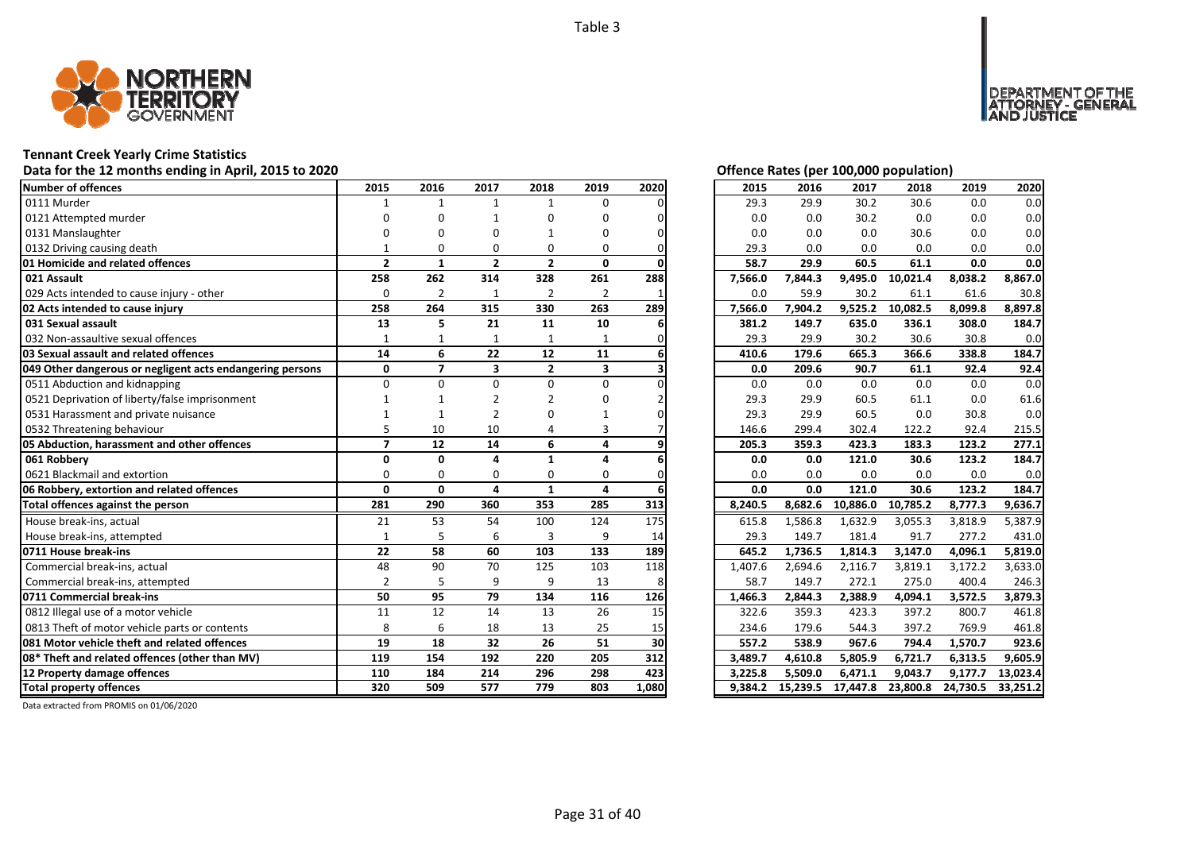Table 3

# Tennant Creek Yearly Crime Statistics

## Data for the 12 months ending in April, 2015 to 2020

| Number of offences | 2015 | 2016 | 2017 | 2018 | 2019 | 2020 |
|---|---|---|---|---|---|---|
| 0111 Murder | 1 | 1 | 1 | 1 | 0 | 0 |
| 0121 Attempted murder | 0 | 0 | 1 | 0 | 0 | 0 |
| 0131 Manslaughter | 0 | 0 | 0 | 1 | 0 | 0 |
| 0132 Driving causing death | 1 | 0 | 0 | 0 | 0 | 0 |
| **01 Homicide and related offences** | **2** | **1** | **2** | **2** | **0** | **0** |
| **021 Assault** | **258** | **262** | **314** | **328** | **261** | **288** |
| 029 Acts intended to cause injury - other | 0 | 2 | 1 | 2 | 2 | 1 |
| **02 Acts intended to cause injury** | **258** | **264** | **315** | **330** | **263** | **289** |
| **031 Sexual assault** | **13** | **5** | **21** | **11** | **10** | **6** |
| 032 Non-assaultive sexual offences | 1 | 1 | 1 | 1 | 1 | 0 |
| **03 Sexual assault and related offences** | **14** | **6** | **22** | **12** | **11** | **6** |
| **049 Other dangerous or negligent acts endangering persons** | **0** | **7** | **3** | **2** | **3** | **3** |
| 0511 Abduction and kidnapping | 0 | 0 | 0 | 0 | 0 | 0 |
| 0521 Deprivation of liberty/false imprisonment | 1 | 1 | 2 | 2 | 0 | 2 |
| 0531 Harassment and private nuisance | 1 | 1 | 2 | 0 | 1 | 0 |
| 0532 Threatening behaviour | 5 | 10 | 10 | 4 | 3 | 7 |
| **05 Abduction, harassment and other offences** | **7** | **12** | **14** | **6** | **4** | **9** |
| **061 Robbery** | **0** | **0** | **4** | **1** | **4** | **6** |
| 0621 Blackmail and extortion | 0 | 0 | 0 | 0 | 0 | 0 |
| **06 Robbery, extortion and related offences** | **0** | **0** | **4** | **1** | **4** | **6** |
| **Total offences against the person** | **281** | **290** | **360** | **353** | **285** | **313** |
| House break-ins, actual | 21 | 53 | 54 | 100 | 124 | 175 |
| House break-ins, attempted | 1 | 5 | 6 | 3 | 9 | 14 |
| **0711 House break-ins** | **22** | **58** | **60** | **103** | **133** | **189** |
| Commercial break-ins, actual | 48 | 90 | 70 | 125 | 103 | 118 |
| Commercial break-ins, attempted | 2 | 5 | 9 | 9 | 13 | 8 |
| **0711 Commercial break-ins** | **50** | **95** | **79** | **134** | **116** | **126** |
| 0812 Illegal use of a motor vehicle | 11 | 12 | 14 | 13 | 26 | 15 |
| 0813 Theft of motor vehicle parts or contents | 8 | 6 | 18 | 13 | 25 | 15 |
| **081 Motor vehicle theft and related offences** | **19** | **18** | **32** | **26** | **51** | **30** |
| **08* Theft and related offences (other than MV)** | **119** | **154** | **192** | **220** | **205** | **312** |
| **12 Property damage offences** | **110** | **184** | **214** | **296** | **298** | **423** |
| **Total property offences** | **320** | **509** | **577** | **779** | **803** | **1,080** |

## Offence Rates (per 100,000 population)

| Number of offences | 2015 | 2016 | 2017 | 2018 | 2019 | 2020 |
|---|---|---|---|---|---|---|
| 0111 Murder | 29.3 | 29.9 | 30.2 | 30.6 | 0.0 | 0.0 |
| 0121 Attempted murder | 0.0 | 0.0 | 30.2 | 0.0 | 0.0 | 0.0 |
| 0131 Manslaughter | 0.0 | 0.0 | 0.0 | 30.6 | 0.0 | 0.0 |
| 0132 Driving causing death | 29.3 | 0.0 | 0.0 | 0.0 | 0.0 | 0.0 |
| **01 Homicide and related offences** | **58.7** | **29.9** | **60.5** | **61.1** | **0.0** | **0.0** |
| **021 Assault** | **7,566.0** | **7,844.3** | **9,495.0** | **10,021.4** | **8,038.2** | **8,867.0** |
| 029 Acts intended to cause injury - other | 0.0 | 59.9 | 30.2 | 61.1 | 61.6 | 30.8 |
| **02 Acts intended to cause injury** | **7,566.0** | **7,904.2** | **9,525.2** | **10,082.5** | **8,099.8** | **8,897.8** |
| **031 Sexual assault** | **381.2** | **149.7** | **635.0** | **336.1** | **308.0** | **184.7** |
| 032 Non-assaultive sexual offences | 29.3 | 29.9 | 30.2 | 30.6 | 30.8 | 0.0 |
| **03 Sexual assault and related offences** | **410.6** | **179.6** | **665.3** | **366.6** | **338.8** | **184.7** |
| **049 Other dangerous or negligent acts endangering persons** | **0.0** | **209.6** | **90.7** | **61.1** | **92.4** | **92.4** |
| 0511 Abduction and kidnapping | 0.0 | 0.0 | 0.0 | 0.0 | 0.0 | 0.0 |
| 0521 Deprivation of liberty/false imprisonment | 29.3 | 29.9 | 60.5 | 61.1 | 0.0 | 61.6 |
| 0531 Harassment and private nuisance | 29.3 | 29.9 | 60.5 | 0.0 | 30.8 | 0.0 |
| 0532 Threatening behaviour | 146.6 | 299.4 | 302.4 | 122.2 | 92.4 | 215.5 |
| **05 Abduction, harassment and other offences** | **205.3** | **359.3** | **423.3** | **183.3** | **123.2** | **277.1** |
| **061 Robbery** | **0.0** | **0.0** | **121.0** | **30.6** | **123.2** | **184.7** |
| 0621 Blackmail and extortion | 0.0 | 0.0 | 0.0 | 0.0 | 0.0 | 0.0 |
| **06 Robbery, extortion and related offences** | **0.0** | **0.0** | **121.0** | **30.6** | **123.2** | **184.7** |
| **Total offences against the person** | **8,240.5** | **8,682.6** | **10,886.0** | **10,785.2** | **8,777.3** | **9,636.7** |
| House break-ins, actual | 615.8 | 1,586.8 | 1,632.9 | 3,055.3 | 3,818.9 | 5,387.9 |
| House break-ins, attempted | 29.3 | 149.7 | 181.4 | 91.7 | 277.2 | 431.0 |
| **0711 House break-ins** | **645.2** | **1,736.5** | **1,814.3** | **3,147.0** | **4,096.1** | **5,819.0** |
| Commercial break-ins, actual | 1,407.6 | 2,694.6 | 2,116.7 | 3,819.1 | 3,172.2 | 3,633.0 |
| Commercial break-ins, attempted | 58.7 | 149.7 | 272.1 | 275.0 | 400.4 | 246.3 |
| **0711 Commercial break-ins** | **1,466.3** | **2,844.3** | **2,388.9** | **4,094.1** | **3,572.5** | **3,879.3** |
| 0812 Illegal use of a motor vehicle | 322.6 | 359.3 | 423.3 | 397.2 | 800.7 | 461.8 |
| 0813 Theft of motor vehicle parts or contents | 234.6 | 179.6 | 544.3 | 397.2 | 769.9 | 461.8 |
| **081 Motor vehicle theft and related offences** | **557.2** | **538.9** | **967.6** | **794.4** | **1,570.7** | **923.6** |
| **08* Theft and related offences (other than MV)** | **3,489.7** | **4,610.8** | **5,805.9** | **6,721.7** | **6,313.5** | **9,605.9** |
| **12 Property damage offences** | **3,225.8** | **5,509.0** | **6,471.1** | **9,043.7** | **9,177.7** | **13,023.4** |
| **Total property offences** | **9,384.2** | **15,239.5** | **17,447.8** | **23,800.8** | **24,730.5** | **33,251.2** |

Data extracted from PROMIS on 01/06/2020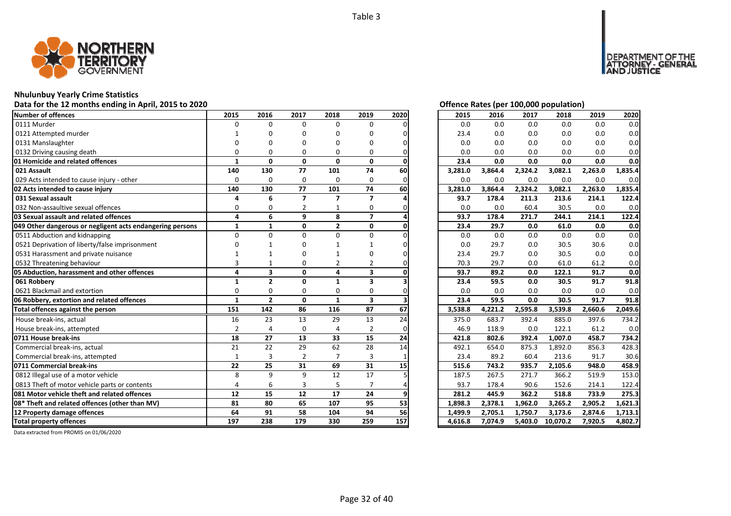Table 3

# Nhulunbuy Yearly Crime Statistics

## Data for the 12 months ending in April, 2015 to 2020

| Number of offences | 2015 | 2016 | 2017 | 2018 | 2019 | 2020 |
|---|---|---|---|---|---|---|
| 0111 Murder | 0 | 0 | 0 | 0 | 0 | 0 |
| 0121 Attempted murder | 1 | 0 | 0 | 0 | 0 | 0 |
| 0131 Manslaughter | 0 | 0 | 0 | 0 | 0 | 0 |
| 0132 Driving causing death | 0 | 0 | 0 | 0 | 0 | 0 |
| **01 Homicide and related offences** | **1** | **0** | **0** | **0** | **0** | **0** |
| **021 Assault** | **140** | **130** | **77** | **101** | **74** | **60** |
| 029 Acts intended to cause injury - other | 0 | 0 | 0 | 0 | 0 | 0 |
| **02 Acts intended to cause injury** | **140** | **130** | **77** | **101** | **74** | **60** |
| **031 Sexual assault** | **4** | **6** | **7** | **7** | **7** | **4** |
| 032 Non-assaultive sexual offences | 0 | 0 | 2 | 1 | 0 | 0 |
| **03 Sexual assault and related offences** | **4** | **6** | **9** | **8** | **7** | **4** |
| **049 Other dangerous or negligent acts endangering persons** | **1** | **1** | **0** | **2** | **0** | **0** |
| 0511 Abduction and kidnapping | 0 | 0 | 0 | 0 | 0 | 0 |
| 0521 Deprivation of liberty/false imprisonment | 0 | 1 | 0 | 1 | 1 | 0 |
| 0531 Harassment and private nuisance | 1 | 1 | 0 | 1 | 0 | 0 |
| 0532 Threatening behaviour | 3 | 1 | 0 | 2 | 2 | 0 |
| **05 Abduction, harassment and other offences** | **4** | **3** | **0** | **4** | **3** | **0** |
| **061 Robbery** | **1** | **2** | **0** | **1** | **3** | **3** |
| 0621 Blackmail and extortion | 0 | 0 | 0 | 0 | 0 | 0 |
| **06 Robbery, extortion and related offences** | **1** | **2** | **0** | **1** | **3** | **3** |
| **Total offences against the person** | **151** | **142** | **86** | **116** | **87** | **67** |
| House break-ins, actual | 16 | 23 | 13 | 29 | 13 | 24 |
| House break-ins, attempted | 2 | 4 | 0 | 4 | 2 | 0 |
| **0711 House break-ins** | **18** | **27** | **13** | **33** | **15** | **24** |
| Commercial break-ins, actual | 21 | 22 | 29 | 62 | 28 | 14 |
| Commercial break-ins, attempted | 1 | 3 | 2 | 7 | 3 | 1 |
| **0711 Commercial break-ins** | **22** | **25** | **31** | **69** | **31** | **15** |
| 0812 Illegal use of a motor vehicle | 8 | 9 | 9 | 12 | 17 | 5 |
| 0813 Theft of motor vehicle parts or contents | 4 | 6 | 3 | 5 | 7 | 4 |
| **081 Motor vehicle theft and related offences** | **12** | **15** | **12** | **17** | **24** | **9** |
| **08* Theft and related offences (other than MV)** | **81** | **80** | **65** | **107** | **95** | **53** |
| **12 Property damage offences** | **64** | **91** | **58** | **104** | **94** | **56** |
| **Total property offences** | **197** | **238** | **179** | **330** | **259** | **157** |

## Offence Rates (per 100,000 population)

| Number of offences | 2015 | 2016 | 2017 | 2018 | 2019 | 2020 |
|---|---|---|---|---|---|---|
| 0111 Murder | 0.0 | 0.0 | 0.0 | 0.0 | 0.0 | 0.0 |
| 0121 Attempted murder | 23.4 | 0.0 | 0.0 | 0.0 | 0.0 | 0.0 |
| 0131 Manslaughter | 0.0 | 0.0 | 0.0 | 0.0 | 0.0 | 0.0 |
| 0132 Driving causing death | 0.0 | 0.0 | 0.0 | 0.0 | 0.0 | 0.0 |
| **01 Homicide and related offences** | **23.4** | **0.0** | **0.0** | **0.0** | **0.0** | **0.0** |
| **021 Assault** | **3,281.0** | **3,864.4** | **2,324.2** | **3,082.1** | **2,263.0** | **1,835.4** |
| 029 Acts intended to cause injury - other | 0.0 | 0.0 | 0.0 | 0.0 | 0.0 | 0.0 |
| **02 Acts intended to cause injury** | **3,281.0** | **3,864.4** | **2,324.2** | **3,082.1** | **2,263.0** | **1,835.4** |
| **031 Sexual assault** | **93.7** | **178.4** | **211.3** | **213.6** | **214.1** | **122.4** |
| 032 Non-assaultive sexual offences | 0.0 | 0.0 | 60.4 | 30.5 | 0.0 | 0.0 |
| **03 Sexual assault and related offences** | **93.7** | **178.4** | **271.7** | **244.1** | **214.1** | **122.4** |
| **049 Other dangerous or negligent acts endangering persons** | **23.4** | **29.7** | **0.0** | **61.0** | **0.0** | **0.0** |
| 0511 Abduction and kidnapping | 0.0 | 0.0 | 0.0 | 0.0 | 0.0 | 0.0 |
| 0521 Deprivation of liberty/false imprisonment | 0.0 | 29.7 | 0.0 | 30.5 | 30.6 | 0.0 |
| 0531 Harassment and private nuisance | 23.4 | 29.7 | 0.0 | 30.5 | 0.0 | 0.0 |
| 0532 Threatening behaviour | 70.3 | 29.7 | 0.0 | 61.0 | 61.2 | 0.0 |
| **05 Abduction, harassment and other offences** | **93.7** | **89.2** | **0.0** | **122.1** | **91.7** | **0.0** |
| **061 Robbery** | **23.4** | **59.5** | **0.0** | **30.5** | **91.7** | **91.8** |
| 0621 Blackmail and extortion | 0.0 | 0.0 | 0.0 | 0.0 | 0.0 | 0.0 |
| **06 Robbery, extortion and related offences** | **23.4** | **59.5** | **0.0** | **30.5** | **91.7** | **91.8** |
| **Total offences against the person** | **3,538.8** | **4,221.2** | **2,595.8** | **3,539.8** | **2,660.6** | **2,049.6** |
| House break-ins, actual | 375.0 | 683.7 | 392.4 | 885.0 | 397.6 | 734.2 |
| House break-ins, attempted | 46.9 | 118.9 | 0.0 | 122.1 | 61.2 | 0.0 |
| **0711 House break-ins** | **421.8** | **802.6** | **392.4** | **1,007.0** | **458.7** | **734.2** |
| Commercial break-ins, actual | 492.1 | 654.0 | 875.3 | 1,892.0 | 856.3 | 428.3 |
| Commercial break-ins, attempted | 23.4 | 89.2 | 60.4 | 213.6 | 91.7 | 30.6 |
| **0711 Commercial break-ins** | **515.6** | **743.2** | **935.7** | **2,105.6** | **948.0** | **458.9** |
| 0812 Illegal use of a motor vehicle | 187.5 | 267.5 | 271.7 | 366.2 | 519.9 | 153.0 |
| 0813 Theft of motor vehicle parts or contents | 93.7 | 178.4 | 90.6 | 152.6 | 214.1 | 122.4 |
| **081 Motor vehicle theft and related offences** | **281.2** | **445.9** | **362.2** | **518.8** | **733.9** | **275.3** |
| **08* Theft and related offences (other than MV)** | **1,898.3** | **2,378.1** | **1,962.0** | **3,265.2** | **2,905.2** | **1,621.3** |
| **12 Property damage offences** | **1,499.9** | **2,705.1** | **1,750.7** | **3,173.6** | **2,874.6** | **1,713.1** |
| **Total property offences** | **4,616.8** | **7,074.9** | **5,403.0** | **10,070.2** | **7,920.5** | **4,802.7** |

Data extracted from PROMIS on 01/06/2020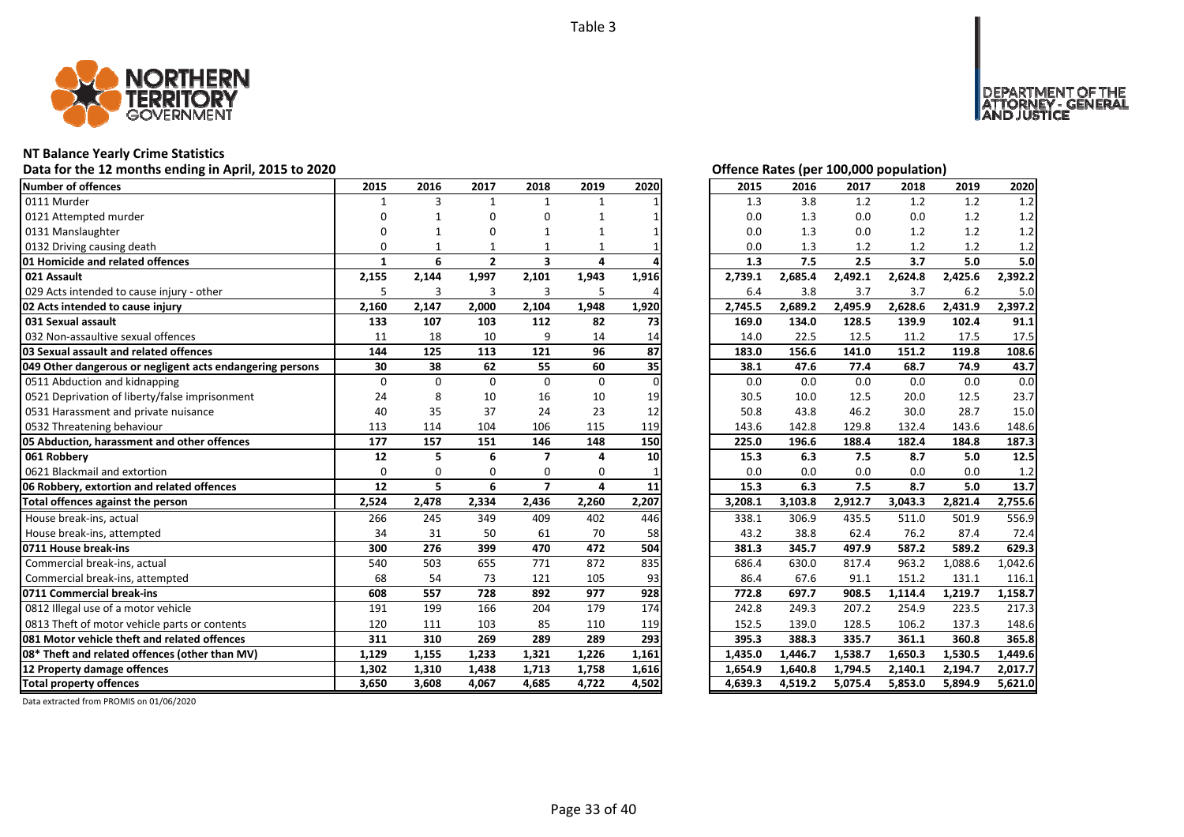Table 3

# NT Balance Yearly Crime Statistics

## Data for the 12 months ending in April, 2015 to 2020

| Number of offences | 2015 | 2016 | 2017 | 2018 | 2019 | 2020 |
|---|---|---|---|---|---|---|
| 0111 Murder | 1 | 3 | 1 | 1 | 1 | 1 |
| 0121 Attempted murder | 0 | 1 | 0 | 0 | 1 | 1 |
| 0131 Manslaughter | 0 | 1 | 0 | 1 | 1 | 1 |
| 0132 Driving causing death | 0 | 1 | 1 | 1 | 1 | 1 |
| **01 Homicide and related offences** | **1** | **6** | **2** | **3** | **4** | **4** |
| **021 Assault** | **2,155** | **2,144** | **1,997** | **2,101** | **1,943** | **1,916** |
| 029 Acts intended to cause injury - other | 5 | 3 | 3 | 3 | 5 | 4 |
| **02 Acts intended to cause injury** | **2,160** | **2,147** | **2,000** | **2,104** | **1,948** | **1,920** |
| **031 Sexual assault** | **133** | **107** | **103** | **112** | **82** | **73** |
| 032 Non-assaultive sexual offences | 11 | 18 | 10 | 9 | 14 | 14 |
| **03 Sexual assault and related offences** | **144** | **125** | **113** | **121** | **96** | **87** |
| **049 Other dangerous or negligent acts endangering persons** | **30** | **38** | **62** | **55** | **60** | **35** |
| 0511 Abduction and kidnapping | 0 | 0 | 0 | 0 | 0 | 0 |
| 0521 Deprivation of liberty/false imprisonment | 24 | 8 | 10 | 16 | 10 | 19 |
| 0531 Harassment and private nuisance | 40 | 35 | 37 | 24 | 23 | 12 |
| 0532 Threatening behaviour | 113 | 114 | 104 | 106 | 115 | 119 |
| **05 Abduction, harassment and other offences** | **177** | **157** | **151** | **146** | **148** | **150** |
| **061 Robbery** | **12** | **5** | **6** | **7** | **4** | **10** |
| 0621 Blackmail and extortion | 0 | 0 | 0 | 0 | 0 | 1 |
| **06 Robbery, extortion and related offences** | **12** | **5** | **6** | **7** | **4** | **11** |
| **Total offences against the person** | **2,524** | **2,478** | **2,334** | **2,436** | **2,260** | **2,207** |
| House break-ins, actual | 266 | 245 | 349 | 409 | 402 | 446 |
| House break-ins, attempted | 34 | 31 | 50 | 61 | 70 | 58 |
| **0711 House break-ins** | **300** | **276** | **399** | **470** | **472** | **504** |
| Commercial break-ins, actual | 540 | 503 | 655 | 771 | 872 | 835 |
| Commercial break-ins, attempted | 68 | 54 | 73 | 121 | 105 | 93 |
| **0711 Commercial break-ins** | **608** | **557** | **728** | **892** | **977** | **928** |
| 0812 Illegal use of a motor vehicle | 191 | 199 | 166 | 204 | 179 | 174 |
| 0813 Theft of motor vehicle parts or contents | 120 | 111 | 103 | 85 | 110 | 119 |
| **081 Motor vehicle theft and related offences** | **311** | **310** | **269** | **289** | **289** | **293** |
| **08* Theft and related offences (other than MV)** | **1,129** | **1,155** | **1,233** | **1,321** | **1,226** | **1,161** |
| **12 Property damage offences** | **1,302** | **1,310** | **1,438** | **1,713** | **1,758** | **1,616** |
| **Total property offences** | **3,650** | **3,608** | **4,067** | **4,685** | **4,722** | **4,502** |

## Offence Rates (per 100,000 population)

| Number of offences | 2015 | 2016 | 2017 | 2018 | 2019 | 2020 |
|---|---|---|---|---|---|---|
| 0111 Murder | 1.3 | 3.8 | 1.2 | 1.2 | 1.2 | 1.2 |
| 0121 Attempted murder | 0.0 | 1.3 | 0.0 | 0.0 | 1.2 | 1.2 |
| 0131 Manslaughter | 0.0 | 1.3 | 0.0 | 1.2 | 1.2 | 1.2 |
| 0132 Driving causing death | 0.0 | 1.3 | 1.2 | 1.2 | 1.2 | 1.2 |
| **01 Homicide and related offences** | **1.3** | **7.5** | **2.5** | **3.7** | **5.0** | **5.0** |
| **021 Assault** | **2,739.1** | **2,685.4** | **2,492.1** | **2,624.8** | **2,425.6** | **2,392.2** |
| 029 Acts intended to cause injury - other | 6.4 | 3.8 | 3.7 | 3.7 | 6.2 | 5.0 |
| **02 Acts intended to cause injury** | **2,745.5** | **2,689.2** | **2,495.9** | **2,628.6** | **2,431.9** | **2,397.2** |
| **031 Sexual assault** | **169.0** | **134.0** | **128.5** | **139.9** | **102.4** | **91.1** |
| 032 Non-assaultive sexual offences | 14.0 | 22.5 | 12.5 | 11.2 | 17.5 | 17.5 |
| **03 Sexual assault and related offences** | **183.0** | **156.6** | **141.0** | **151.2** | **119.8** | **108.6** |
| **049 Other dangerous or negligent acts endangering persons** | **38.1** | **47.6** | **77.4** | **68.7** | **74.9** | **43.7** |
| 0511 Abduction and kidnapping | 0.0 | 0.0 | 0.0 | 0.0 | 0.0 | 0.0 |
| 0521 Deprivation of liberty/false imprisonment | 30.5 | 10.0 | 12.5 | 20.0 | 12.5 | 23.7 |
| 0531 Harassment and private nuisance | 50.8 | 43.8 | 46.2 | 30.0 | 28.7 | 15.0 |
| 0532 Threatening behaviour | 143.6 | 142.8 | 129.8 | 132.4 | 143.6 | 148.6 |
| **05 Abduction, harassment and other offences** | **225.0** | **196.6** | **188.4** | **182.4** | **184.8** | **187.3** |
| **061 Robbery** | **15.3** | **6.3** | **7.5** | **8.7** | **5.0** | **12.5** |
| 0621 Blackmail and extortion | 0.0 | 0.0 | 0.0 | 0.0 | 0.0 | 1.2 |
| **06 Robbery, extortion and related offences** | **15.3** | **6.3** | **7.5** | **8.7** | **5.0** | **13.7** |
| **Total offences against the person** | **3,208.1** | **3,103.8** | **2,912.7** | **3,043.3** | **2,821.4** | **2,755.6** |
| House break-ins, actual | 338.1 | 306.9 | 435.5 | 511.0 | 501.9 | 556.9 |
| House break-ins, attempted | 43.2 | 38.8 | 62.4 | 76.2 | 87.4 | 72.4 |
| **0711 House break-ins** | **381.3** | **345.7** | **497.9** | **587.2** | **589.2** | **629.3** |
| Commercial break-ins, actual | 686.4 | 630.0 | 817.4 | 963.2 | 1,088.6 | 1,042.6 |
| Commercial break-ins, attempted | 86.4 | 67.6 | 91.1 | 151.2 | 131.1 | 116.1 |
| **0711 Commercial break-ins** | **772.8** | **697.7** | **908.5** | **1,114.4** | **1,219.7** | **1,158.7** |
| 0812 Illegal use of a motor vehicle | 242.8 | 249.3 | 207.2 | 254.9 | 223.5 | 217.3 |
| 0813 Theft of motor vehicle parts or contents | 152.5 | 139.0 | 128.5 | 106.2 | 137.3 | 148.6 |
| **081 Motor vehicle theft and related offences** | **395.3** | **388.3** | **335.7** | **361.1** | **360.8** | **365.8** |
| **08* Theft and related offences (other than MV)** | **1,435.0** | **1,446.7** | **1,538.7** | **1,650.3** | **1,530.5** | **1,449.6** |
| **12 Property damage offences** | **1,654.9** | **1,640.8** | **1,794.5** | **2,140.1** | **2,194.7** | **2,017.7** |
| **Total property offences** | **4,639.3** | **4,519.2** | **5,075.4** | **5,853.0** | **5,894.9** | **5,621.0** |

Data extracted from PROMIS on 01/06/2020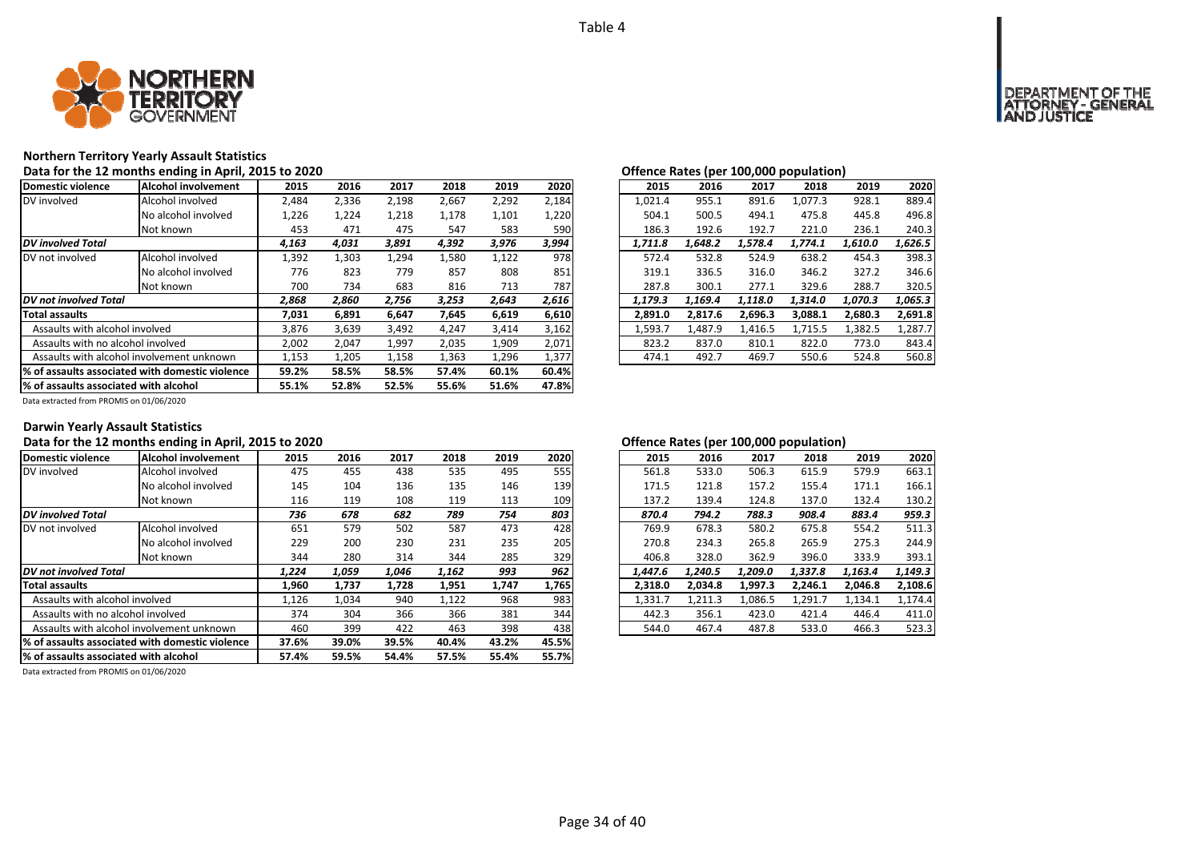Table 4

## Northern Territory Yearly Assault Statistics

### Data for the 12 months ending in April, 2015 to 2020

| Domestic violence | Alcohol involvement | 2015 | 2016 | 2017 | 2018 | 2019 | 2020 |
|---|---|---|---|---|---|---|---|
| DV involved | Alcohol involved | 2,484 | 2,336 | 2,198 | 2,667 | 2,292 | 2,184 |
| | No alcohol involved | 1,226 | 1,224 | 1,218 | 1,178 | 1,101 | 1,220 |
| | Not known | 453 | 471 | 475 | 547 | 583 | 590 |
| ***DV involved Total*** | | *4,163* | *4,031* | *3,891* | *4,392* | *3,976* | *3,994* |
| DV not involved | Alcohol involved | 1,392 | 1,303 | 1,294 | 1,580 | 1,122 | 978 |
| | No alcohol involved | 776 | 823 | 779 | 857 | 808 | 851 |
| | Not known | 700 | 734 | 683 | 816 | 713 | 787 |
| ***DV not involved Total*** | | *2,868* | *2,860* | *2,756* | *3,253* | *2,643* | *2,616* |
| **Total assaults** | | **7,031** | **6,891** | **6,647** | **7,645** | **6,619** | **6,610** |
| Assaults with alcohol involved | | 3,876 | 3,639 | 3,492 | 4,247 | 3,414 | 3,162 |
| Assaults with no alcohol involved | | 2,002 | 2,047 | 1,997 | 2,035 | 1,909 | 2,071 |
| Assaults with alcohol involvement unknown | | 1,153 | 1,205 | 1,158 | 1,363 | 1,296 | 1,377 |
| **% of assaults associated with domestic violence** | | **59.2%** | **58.5%** | **58.5%** | **57.4%** | **60.1%** | **60.4%** |
| **% of assaults associated with alcohol** | | **55.1%** | **52.8%** | **52.5%** | **55.6%** | **51.6%** | **47.8%** |

Data extracted from PROMIS on 01/06/2020

### Offence Rates (per 100,000 population)

| 2015 | 2016 | 2017 | 2018 | 2019 | 2020 |
|---|---|---|---|---|---|
| 1,021.4 | 955.1 | 891.6 | 1,077.3 | 928.1 | 889.4 |
| 504.1 | 500.5 | 494.1 | 475.8 | 445.8 | 496.8 |
| 186.3 | 192.6 | 192.7 | 221.0 | 236.1 | 240.3 |
| *1,711.8* | *1,648.2* | *1,578.4* | *1,774.1* | *1,610.0* | *1,626.5* |
| 572.4 | 532.8 | 524.9 | 638.2 | 454.3 | 398.3 |
| 319.1 | 336.5 | 316.0 | 346.2 | 327.2 | 346.6 |
| 287.8 | 300.1 | 277.1 | 329.6 | 288.7 | 320.5 |
| *1,179.3* | *1,169.4* | *1,118.0* | *1,314.0* | *1,070.3* | *1,065.3* |
| **2,891.0** | **2,817.6** | **2,696.3** | **3,088.1** | **2,680.3** | **2,691.8** |
| 1,593.7 | 1,487.9 | 1,416.5 | 1,715.5 | 1,382.5 | 1,287.7 |
| 823.2 | 837.0 | 810.1 | 822.0 | 773.0 | 843.4 |
| 474.1 | 492.7 | 469.7 | 550.6 | 524.8 | 560.8 |

## Darwin Yearly Assault Statistics

### Data for the 12 months ending in April, 2015 to 2020

| Domestic violence | Alcohol involvement | 2015 | 2016 | 2017 | 2018 | 2019 | 2020 |
|---|---|---|---|---|---|---|---|
| DV involved | Alcohol involved | 475 | 455 | 438 | 535 | 495 | 555 |
| | No alcohol involved | 145 | 104 | 136 | 135 | 146 | 139 |
| | Not known | 116 | 119 | 108 | 119 | 113 | 109 |
| ***DV involved Total*** | | *736* | *678* | *682* | *789* | *754* | *803* |
| DV not involved | Alcohol involved | 651 | 579 | 502 | 587 | 473 | 428 |
| | No alcohol involved | 229 | 200 | 230 | 231 | 235 | 205 |
| | Not known | 344 | 280 | 314 | 344 | 285 | 329 |
| ***DV not involved Total*** | | *1,224* | *1,059* | *1,046* | *1,162* | *993* | *962* |
| **Total assaults** | | **1,960** | **1,737** | **1,728** | **1,951** | **1,747** | **1,765** |
| Assaults with alcohol involved | | 1,126 | 1,034 | 940 | 1,122 | 968 | 983 |
| Assaults with no alcohol involved | | 374 | 304 | 366 | 366 | 381 | 344 |
| Assaults with alcohol involvement unknown | | 460 | 399 | 422 | 463 | 398 | 438 |
| **% of assaults associated with domestic violence** | | **37.6%** | **39.0%** | **39.5%** | **40.4%** | **43.2%** | **45.5%** |
| **% of assaults associated with alcohol** | | **57.4%** | **59.5%** | **54.4%** | **57.5%** | **55.4%** | **55.7%** |

Data extracted from PROMIS on 01/06/2020

### Offence Rates (per 100,000 population)

| 2015 | 2016 | 2017 | 2018 | 2019 | 2020 |
|---|---|---|---|---|---|
| 561.8 | 533.0 | 506.3 | 615.9 | 579.9 | 663.1 |
| 171.5 | 121.8 | 157.2 | 155.4 | 171.1 | 166.1 |
| 137.2 | 139.4 | 124.8 | 137.0 | 132.4 | 130.2 |
| *870.4* | *794.2* | *788.3* | *908.4* | *883.4* | *959.3* |
| 769.9 | 678.3 | 580.2 | 675.8 | 554.2 | 511.3 |
| 270.8 | 234.3 | 265.8 | 265.9 | 275.3 | 244.9 |
| 406.8 | 328.0 | 362.9 | 396.0 | 333.9 | 393.1 |
| *1,447.6* | *1,240.5* | *1,209.0* | *1,337.8* | *1,163.4* | *1,149.3* |
| **2,318.0** | **2,034.8** | **1,997.3** | **2,246.1** | **2,046.8** | **2,108.6** |
| 1,331.7 | 1,211.3 | 1,086.5 | 1,291.7 | 1,134.1 | 1,174.4 |
| 442.3 | 356.1 | 423.0 | 421.4 | 446.4 | 411.0 |
| 544.0 | 467.4 | 487.8 | 533.0 | 466.3 | 523.3 |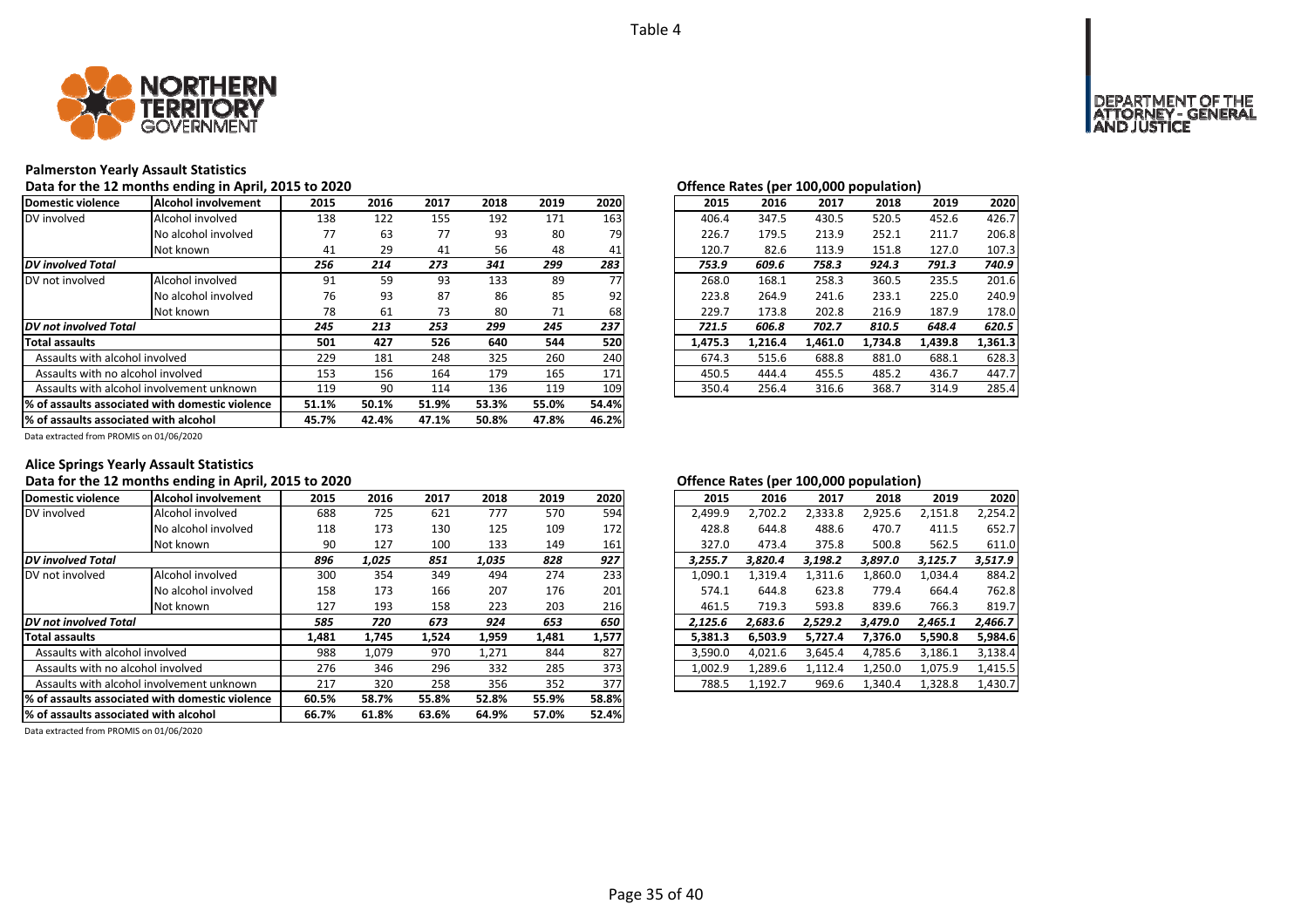Table 4

## Palmerston Yearly Assault Statistics

**Data for the 12 months ending in April, 2015 to 2020**

| Domestic violence | Alcohol involvement | 2015 | 2016 | 2017 | 2018 | 2019 | 2020 |
|---|---|---|---|---|---|---|---|
| DV involved | Alcohol involved | 138 | 122 | 155 | 192 | 171 | 163 |
| | No alcohol involved | 77 | 63 | 77 | 93 | 80 | 79 |
| | Not known | 41 | 29 | 41 | 56 | 48 | 41 |
| ***DV involved Total*** | | ***256*** | ***214*** | ***273*** | ***341*** | ***299*** | ***283*** |
| DV not involved | Alcohol involved | 91 | 59 | 93 | 133 | 89 | 77 |
| | No alcohol involved | 76 | 93 | 87 | 86 | 85 | 92 |
| | Not known | 78 | 61 | 73 | 80 | 71 | 68 |
| ***DV not involved Total*** | | ***245*** | ***213*** | ***253*** | ***299*** | ***245*** | ***237*** |
| **Total assaults** | | **501** | **427** | **526** | **640** | **544** | **520** |
| Assaults with alcohol involved | | 229 | 181 | 248 | 325 | 260 | 240 |
| Assaults with no alcohol involved | | 153 | 156 | 164 | 179 | 165 | 171 |
| Assaults with alcohol involvement unknown | | 119 | 90 | 114 | 136 | 119 | 109 |
| **% of assaults associated with domestic violence** | | **51.1%** | **50.1%** | **51.9%** | **53.3%** | **55.0%** | **54.4%** |
| **% of assaults associated with alcohol** | | **45.7%** | **42.4%** | **47.1%** | **50.8%** | **47.8%** | **46.2%** |

**Offence Rates (per 100,000 population)**

| Domestic violence | Alcohol involvement | 2015 | 2016 | 2017 | 2018 | 2019 | 2020 |
|---|---|---|---|---|---|---|---|
| DV involved | Alcohol involved | 406.4 | 347.5 | 430.5 | 520.5 | 452.6 | 426.7 |
| | No alcohol involved | 226.7 | 179.5 | 213.9 | 252.1 | 211.7 | 206.8 |
| | Not known | 120.7 | 82.6 | 113.9 | 151.8 | 127.0 | 107.3 |
| ***DV involved Total*** | | ***753.9*** | ***609.6*** | ***758.3*** | ***924.3*** | ***791.3*** | ***740.9*** |
| DV not involved | Alcohol involved | 268.0 | 168.1 | 258.3 | 360.5 | 235.5 | 201.6 |
| | No alcohol involved | 223.8 | 264.9 | 241.6 | 233.1 | 225.0 | 240.9 |
| | Not known | 229.7 | 173.8 | 202.8 | 216.9 | 187.9 | 178.0 |
| ***DV not involved Total*** | | ***721.5*** | ***606.8*** | ***702.7*** | ***810.5*** | ***648.4*** | ***620.5*** |
| **Total assaults** | | **1,475.3** | **1,216.4** | **1,461.0** | **1,734.8** | **1,439.8** | **1,361.3** |
| Assaults with alcohol involved | | 674.3 | 515.6 | 688.8 | 881.0 | 688.1 | 628.3 |
| Assaults with no alcohol involved | | 450.5 | 444.4 | 455.5 | 485.2 | 436.7 | 447.7 |
| Assaults with alcohol involvement unknown | | 350.4 | 256.4 | 316.6 | 368.7 | 314.9 | 285.4 |

Data extracted from PROMIS on 01/06/2020

## Alice Springs Yearly Assault Statistics

**Data for the 12 months ending in April, 2015 to 2020**

| Domestic violence | Alcohol involvement | 2015 | 2016 | 2017 | 2018 | 2019 | 2020 |
|---|---|---|---|---|---|---|---|
| DV involved | Alcohol involved | 688 | 725 | 621 | 777 | 570 | 594 |
| | No alcohol involved | 118 | 173 | 130 | 125 | 109 | 172 |
| | Not known | 90 | 127 | 100 | 133 | 149 | 161 |
| ***DV involved Total*** | | ***896*** | ***1,025*** | ***851*** | ***1,035*** | ***828*** | ***927*** |
| DV not involved | Alcohol involved | 300 | 354 | 349 | 494 | 274 | 233 |
| | No alcohol involved | 158 | 173 | 166 | 207 | 176 | 201 |
| | Not known | 127 | 193 | 158 | 223 | 203 | 216 |
| ***DV not involved Total*** | | ***585*** | ***720*** | ***673*** | ***924*** | ***653*** | ***650*** |
| **Total assaults** | | **1,481** | **1,745** | **1,524** | **1,959** | **1,481** | **1,577** |
| Assaults with alcohol involved | | 988 | 1,079 | 970 | 1,271 | 844 | 827 |
| Assaults with no alcohol involved | | 276 | 346 | 296 | 332 | 285 | 373 |
| Assaults with alcohol involvement unknown | | 217 | 320 | 258 | 356 | 352 | 377 |
| **% of assaults associated with domestic violence** | | **60.5%** | **58.7%** | **55.8%** | **52.8%** | **55.9%** | **58.8%** |
| **% of assaults associated with alcohol** | | **66.7%** | **61.8%** | **63.6%** | **64.9%** | **57.0%** | **52.4%** |

**Offence Rates (per 100,000 population)**

| Domestic violence | Alcohol involvement | 2015 | 2016 | 2017 | 2018 | 2019 | 2020 |
|---|---|---|---|---|---|---|---|
| DV involved | Alcohol involved | 2,499.9 | 2,702.2 | 2,333.8 | 2,925.6 | 2,151.8 | 2,254.2 |
| | No alcohol involved | 428.8 | 644.8 | 488.6 | 470.7 | 411.5 | 652.7 |
| | Not known | 327.0 | 473.4 | 375.8 | 500.8 | 562.5 | 611.0 |
| ***DV involved Total*** | | ***3,255.7*** | ***3,820.4*** | ***3,198.2*** | ***3,897.0*** | ***3,125.7*** | ***3,517.9*** |
| DV not involved | Alcohol involved | 1,090.1 | 1,319.4 | 1,311.6 | 1,860.0 | 1,034.4 | 884.2 |
| | No alcohol involved | 574.1 | 644.8 | 623.8 | 779.4 | 664.4 | 762.8 |
| | Not known | 461.5 | 719.3 | 593.8 | 839.6 | 766.3 | 819.7 |
| ***DV not involved Total*** | | ***2,125.6*** | ***2,683.6*** | ***2,529.2*** | ***3,479.0*** | ***2,465.1*** | ***2,466.7*** |
| **Total assaults** | | **5,381.3** | **6,503.9** | **5,727.4** | **7,376.0** | **5,590.8** | **5,984.6** |
| Assaults with alcohol involved | | 3,590.0 | 4,021.6 | 3,645.4 | 4,785.6 | 3,186.1 | 3,138.4 |
| Assaults with no alcohol involved | | 1,002.9 | 1,289.6 | 1,112.4 | 1,250.0 | 1,075.9 | 1,415.5 |
| Assaults with alcohol involvement unknown | | 788.5 | 1,192.7 | 969.6 | 1,340.4 | 1,328.8 | 1,430.7 |

Data extracted from PROMIS on 01/06/2020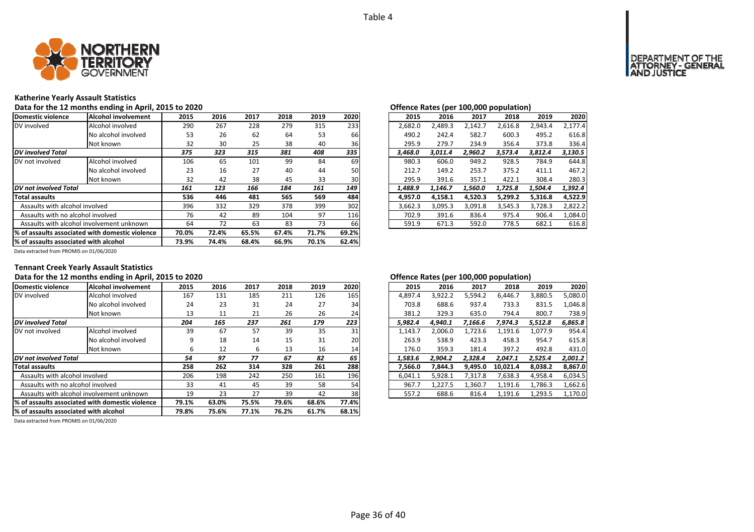Table 4

## Katherine Yearly Assault Statistics

Data for the 12 months ending in April, 2015 to 2020

| Domestic violence | Alcohol involvement | 2015 | 2016 | 2017 | 2018 | 2019 | 2020 |
|---|---|---|---|---|---|---|---|
| DV involved | Alcohol involved | 290 | 267 | 228 | 279 | 315 | 233 |
| | No alcohol involved | 53 | 26 | 62 | 64 | 53 | 66 |
| | Not known | 32 | 30 | 25 | 38 | 40 | 36 |
| ***DV involved Total*** | | ***375*** | ***323*** | ***315*** | ***381*** | ***408*** | ***335*** |
| DV not involved | Alcohol involved | 106 | 65 | 101 | 99 | 84 | 69 |
| | No alcohol involved | 23 | 16 | 27 | 40 | 44 | 50 |
| | Not known | 32 | 42 | 38 | 45 | 33 | 30 |
| ***DV not involved Total*** | | ***161*** | ***123*** | ***166*** | ***184*** | ***161*** | ***149*** |
| **Total assaults** | | **536** | **446** | **481** | **565** | **569** | **484** |
| Assaults with alcohol involved | | 396 | 332 | 329 | 378 | 399 | 302 |
| Assaults with no alcohol involved | | 76 | 42 | 89 | 104 | 97 | 116 |
| Assaults with alcohol involvement unknown | | 64 | 72 | 63 | 83 | 73 | 66 |
| **% of assaults associated with domestic violence** | | **70.0%** | **72.4%** | **65.5%** | **67.4%** | **71.7%** | **69.2%** |
| **% of assaults associated with alcohol** | | **73.9%** | **74.4%** | **68.4%** | **66.9%** | **70.1%** | **62.4%** |

Data extracted from PROMIS on 01/06/2020

Offence Rates (per 100,000 population)

| Domestic violence | Alcohol involvement | 2015 | 2016 | 2017 | 2018 | 2019 | 2020 |
|---|---|---|---|---|---|---|---|
| DV involved | Alcohol involved | 2,682.0 | 2,489.3 | 2,142.7 | 2,616.8 | 2,943.4 | 2,177.4 |
| | No alcohol involved | 490.2 | 242.4 | 582.7 | 600.3 | 495.2 | 616.8 |
| | Not known | 295.9 | 279.7 | 234.9 | 356.4 | 373.8 | 336.4 |
| ***DV involved Total*** | | ***3,468.0*** | ***3,011.4*** | ***2,960.2*** | ***3,573.4*** | ***3,812.4*** | ***3,130.5*** |
| DV not involved | Alcohol involved | 980.3 | 606.0 | 949.2 | 928.5 | 784.9 | 644.8 |
| | No alcohol involved | 212.7 | 149.2 | 253.7 | 375.2 | 411.1 | 467.2 |
| | Not known | 295.9 | 391.6 | 357.1 | 422.1 | 308.4 | 280.3 |
| ***DV not involved Total*** | | ***1,488.9*** | ***1,146.7*** | ***1,560.0*** | ***1,725.8*** | ***1,504.4*** | ***1,392.4*** |
| **Total assaults** | | **4,957.0** | **4,158.1** | **4,520.3** | **5,299.2** | **5,316.8** | **4,522.9** |
| Assaults with alcohol involved | | 3,662.3 | 3,095.3 | 3,091.8 | 3,545.3 | 3,728.3 | 2,822.2 |
| Assaults with no alcohol involved | | 702.9 | 391.6 | 836.4 | 975.4 | 906.4 | 1,084.0 |
| Assaults with alcohol involvement unknown | | 591.9 | 671.3 | 592.0 | 778.5 | 682.1 | 616.8 |

## Tennant Creek Yearly Assault Statistics

Data for the 12 months ending in April, 2015 to 2020

| Domestic violence | Alcohol involvement | 2015 | 2016 | 2017 | 2018 | 2019 | 2020 |
|---|---|---|---|---|---|---|---|
| DV involved | Alcohol involved | 167 | 131 | 185 | 211 | 126 | 165 |
| | No alcohol involved | 24 | 23 | 31 | 24 | 27 | 34 |
| | Not known | 13 | 11 | 21 | 26 | 26 | 24 |
| ***DV involved Total*** | | ***204*** | ***165*** | ***237*** | ***261*** | ***179*** | ***223*** |
| DV not involved | Alcohol involved | 39 | 67 | 57 | 39 | 35 | 31 |
| | No alcohol involved | 9 | 18 | 14 | 15 | 31 | 20 |
| | Not known | 6 | 12 | 6 | 13 | 16 | 14 |
| ***DV not involved Total*** | | ***54*** | ***97*** | ***77*** | ***67*** | ***82*** | ***65*** |
| **Total assaults** | | **258** | **262** | **314** | **328** | **261** | **288** |
| Assaults with alcohol involved | | 206 | 198 | 242 | 250 | 161 | 196 |
| Assaults with no alcohol involved | | 33 | 41 | 45 | 39 | 58 | 54 |
| Assaults with alcohol involvement unknown | | 19 | 23 | 27 | 39 | 42 | 38 |
| **% of assaults associated with domestic violence** | | **79.1%** | **63.0%** | **75.5%** | **79.6%** | **68.6%** | **77.4%** |
| **% of assaults associated with alcohol** | | **79.8%** | **75.6%** | **77.1%** | **76.2%** | **61.7%** | **68.1%** |

Data extracted from PROMIS on 01/06/2020

Offence Rates (per 100,000 population)

| Domestic violence | Alcohol involvement | 2015 | 2016 | 2017 | 2018 | 2019 | 2020 |
|---|---|---|---|---|---|---|---|
| DV involved | Alcohol involved | 4,897.4 | 3,922.2 | 5,594.2 | 6,446.7 | 3,880.5 | 5,080.0 |
| | No alcohol involved | 703.8 | 688.6 | 937.4 | 733.3 | 831.5 | 1,046.8 |
| | Not known | 381.2 | 329.3 | 635.0 | 794.4 | 800.7 | 738.9 |
| ***DV involved Total*** | | ***5,982.4*** | ***4,940.1*** | ***7,166.6*** | ***7,974.3*** | ***5,512.8*** | ***6,865.8*** |
| DV not involved | Alcohol involved | 1,143.7 | 2,006.0 | 1,723.6 | 1,191.6 | 1,077.9 | 954.4 |
| | No alcohol involved | 263.9 | 538.9 | 423.3 | 458.3 | 954.7 | 615.8 |
| | Not known | 176.0 | 359.3 | 181.4 | 397.2 | 492.8 | 431.0 |
| ***DV not involved Total*** | | ***1,583.6*** | ***2,904.2*** | ***2,328.4*** | ***2,047.1*** | ***2,525.4*** | ***2,001.2*** |
| **Total assaults** | | **7,566.0** | **7,844.3** | **9,495.0** | **10,021.4** | **8,038.2** | **8,867.0** |
| Assaults with alcohol involved | | 6,041.1 | 5,928.1 | 7,317.8 | 7,638.3 | 4,958.4 | 6,034.5 |
| Assaults with no alcohol involved | | 967.7 | 1,227.5 | 1,360.7 | 1,191.6 | 1,786.3 | 1,662.6 |
| Assaults with alcohol involvement unknown | | 557.2 | 688.6 | 816.4 | 1,191.6 | 1,293.5 | 1,170.0 |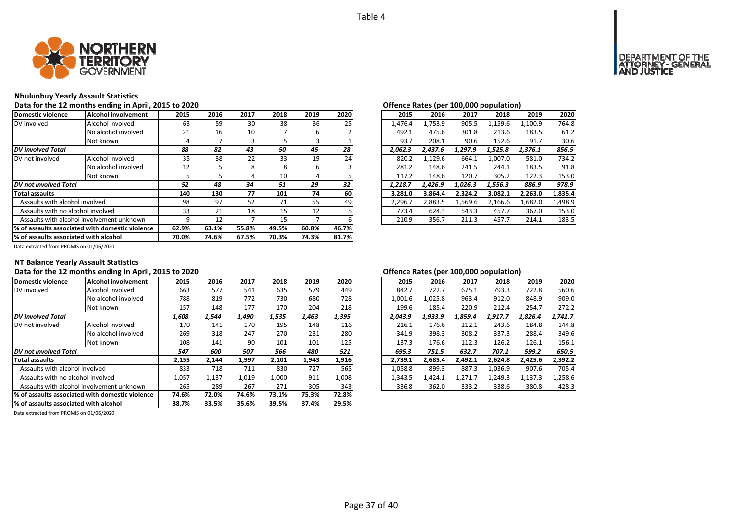Table 4

## Nhulunbuy Yearly Assault Statistics

Data for the 12 months ending in April, 2015 to 2020

| Domestic violence | Alcohol involvement | 2015 | 2016 | 2017 | 2018 | 2019 | 2020 |
|---|---|---|---|---|---|---|---|
| DV involved | Alcohol involved | 63 | 59 | 30 | 38 | 36 | 25 |
| | No alcohol involved | 21 | 16 | 10 | 7 | 6 | 2 |
| | Not known | 4 | 7 | 3 | 5 | 3 | 1 |
| ***DV involved Total*** | | ***88*** | ***82*** | ***43*** | ***50*** | ***45*** | ***28*** |
| DV not involved | Alcohol involved | 35 | 38 | 22 | 33 | 19 | 24 |
| | No alcohol involved | 12 | 5 | 8 | 8 | 6 | 3 |
| | Not known | 5 | 5 | 4 | 10 | 4 | 5 |
| ***DV not involved Total*** | | ***52*** | ***48*** | ***34*** | ***51*** | ***29*** | ***32*** |
| **Total assaults** | | **140** | **130** | **77** | **101** | **74** | **60** |
| Assaults with alcohol involved | | 98 | 97 | 52 | 71 | 55 | 49 |
| Assaults with no alcohol involved | | 33 | 21 | 18 | 15 | 12 | 5 |
| Assaults with alcohol involvement unknown | | 9 | 12 | 7 | 15 | 7 | 6 |
| **% of assaults associated with domestic violence** | | **62.9%** | **63.1%** | **55.8%** | **49.5%** | **60.8%** | **46.7%** |
| **% of assaults associated with alcohol** | | **70.0%** | **74.6%** | **67.5%** | **70.3%** | **74.3%** | **81.7%** |

Data extracted from PROMIS on 01/06/2020

Offence Rates (per 100,000 population)

| Domestic violence | Alcohol involvement | 2015 | 2016 | 2017 | 2018 | 2019 | 2020 |
|---|---|---|---|---|---|---|---|
| DV involved | Alcohol involved | 1,476.4 | 1,753.9 | 905.5 | 1,159.6 | 1,100.9 | 764.8 |
| | No alcohol involved | 492.1 | 475.6 | 301.8 | 213.6 | 183.5 | 61.2 |
| | Not known | 93.7 | 208.1 | 90.6 | 152.6 | 91.7 | 30.6 |
| ***DV involved Total*** | | ***2,062.3*** | ***2,437.6*** | ***1,297.9*** | ***1,525.8*** | ***1,376.1*** | ***856.5*** |
| DV not involved | Alcohol involved | 820.2 | 1,129.6 | 664.1 | 1,007.0 | 581.0 | 734.2 |
| | No alcohol involved | 281.2 | 148.6 | 241.5 | 244.1 | 183.5 | 91.8 |
| | Not known | 117.2 | 148.6 | 120.7 | 305.2 | 122.3 | 153.0 |
| ***DV not involved Total*** | | ***1,218.7*** | ***1,426.9*** | ***1,026.3*** | ***1,556.3*** | ***886.9*** | ***978.9*** |
| **Total assaults** | | **3,281.0** | **3,864.4** | **2,324.2** | **3,082.1** | **2,263.0** | **1,835.4** |
| Assaults with alcohol involved | | 2,296.7 | 2,883.5 | 1,569.6 | 2,166.6 | 1,682.0 | 1,498.9 |
| Assaults with no alcohol involved | | 773.4 | 624.3 | 543.3 | 457.7 | 367.0 | 153.0 |
| Assaults with alcohol involvement unknown | | 210.9 | 356.7 | 211.3 | 457.7 | 214.1 | 183.5 |

## NT Balance Yearly Assault Statistics

Data for the 12 months ending in April, 2015 to 2020

| Domestic violence | Alcohol involvement | 2015 | 2016 | 2017 | 2018 | 2019 | 2020 |
|---|---|---|---|---|---|---|---|
| DV involved | Alcohol involved | 663 | 577 | 541 | 635 | 579 | 449 |
| | No alcohol involved | 788 | 819 | 772 | 730 | 680 | 728 |
| | Not known | 157 | 148 | 177 | 170 | 204 | 218 |
| ***DV involved Total*** | | ***1,608*** | ***1,544*** | ***1,490*** | ***1,535*** | ***1,463*** | ***1,395*** |
| DV not involved | Alcohol involved | 170 | 141 | 170 | 195 | 148 | 116 |
| | No alcohol involved | 269 | 318 | 247 | 270 | 231 | 280 |
| | Not known | 108 | 141 | 90 | 101 | 101 | 125 |
| ***DV not involved Total*** | | ***547*** | ***600*** | ***507*** | ***566*** | ***480*** | ***521*** |
| **Total assaults** | | **2,155** | **2,144** | **1,997** | **2,101** | **1,943** | **1,916** |
| Assaults with alcohol involved | | 833 | 718 | 711 | 830 | 727 | 565 |
| Assaults with no alcohol involved | | 1,057 | 1,137 | 1,019 | 1,000 | 911 | 1,008 |
| Assaults with alcohol involvement unknown | | 265 | 289 | 267 | 271 | 305 | 343 |
| **% of assaults associated with domestic violence** | | **74.6%** | **72.0%** | **74.6%** | **73.1%** | **75.3%** | **72.8%** |
| **% of assaults associated with alcohol** | | **38.7%** | **33.5%** | **35.6%** | **39.5%** | **37.4%** | **29.5%** |

Data extracted from PROMIS on 01/06/2020

Offence Rates (per 100,000 population)

| Domestic violence | Alcohol involvement | 2015 | 2016 | 2017 | 2018 | 2019 | 2020 |
|---|---|---|---|---|---|---|---|
| DV involved | Alcohol involved | 842.7 | 722.7 | 675.1 | 793.3 | 722.8 | 560.6 |
| | No alcohol involved | 1,001.6 | 1,025.8 | 963.4 | 912.0 | 848.9 | 909.0 |
| | Not known | 199.6 | 185.4 | 220.9 | 212.4 | 254.7 | 272.2 |
| ***DV involved Total*** | | ***2,043.9*** | ***1,933.9*** | ***1,859.4*** | ***1,917.7*** | ***1,826.4*** | ***1,741.7*** |
| DV not involved | Alcohol involved | 216.1 | 176.6 | 212.1 | 243.6 | 184.8 | 144.8 |
| | No alcohol involved | 341.9 | 398.3 | 308.2 | 337.3 | 288.4 | 349.6 |
| | Not known | 137.3 | 176.6 | 112.3 | 126.2 | 126.1 | 156.1 |
| ***DV not involved Total*** | | ***695.3*** | ***751.5*** | ***632.7*** | ***707.1*** | ***599.2*** | ***650.5*** |
| **Total assaults** | | **2,739.1** | **2,685.4** | **2,492.1** | **2,624.8** | **2,425.6** | **2,392.2** |
| Assaults with alcohol involved | | 1,058.8 | 899.3 | 887.3 | 1,036.9 | 907.6 | 705.4 |
| Assaults with no alcohol involved | | 1,343.5 | 1,424.1 | 1,271.7 | 1,249.3 | 1,137.3 | 1,258.6 |
| Assaults with alcohol involvement unknown | | 336.8 | 362.0 | 333.2 | 338.6 | 380.8 | 428.3 |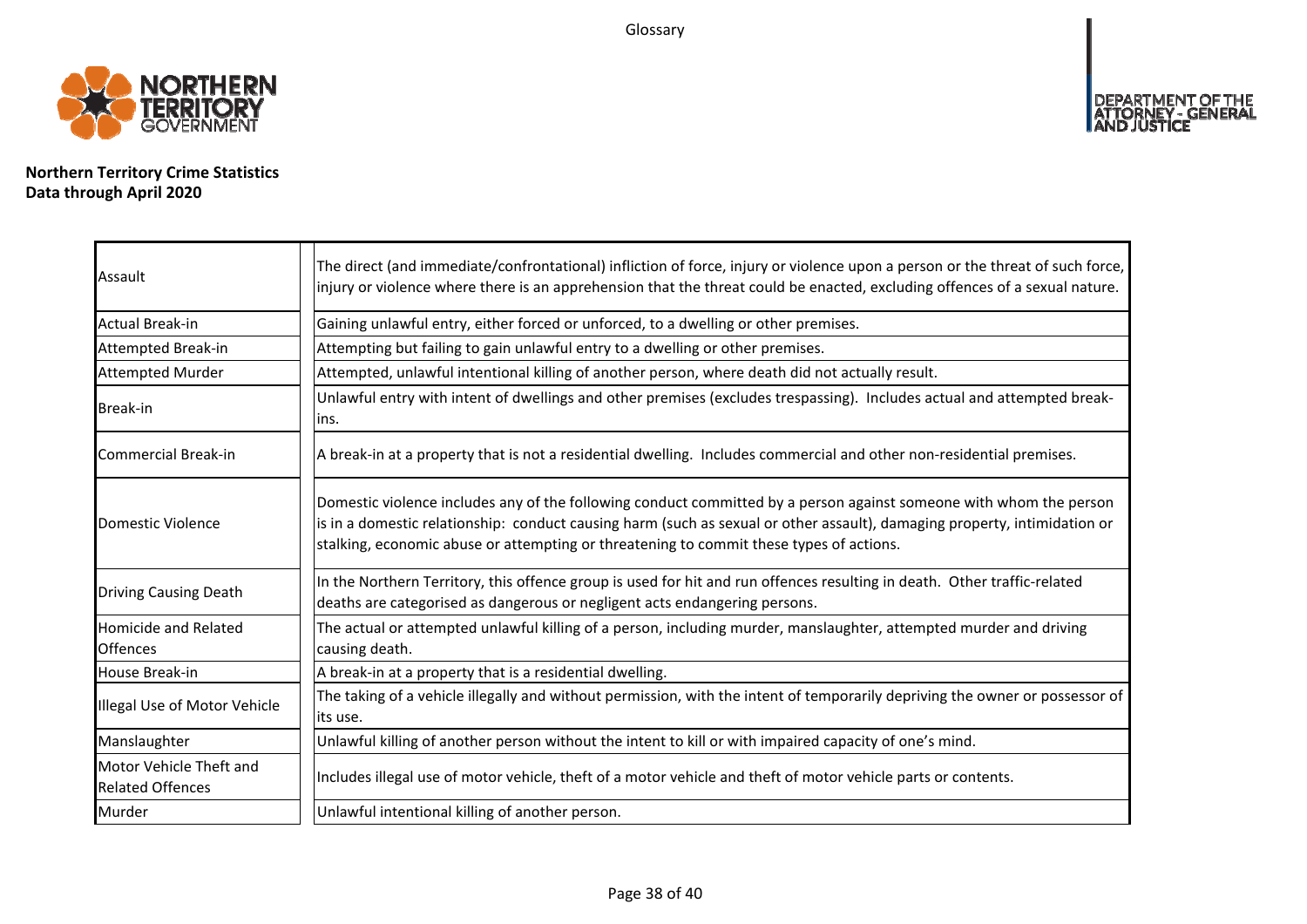# Glossary

**Northern Territory Crime Statistics**
**Data through April 2020**

| Term | Definition |
|---|---|
| Assault | The direct (and immediate/confrontational) infliction of force, injury or violence upon a person or the threat of such force, injury or violence where there is an apprehension that the threat could be enacted, excluding offences of a sexual nature. |
| Actual Break-in | Gaining unlawful entry, either forced or unforced, to a dwelling or other premises. |
| Attempted Break-in | Attempting but failing to gain unlawful entry to a dwelling or other premises. |
| Attempted Murder | Attempted, unlawful intentional killing of another person, where death did not actually result. |
| Break-in | Unlawful entry with intent of dwellings and other premises (excludes trespassing). Includes actual and attempted break-ins. |
| Commercial Break-in | A break-in at a property that is not a residential dwelling. Includes commercial and other non-residential premises. |
| Domestic Violence | Domestic violence includes any of the following conduct committed by a person against someone with whom the person is in a domestic relationship: conduct causing harm (such as sexual or other assault), damaging property, intimidation or stalking, economic abuse or attempting or threatening to commit these types of actions. |
| Driving Causing Death | In the Northern Territory, this offence group is used for hit and run offences resulting in death. Other traffic-related deaths are categorised as dangerous or negligent acts endangering persons. |
| Homicide and Related Offences | The actual or attempted unlawful killing of a person, including murder, manslaughter, attempted murder and driving causing death. |
| House Break-in | A break-in at a property that is a residential dwelling. |
| Illegal Use of Motor Vehicle | The taking of a vehicle illegally and without permission, with the intent of temporarily depriving the owner or possessor of its use. |
| Manslaughter | Unlawful killing of another person without the intent to kill or with impaired capacity of one's mind. |
| Motor Vehicle Theft and Related Offences | Includes illegal use of motor vehicle, theft of a motor vehicle and theft of motor vehicle parts or contents. |
| Murder | Unlawful intentional killing of another person. |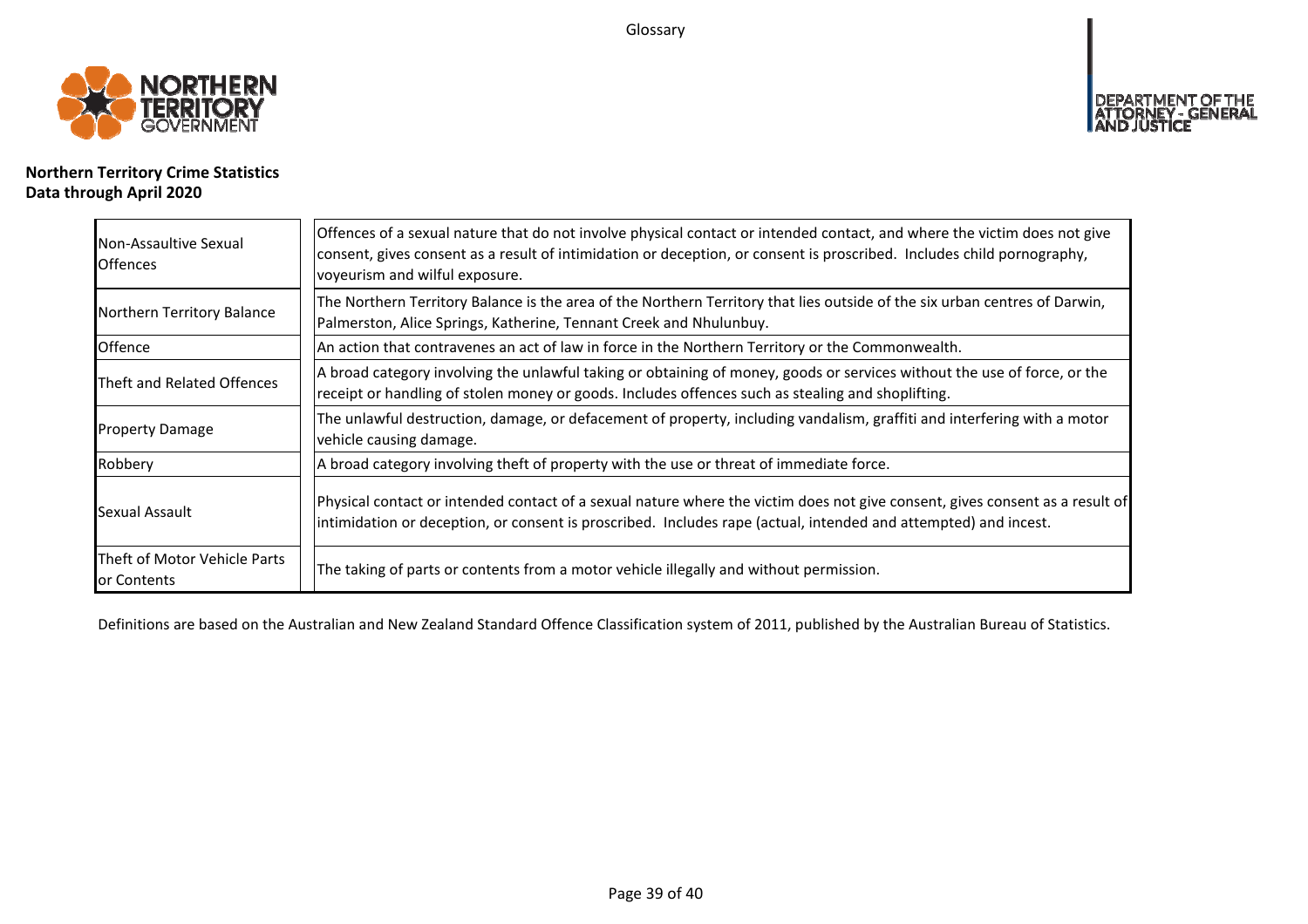**Northern Territory Crime Statistics**
**Data through April 2020**

| Term | Definition |
| --- | --- |
| Non-Assaultive Sexual Offences | Offences of a sexual nature that do not involve physical contact or intended contact, and where the victim does not give consent, gives consent as a result of intimidation or deception, or consent is proscribed. Includes child pornography, voyeurism and wilful exposure. |
| Northern Territory Balance | The Northern Territory Balance is the area of the Northern Territory that lies outside of the six urban centres of Darwin, Palmerston, Alice Springs, Katherine, Tennant Creek and Nhulunbuy. |
| Offence | An action that contravenes an act of law in force in the Northern Territory or the Commonwealth. |
| Theft and Related Offences | A broad category involving the unlawful taking or obtaining of money, goods or services without the use of force, or the receipt or handling of stolen money or goods. Includes offences such as stealing and shoplifting. |
| Property Damage | The unlawful destruction, damage, or defacement of property, including vandalism, graffiti and interfering with a motor vehicle causing damage. |
| Robbery | A broad category involving theft of property with the use or threat of immediate force. |
| Sexual Assault | Physical contact or intended contact of a sexual nature where the victim does not give consent, gives consent as a result of intimidation or deception, or consent is proscribed. Includes rape (actual, intended and attempted) and incest. |
| Theft of Motor Vehicle Parts or Contents | The taking of parts or contents from a motor vehicle illegally and without permission. |

Definitions are based on the Australian and New Zealand Standard Offence Classification system of 2011, published by the Australian Bureau of Statistics.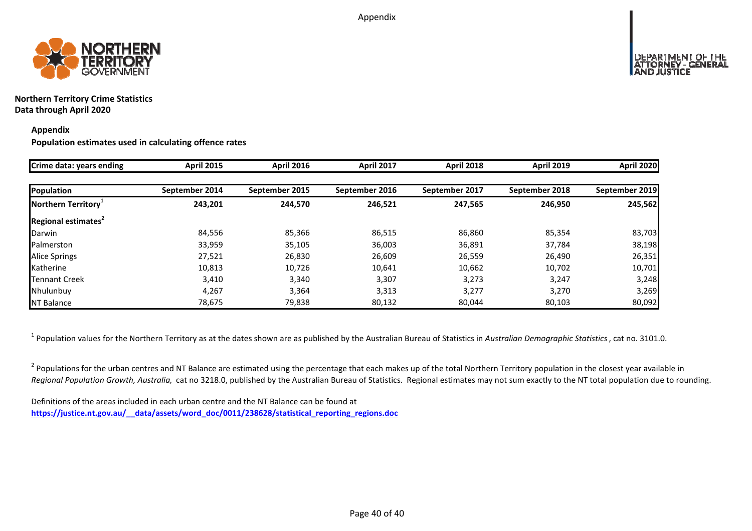**Northern Territory Crime Statistics**
**Data through April 2020**

### Appendix

**Population estimates used in calculating offence rates**

| Crime data: years ending | April 2015 | April 2016 | April 2017 | April 2018 | April 2019 | April 2020 |
|---|---|---|---|---|---|---|
| **Population** | **September 2014** | **September 2015** | **September 2016** | **September 2017** | **September 2018** | **September 2019** |
| **Northern Territory[1]** | **243,201** | **244,570** | **246,521** | **247,565** | **246,950** | **245,562** |
| **Regional estimates[2]** | | | | | | |
| Darwin | 84,556 | 85,366 | 86,515 | 86,860 | 85,354 | 83,703 |
| Palmerston | 33,959 | 35,105 | 36,003 | 36,891 | 37,784 | 38,198 |
| Alice Springs | 27,521 | 26,830 | 26,609 | 26,559 | 26,490 | 26,351 |
| Katherine | 10,813 | 10,726 | 10,641 | 10,662 | 10,702 | 10,701 |
| Tennant Creek | 3,410 | 3,340 | 3,307 | 3,273 | 3,247 | 3,248 |
| Nhulunbuy | 4,267 | 3,364 | 3,313 | 3,277 | 3,270 | 3,269 |
| NT Balance | 78,675 | 79,838 | 80,132 | 80,044 | 80,103 | 80,092 |

[1] Population values for the Northern Territory as at the dates shown are as published by the Australian Bureau of Statistics in *Australian Demographic Statistics*, cat no. 3101.0.

[2] Populations for the urban centres and NT Balance are estimated using the percentage that each makes up of the total Northern Territory population in the closest year available in *Regional Population Growth, Australia,* cat no 3218.0, published by the Australian Bureau of Statistics. Regional estimates may not sum exactly to the NT total population due to rounding.

Definitions of the areas included in each urban centre and the NT Balance can be found at
**https://justice.nt.gov.au/__data/assets/word_doc/0011/238628/statistical_reporting_regions.doc**